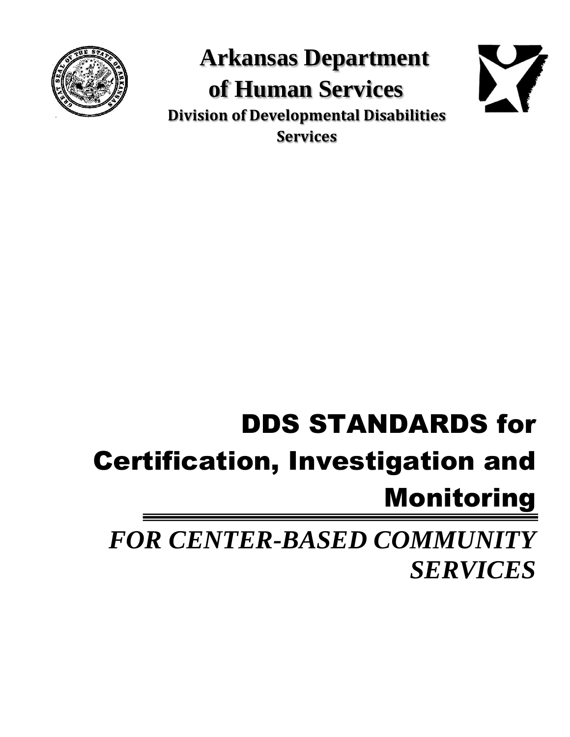# Arkansas Department of Human Services

**Division of Developmental Disabilities Services**

# DDS STANDARDS for Certification, Investigation and Monitoring

***FOR CENTER-BASED COMMUNITY SERVICES***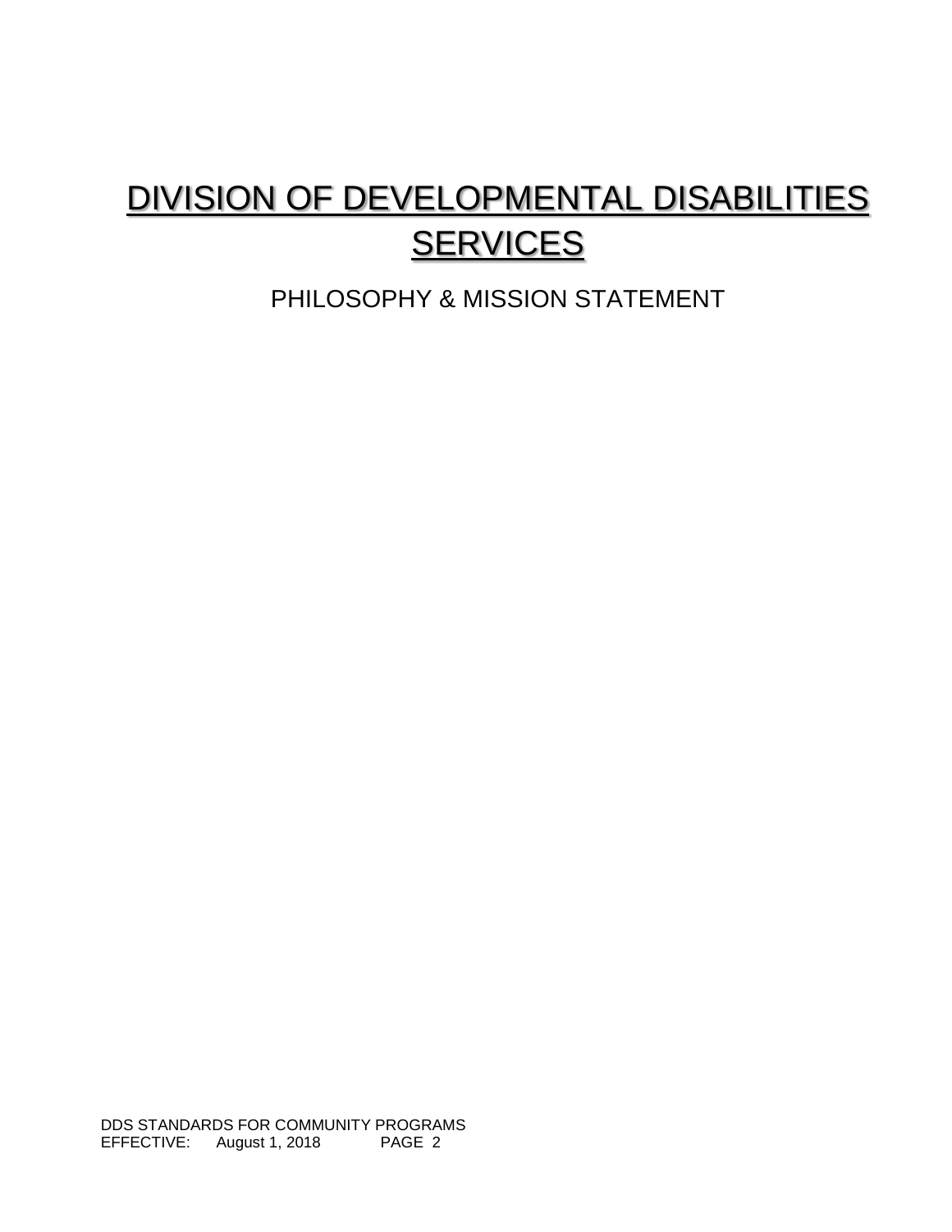# DIVISION OF DEVELOPMENTAL DISABILITIES SERVICES

PHILOSOPHY & MISSION STATEMENT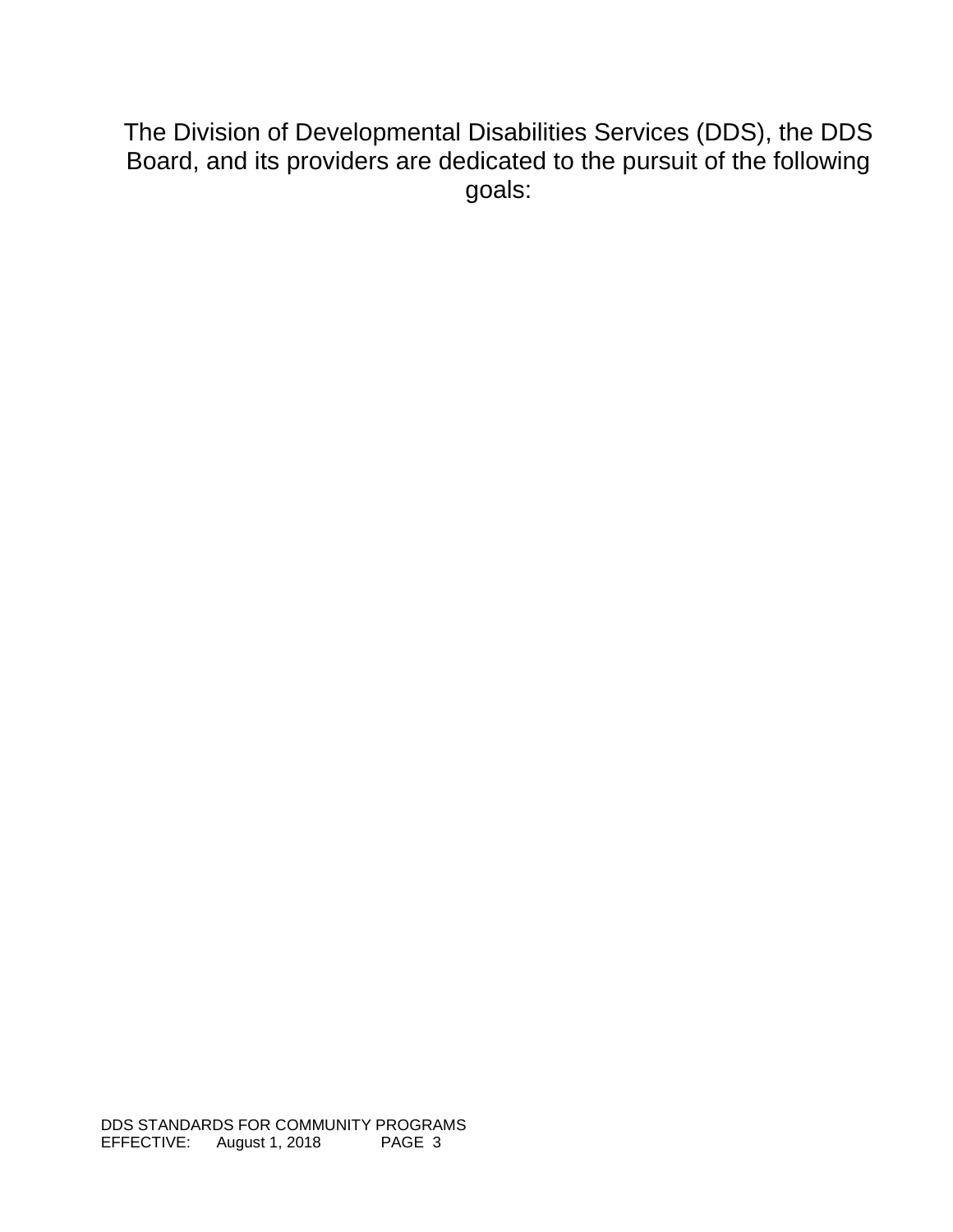The Division of Developmental Disabilities Services (DDS), the DDS Board, and its providers are dedicated to the pursuit of the following goals: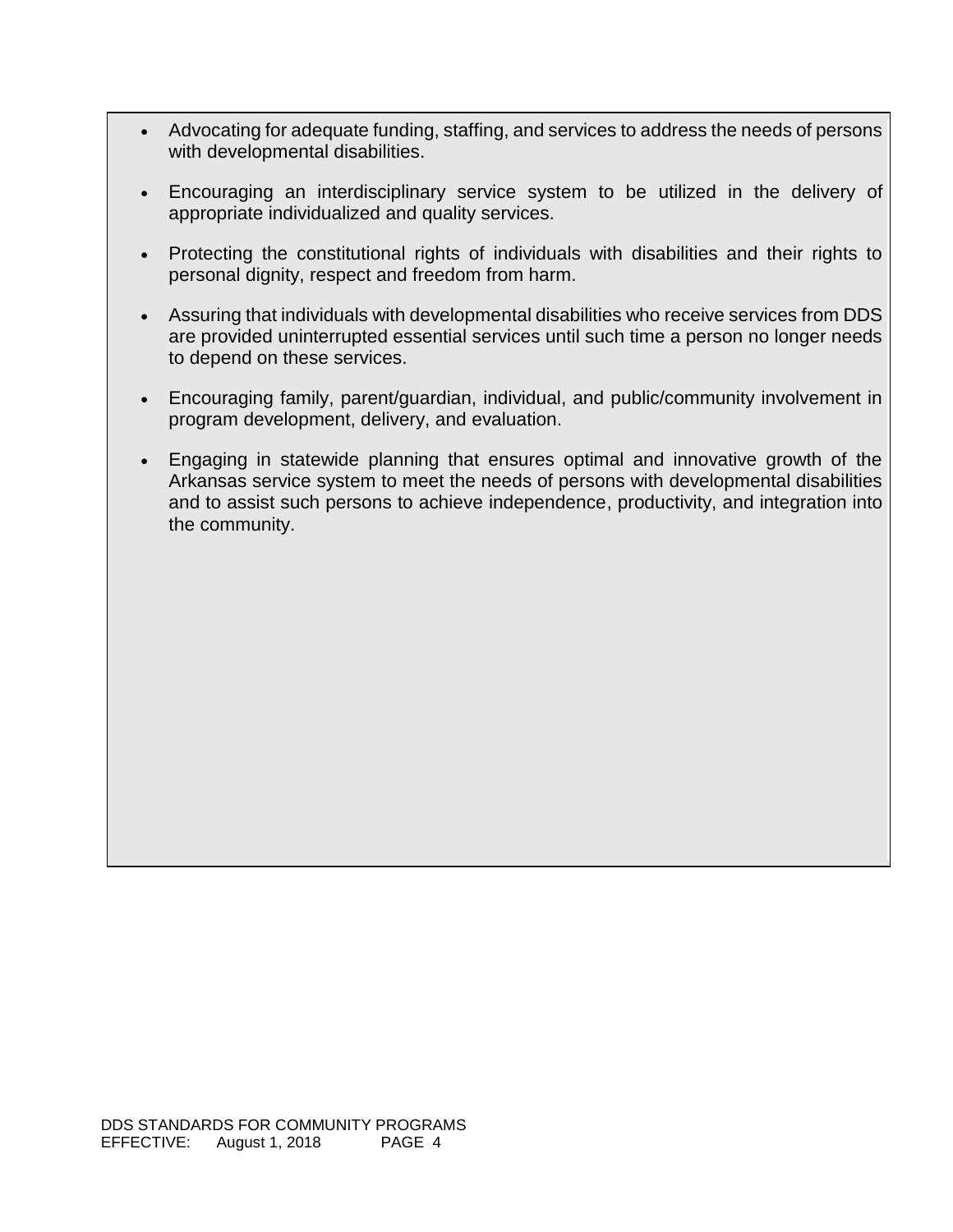- Advocating for adequate funding, staffing, and services to address the needs of persons with developmental disabilities.

- Encouraging an interdisciplinary service system to be utilized in the delivery of appropriate individualized and quality services.

- Protecting the constitutional rights of individuals with disabilities and their rights to personal dignity, respect and freedom from harm.

- Assuring that individuals with developmental disabilities who receive services from DDS are provided uninterrupted essential services until such time a person no longer needs to depend on these services.

- Encouraging family, parent/guardian, individual, and public/community involvement in program development, delivery, and evaluation.

- Engaging in statewide planning that ensures optimal and innovative growth of the Arkansas service system to meet the needs of persons with developmental disabilities and to assist such persons to achieve independence, productivity, and integration into the community.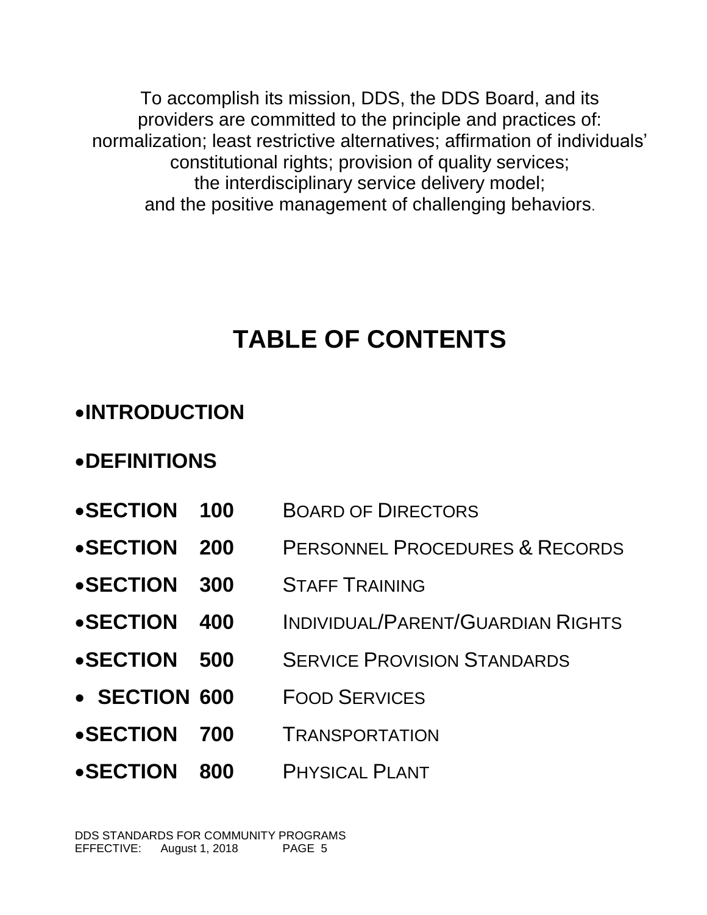To accomplish its mission, DDS, the DDS Board, and its providers are committed to the principle and practices of: normalization; least restrictive alternatives; affirmation of individuals' constitutional rights; provision of quality services; the interdisciplinary service delivery model; and the positive management of challenging behaviors.

# TABLE OF CONTENTS

- **INTRODUCTION**
- **DEFINITIONS**
- **SECTION 100** BOARD OF DIRECTORS
- **SECTION 200** PERSONNEL PROCEDURES & RECORDS
- **SECTION 300** STAFF TRAINING
- **SECTION 400** INDIVIDUAL/PARENT/GUARDIAN RIGHTS
- **SECTION 500** SERVICE PROVISION STANDARDS
- **SECTION 600** FOOD SERVICES
- **SECTION 700** TRANSPORTATION
- **SECTION 800** PHYSICAL PLANT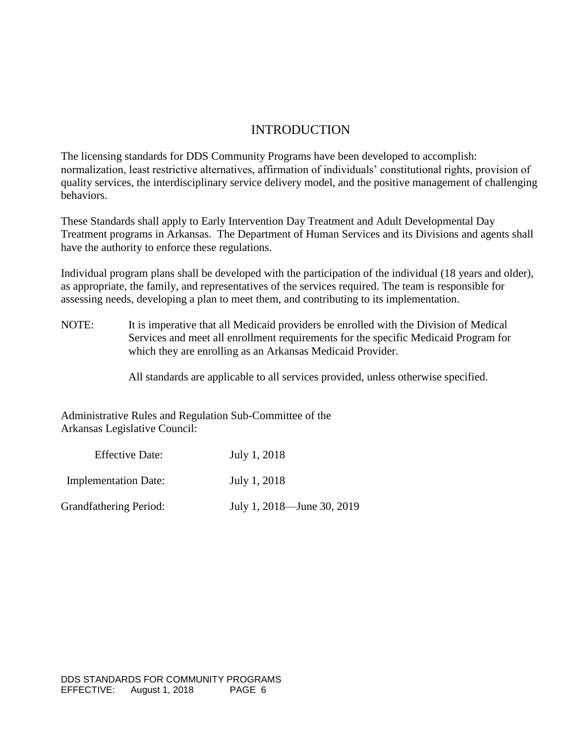# INTRODUCTION

The licensing standards for DDS Community Programs have been developed to accomplish: normalization, least restrictive alternatives, affirmation of individuals' constitutional rights, provision of quality services, the interdisciplinary service delivery model, and the positive management of challenging behaviors.

These Standards shall apply to Early Intervention Day Treatment and Adult Developmental Day Treatment programs in Arkansas. The Department of Human Services and its Divisions and agents shall have the authority to enforce these regulations.

Individual program plans shall be developed with the participation of the individual (18 years and older), as appropriate, the family, and representatives of the services required. The team is responsible for assessing needs, developing a plan to meet them, and contributing to its implementation.

NOTE: It is imperative that all Medicaid providers be enrolled with the Division of Medical Services and meet all enrollment requirements for the specific Medicaid Program for which they are enrolling as an Arkansas Medicaid Provider.

All standards are applicable to all services provided, unless otherwise specified.

Administrative Rules and Regulation Sub-Committee of the Arkansas Legislative Council:

| | |
|---|---|
| Effective Date: | July 1, 2018 |
| Implementation Date: | July 1, 2018 |
| Grandfathering Period: | July 1, 2018—June 30, 2019 |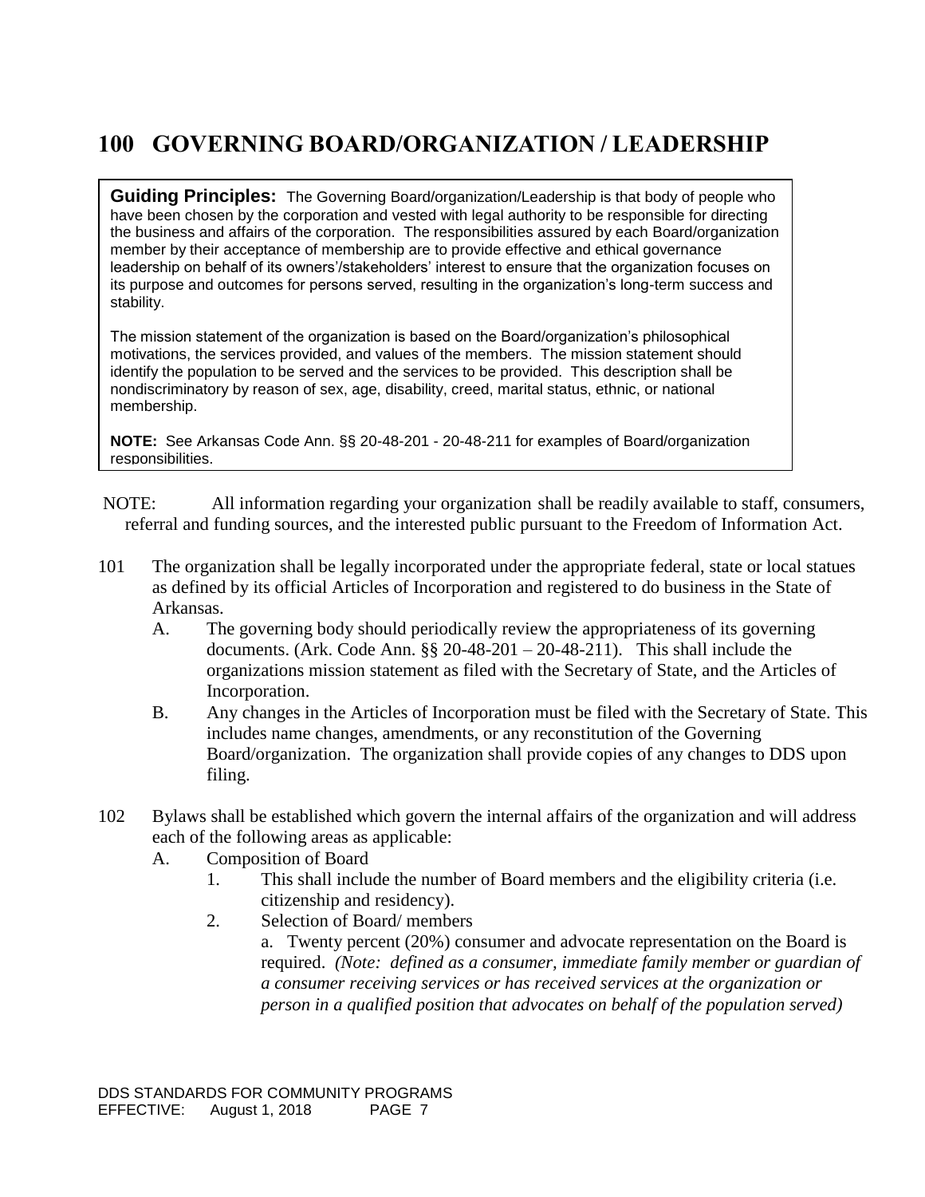# 100 GOVERNING BOARD/ORGANIZATION / LEADERSHIP

**Guiding Principles:** The Governing Board/organization/Leadership is that body of people who have been chosen by the corporation and vested with legal authority to be responsible for directing the business and affairs of the corporation. The responsibilities assured by each Board/organization member by their acceptance of membership are to provide effective and ethical governance leadership on behalf of its owners'/stakeholders' interest to ensure that the organization focuses on its purpose and outcomes for persons served, resulting in the organization's long-term success and stability.

The mission statement of the organization is based on the Board/organization's philosophical motivations, the services provided, and values of the members. The mission statement should identify the population to be served and the services to be provided. This description shall be nondiscriminatory by reason of sex, age, disability, creed, marital status, ethnic, or national membership.

**NOTE:** See Arkansas Code Ann. §§ 20-48-201 - 20-48-211 for examples of Board/organization responsibilities.

NOTE: All information regarding your organization shall be readily available to staff, consumers, referral and funding sources, and the interested public pursuant to the Freedom of Information Act.

101 The organization shall be legally incorporated under the appropriate federal, state or local statues as defined by its official Articles of Incorporation and registered to do business in the State of Arkansas.

  A. The governing body should periodically review the appropriateness of its governing documents. (Ark. Code Ann. §§ 20-48-201 – 20-48-211). This shall include the organizations mission statement as filed with the Secretary of State, and the Articles of Incorporation.

  B. Any changes in the Articles of Incorporation must be filed with the Secretary of State. This includes name changes, amendments, or any reconstitution of the Governing Board/organization. The organization shall provide copies of any changes to DDS upon filing.

102 Bylaws shall be established which govern the internal affairs of the organization and will address each of the following areas as applicable:

  A. Composition of Board

    1. This shall include the number of Board members and the eligibility criteria (i.e. citizenship and residency).

    2. Selection of Board/ members

      a. Twenty percent (20%) consumer and advocate representation on the Board is required. *(Note: defined as a consumer, immediate family member or guardian of a consumer receiving services or has received services at the organization or person in a qualified position that advocates on behalf of the population served)*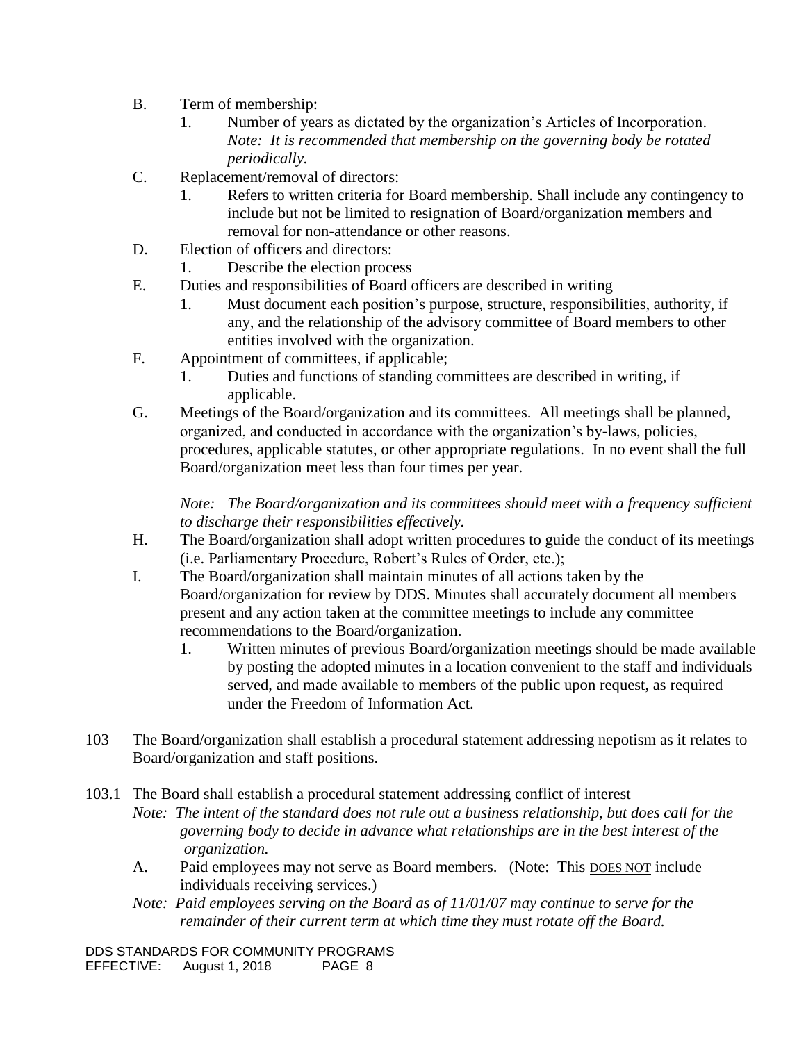B. Term of membership:
   1. Number of years as dictated by the organization's Articles of Incorporation. *Note: It is recommended that membership on the governing body be rotated periodically.*
C. Replacement/removal of directors:
   1. Refers to written criteria for Board membership. Shall include any contingency to include but not be limited to resignation of Board/organization members and removal for non-attendance or other reasons.
D. Election of officers and directors:
   1. Describe the election process
E. Duties and responsibilities of Board officers are described in writing
   1. Must document each position's purpose, structure, responsibilities, authority, if any, and the relationship of the advisory committee of Board members to other entities involved with the organization.
F. Appointment of committees, if applicable;
   1. Duties and functions of standing committees are described in writing, if applicable.
G. Meetings of the Board/organization and its committees. All meetings shall be planned, organized, and conducted in accordance with the organization's by-laws, policies, procedures, applicable statutes, or other appropriate regulations. In no event shall the full Board/organization meet less than four times per year.

   *Note: The Board/organization and its committees should meet with a frequency sufficient to discharge their responsibilities effectively.*
H. The Board/organization shall adopt written procedures to guide the conduct of its meetings (i.e. Parliamentary Procedure, Robert's Rules of Order, etc.);
I. The Board/organization shall maintain minutes of all actions taken by the Board/organization for review by DDS. Minutes shall accurately document all members present and any action taken at the committee meetings to include any committee recommendations to the Board/organization.
   1. Written minutes of previous Board/organization meetings should be made available by posting the adopted minutes in a location convenient to the staff and individuals served, and made available to members of the public upon request, as required under the Freedom of Information Act.

103 The Board/organization shall establish a procedural statement addressing nepotism as it relates to Board/organization and staff positions.

103.1 The Board shall establish a procedural statement addressing conflict of interest
*Note: The intent of the standard does not rule out a business relationship, but does call for the governing body to decide in advance what relationships are in the best interest of the organization.*

A. Paid employees may not serve as Board members. (Note: This DOES NOT include individuals receiving services.)

*Note: Paid employees serving on the Board as of 11/01/07 may continue to serve for the remainder of their current term at which time they must rotate off the Board.*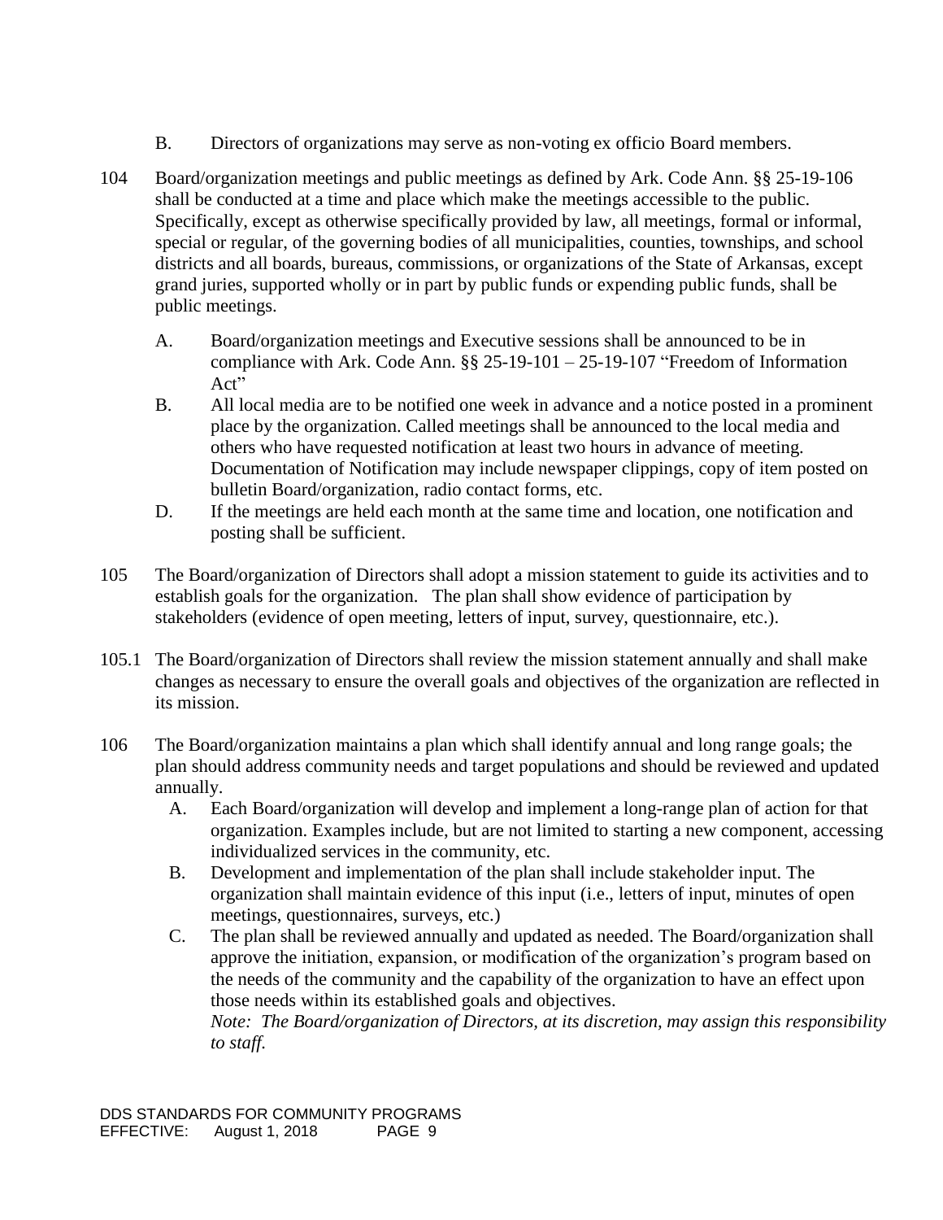B. Directors of organizations may serve as non-voting ex officio Board members.

104 Board/organization meetings and public meetings as defined by Ark. Code Ann. §§ 25-19-106 shall be conducted at a time and place which make the meetings accessible to the public. Specifically, except as otherwise specifically provided by law, all meetings, formal or informal, special or regular, of the governing bodies of all municipalities, counties, townships, and school districts and all boards, bureaus, commissions, or organizations of the State of Arkansas, except grand juries, supported wholly or in part by public funds or expending public funds, shall be public meetings.

A. Board/organization meetings and Executive sessions shall be announced to be in compliance with Ark. Code Ann. §§ 25-19-101 – 25-19-107 "Freedom of Information Act"

B. All local media are to be notified one week in advance and a notice posted in a prominent place by the organization. Called meetings shall be announced to the local media and others who have requested notification at least two hours in advance of meeting. Documentation of Notification may include newspaper clippings, copy of item posted on bulletin Board/organization, radio contact forms, etc.

D. If the meetings are held each month at the same time and location, one notification and posting shall be sufficient.

105 The Board/organization of Directors shall adopt a mission statement to guide its activities and to establish goals for the organization. The plan shall show evidence of participation by stakeholders (evidence of open meeting, letters of input, survey, questionnaire, etc.).

105.1 The Board/organization of Directors shall review the mission statement annually and shall make changes as necessary to ensure the overall goals and objectives of the organization are reflected in its mission.

106 The Board/organization maintains a plan which shall identify annual and long range goals; the plan should address community needs and target populations and should be reviewed and updated annually.

A. Each Board/organization will develop and implement a long-range plan of action for that organization. Examples include, but are not limited to starting a new component, accessing individualized services in the community, etc.

B. Development and implementation of the plan shall include stakeholder input. The organization shall maintain evidence of this input (i.e., letters of input, minutes of open meetings, questionnaires, surveys, etc.)

C. The plan shall be reviewed annually and updated as needed. The Board/organization shall approve the initiation, expansion, or modification of the organization's program based on the needs of the community and the capability of the organization to have an effect upon those needs within its established goals and objectives.
*Note: The Board/organization of Directors, at its discretion, may assign this responsibility to staff.*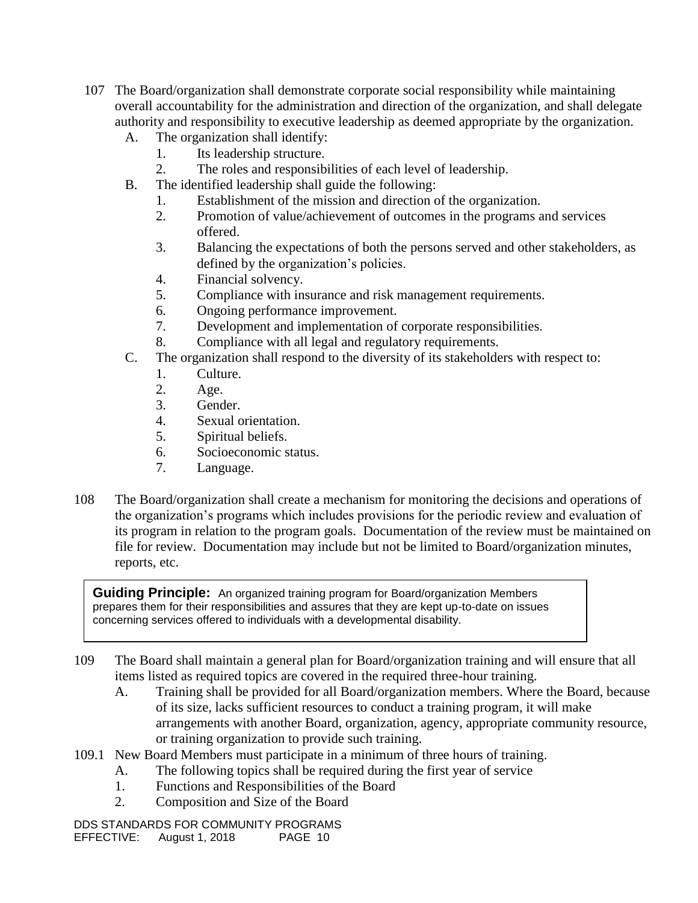107 The Board/organization shall demonstrate corporate social responsibility while maintaining overall accountability for the administration and direction of the organization, and shall delegate authority and responsibility to executive leadership as deemed appropriate by the organization.

- A. The organization shall identify:
  1. Its leadership structure.
  2. The roles and responsibilities of each level of leadership.
- B. The identified leadership shall guide the following:
  1. Establishment of the mission and direction of the organization.
  2. Promotion of value/achievement of outcomes in the programs and services offered.
  3. Balancing the expectations of both the persons served and other stakeholders, as defined by the organization's policies.
  4. Financial solvency.
  5. Compliance with insurance and risk management requirements.
  6. Ongoing performance improvement.
  7. Development and implementation of corporate responsibilities.
  8. Compliance with all legal and regulatory requirements.
- C. The organization shall respond to the diversity of its stakeholders with respect to:
  1. Culture.
  2. Age.
  3. Gender.
  4. Sexual orientation.
  5. Spiritual beliefs.
  6. Socioeconomic status.
  7. Language.

108 The Board/organization shall create a mechanism for monitoring the decisions and operations of the organization's programs which includes provisions for the periodic review and evaluation of its program in relation to the program goals. Documentation of the review must be maintained on file for review. Documentation may include but not be limited to Board/organization minutes, reports, etc.

> **Guiding Principle:** An organized training program for Board/organization Members prepares them for their responsibilities and assures that they are kept up-to-date on issues concerning services offered to individuals with a developmental disability.

109 The Board shall maintain a general plan for Board/organization training and will ensure that all items listed as required topics are covered in the required three-hour training.

- A. Training shall be provided for all Board/organization members. Where the Board, because of its size, lacks sufficient resources to conduct a training program, it will make arrangements with another Board, organization, agency, appropriate community resource, or training organization to provide such training.

109.1 New Board Members must participate in a minimum of three hours of training.

- A. The following topics shall be required during the first year of service
  1. Functions and Responsibilities of the Board
  2. Composition and Size of the Board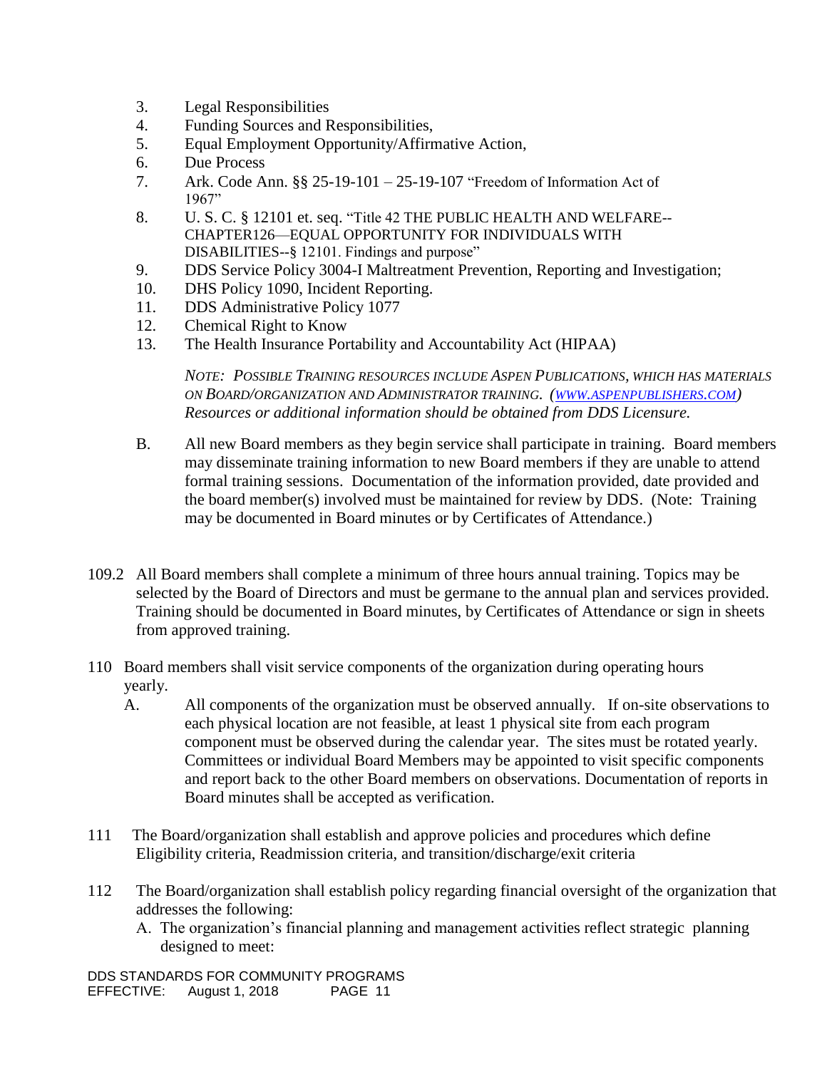3. Legal Responsibilities
4. Funding Sources and Responsibilities,
5. Equal Employment Opportunity/Affirmative Action,
6. Due Process
7. Ark. Code Ann. §§ 25-19-101 – 25-19-107 "Freedom of Information Act of 1967"
8. U. S. C. § 12101 et. seq. "Title 42 THE PUBLIC HEALTH AND WELFARE--CHAPTER126—EQUAL OPPORTUNITY FOR INDIVIDUALS WITH DISABILITIES--§ 12101. Findings and purpose"
9. DDS Service Policy 3004-I Maltreatment Prevention, Reporting and Investigation;
10. DHS Policy 1090, Incident Reporting.
11. DDS Administrative Policy 1077
12. Chemical Right to Know
13. The Health Insurance Portability and Accountability Act (HIPAA)

*NOTE: POSSIBLE TRAINING RESOURCES INCLUDE ASPEN PUBLICATIONS, WHICH HAS MATERIALS ON BOARD/ORGANIZATION AND ADMINISTRATOR TRAINING. (WWW.ASPENPUBLISHERS.COM) Resources or additional information should be obtained from DDS Licensure.*

B. All new Board members as they begin service shall participate in training. Board members may disseminate training information to new Board members if they are unable to attend formal training sessions. Documentation of the information provided, date provided and the board member(s) involved must be maintained for review by DDS. (Note: Training may be documented in Board minutes or by Certificates of Attendance.)

109.2 All Board members shall complete a minimum of three hours annual training. Topics may be selected by the Board of Directors and must be germane to the annual plan and services provided. Training should be documented in Board minutes, by Certificates of Attendance or sign in sheets from approved training.

110 Board members shall visit service components of the organization during operating hours yearly.

A. All components of the organization must be observed annually. If on-site observations to each physical location are not feasible, at least 1 physical site from each program component must be observed during the calendar year. The sites must be rotated yearly. Committees or individual Board Members may be appointed to visit specific components and report back to the other Board members on observations. Documentation of reports in Board minutes shall be accepted as verification.

111 The Board/organization shall establish and approve policies and procedures which define Eligibility criteria, Readmission criteria, and transition/discharge/exit criteria

112 The Board/organization shall establish policy regarding financial oversight of the organization that addresses the following:

A. The organization's financial planning and management activities reflect strategic planning designed to meet: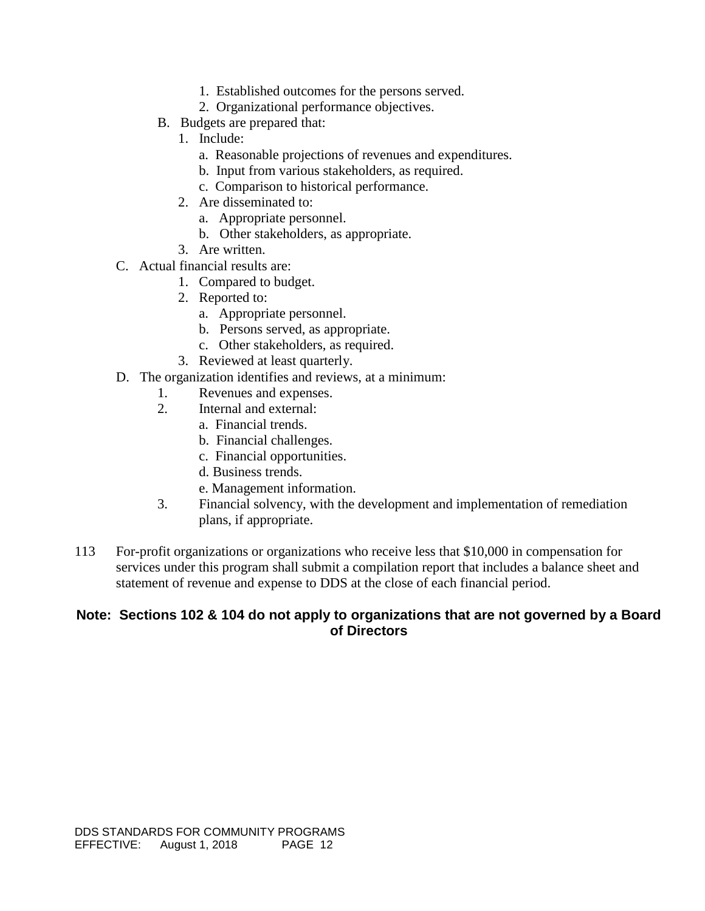1. Established outcomes for the persons served.
2. Organizational performance objectives.

B. Budgets are prepared that:

1. Include:
   a. Reasonable projections of revenues and expenditures.
   b. Input from various stakeholders, as required.
   c. Comparison to historical performance.
2. Are disseminated to:
   a. Appropriate personnel.
   b. Other stakeholders, as appropriate.
3. Are written.

C. Actual financial results are:

1. Compared to budget.
2. Reported to:
   a. Appropriate personnel.
   b. Persons served, as appropriate.
   c. Other stakeholders, as required.
3. Reviewed at least quarterly.

D. The organization identifies and reviews, at a minimum:

1. Revenues and expenses.
2. Internal and external:
   a. Financial trends.
   b. Financial challenges.
   c. Financial opportunities.
   d. Business trends.
   e. Management information.
3. Financial solvency, with the development and implementation of remediation plans, if appropriate.

113 For-profit organizations or organizations who receive less that $10,000 in compensation for services under this program shall submit a compilation report that includes a balance sheet and statement of revenue and expense to DDS at the close of each financial period.

**Note: Sections 102 & 104 do not apply to organizations that are not governed by a Board of Directors**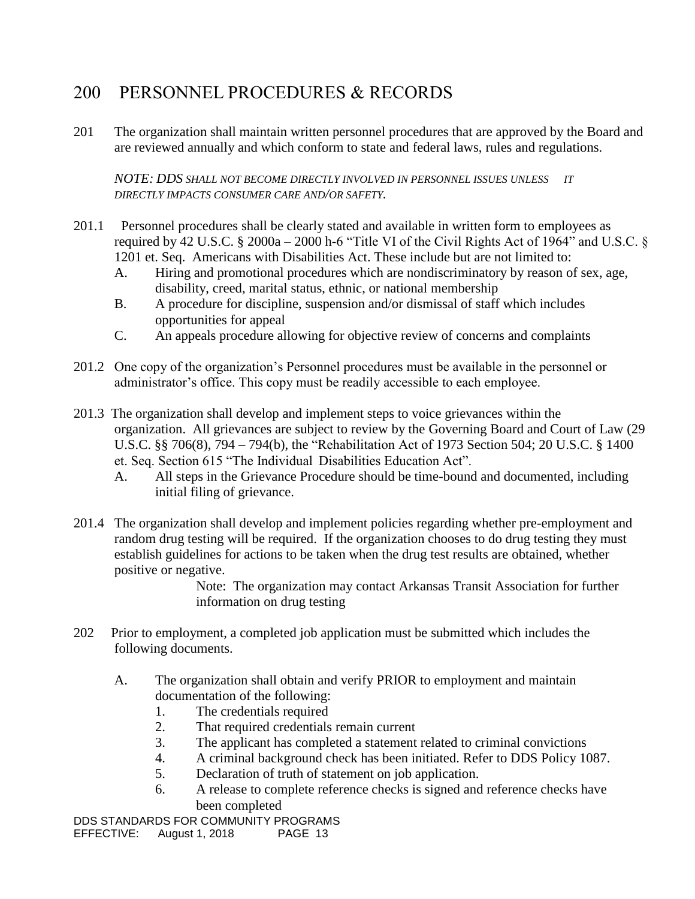# 200 PERSONNEL PROCEDURES & RECORDS

201 The organization shall maintain written personnel procedures that are approved by the Board and are reviewed annually and which conform to state and federal laws, rules and regulations.

*NOTE: DDS SHALL NOT BECOME DIRECTLY INVOLVED IN PERSONNEL ISSUES UNLESS IT DIRECTLY IMPACTS CONSUMER CARE AND/OR SAFETY.*

201.1 Personnel procedures shall be clearly stated and available in written form to employees as required by 42 U.S.C. § 2000a – 2000 h-6 "Title VI of the Civil Rights Act of 1964" and U.S.C. § 1201 et. Seq. Americans with Disabilities Act. These include but are not limited to:

- A. Hiring and promotional procedures which are nondiscriminatory by reason of sex, age, disability, creed, marital status, ethnic, or national membership
- B. A procedure for discipline, suspension and/or dismissal of staff which includes opportunities for appeal
- C. An appeals procedure allowing for objective review of concerns and complaints

201.2 One copy of the organization's Personnel procedures must be available in the personnel or administrator's office. This copy must be readily accessible to each employee.

201.3 The organization shall develop and implement steps to voice grievances within the organization. All grievances are subject to review by the Governing Board and Court of Law (29 U.S.C. §§ 706(8), 794 – 794(b), the "Rehabilitation Act of 1973 Section 504; 20 U.S.C. § 1400 et. Seq. Section 615 "The Individual Disabilities Education Act".

- A. All steps in the Grievance Procedure should be time-bound and documented, including initial filing of grievance.

201.4 The organization shall develop and implement policies regarding whether pre-employment and random drug testing will be required. If the organization chooses to do drug testing they must establish guidelines for actions to be taken when the drug test results are obtained, whether positive or negative.

Note: The organization may contact Arkansas Transit Association for further information on drug testing

202 Prior to employment, a completed job application must be submitted which includes the following documents.

- A. The organization shall obtain and verify PRIOR to employment and maintain documentation of the following:
  1. The credentials required
  2. That required credentials remain current
  3. The applicant has completed a statement related to criminal convictions
  4. A criminal background check has been initiated. Refer to DDS Policy 1087.
  5. Declaration of truth of statement on job application.
  6. A release to complete reference checks is signed and reference checks have been completed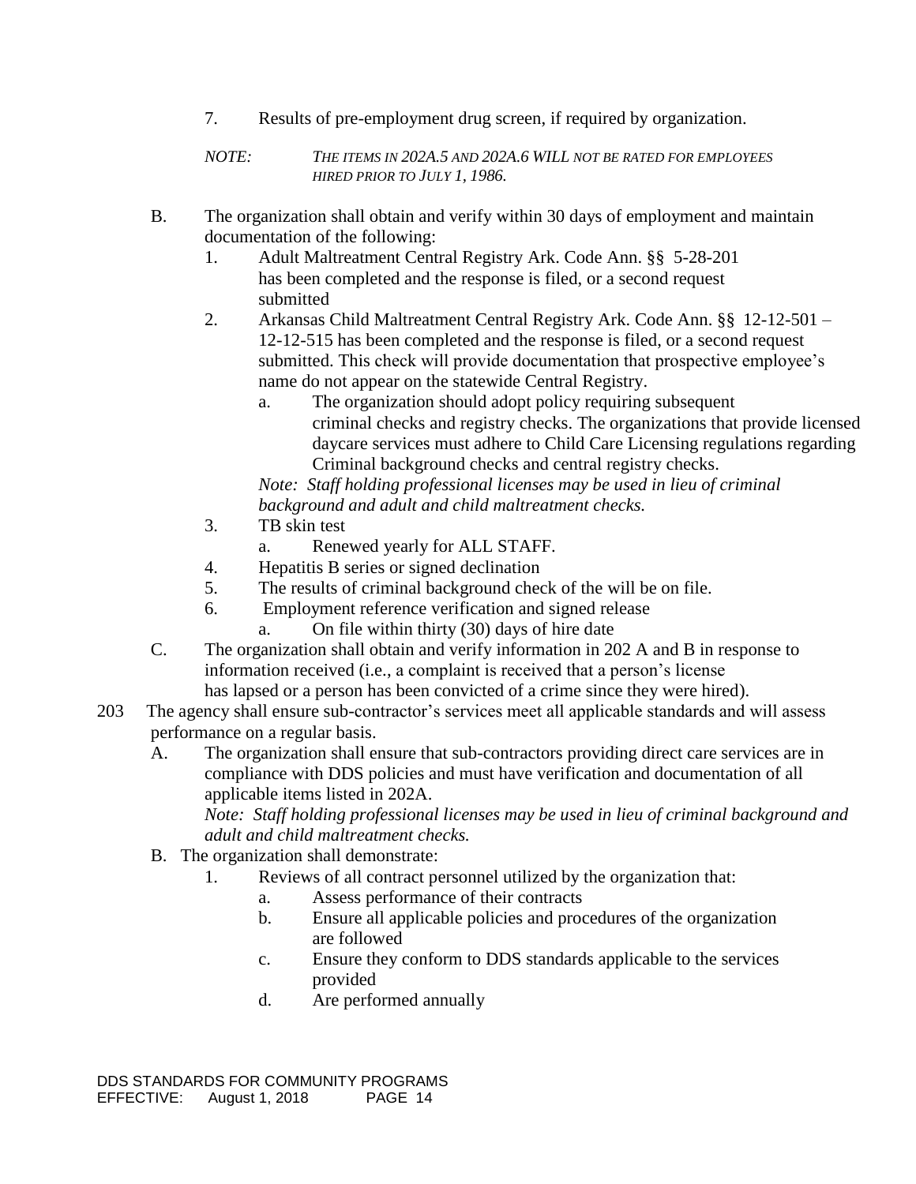7. Results of pre-employment drug screen, if required by organization.

*NOTE: THE ITEMS IN 202A.5 AND 202A.6 WILL NOT BE RATED FOR EMPLOYEES HIRED PRIOR TO JULY 1, 1986.*

B. The organization shall obtain and verify within 30 days of employment and maintain documentation of the following:

1. Adult Maltreatment Central Registry Ark. Code Ann. §§ 5-28-201 has been completed and the response is filed, or a second request submitted
2. Arkansas Child Maltreatment Central Registry Ark. Code Ann. §§ 12-12-501 – 12-12-515 has been completed and the response is filed, or a second request submitted. This check will provide documentation that prospective employee's name do not appear on the statewide Central Registry.
    a. The organization should adopt policy requiring subsequent criminal checks and registry checks. The organizations that provide licensed daycare services must adhere to Child Care Licensing regulations regarding Criminal background checks and central registry checks.

    *Note: Staff holding professional licenses may be used in lieu of criminal background and adult and child maltreatment checks.*
3. TB skin test
    a. Renewed yearly for ALL STAFF.
4. Hepatitis B series or signed declination
5. The results of criminal background check of the will be on file.
6. Employment reference verification and signed release
    a. On file within thirty (30) days of hire date

C. The organization shall obtain and verify information in 202 A and B in response to information received (i.e., a complaint is received that a person's license has lapsed or a person has been convicted of a crime since they were hired).

203 The agency shall ensure sub-contractor's services meet all applicable standards and will assess performance on a regular basis.

A. The organization shall ensure that sub-contractors providing direct care services are in compliance with DDS policies and must have verification and documentation of all applicable items listed in 202A.

*Note: Staff holding professional licenses may be used in lieu of criminal background and adult and child maltreatment checks.*

B. The organization shall demonstrate:

1. Reviews of all contract personnel utilized by the organization that:
    a. Assess performance of their contracts
    b. Ensure all applicable policies and procedures of the organization are followed
    c. Ensure they conform to DDS standards applicable to the services provided
    d. Are performed annually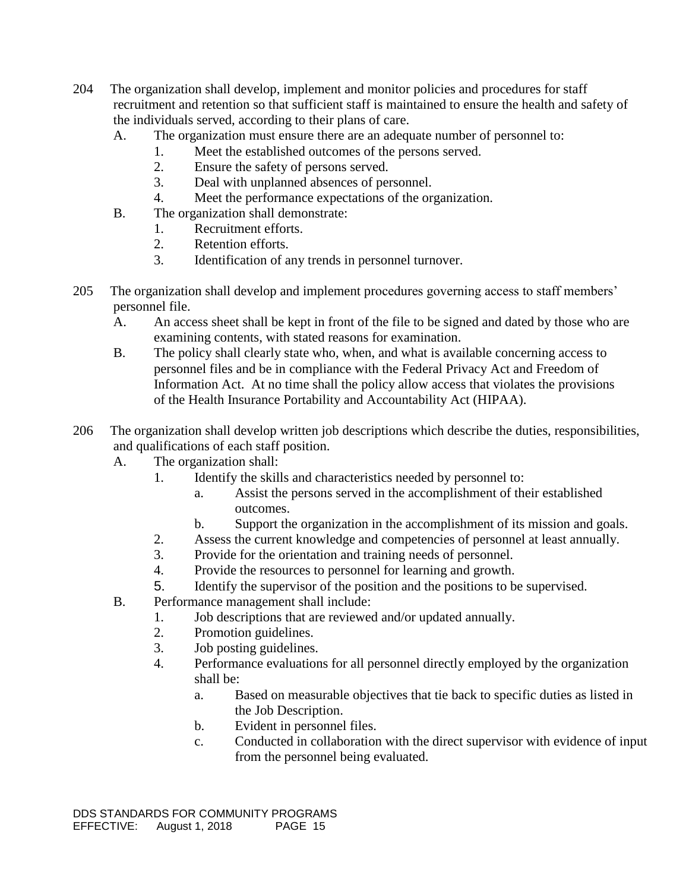204 The organization shall develop, implement and monitor policies and procedures for staff recruitment and retention so that sufficient staff is maintained to ensure the health and safety of the individuals served, according to their plans of care.

- A. The organization must ensure there are an adequate number of personnel to:
  1. Meet the established outcomes of the persons served.
  2. Ensure the safety of persons served.
  3. Deal with unplanned absences of personnel.
  4. Meet the performance expectations of the organization.
- B. The organization shall demonstrate:
  1. Recruitment efforts.
  2. Retention efforts.
  3. Identification of any trends in personnel turnover.

205 The organization shall develop and implement procedures governing access to staff members' personnel file.

- A. An access sheet shall be kept in front of the file to be signed and dated by those who are examining contents, with stated reasons for examination.
- B. The policy shall clearly state who, when, and what is available concerning access to personnel files and be in compliance with the Federal Privacy Act and Freedom of Information Act. At no time shall the policy allow access that violates the provisions of the Health Insurance Portability and Accountability Act (HIPAA).

206 The organization shall develop written job descriptions which describe the duties, responsibilities, and qualifications of each staff position.

- A. The organization shall:
  1. Identify the skills and characteristics needed by personnel to:
     - a. Assist the persons served in the accomplishment of their established outcomes.
     - b. Support the organization in the accomplishment of its mission and goals.
  2. Assess the current knowledge and competencies of personnel at least annually.
  3. Provide for the orientation and training needs of personnel.
  4. Provide the resources to personnel for learning and growth.
  5. Identify the supervisor of the position and the positions to be supervised.
- B. Performance management shall include:
  1. Job descriptions that are reviewed and/or updated annually.
  2. Promotion guidelines.
  3. Job posting guidelines.
  4. Performance evaluations for all personnel directly employed by the organization shall be:
     - a. Based on measurable objectives that tie back to specific duties as listed in the Job Description.
     - b. Evident in personnel files.
     - c. Conducted in collaboration with the direct supervisor with evidence of input from the personnel being evaluated.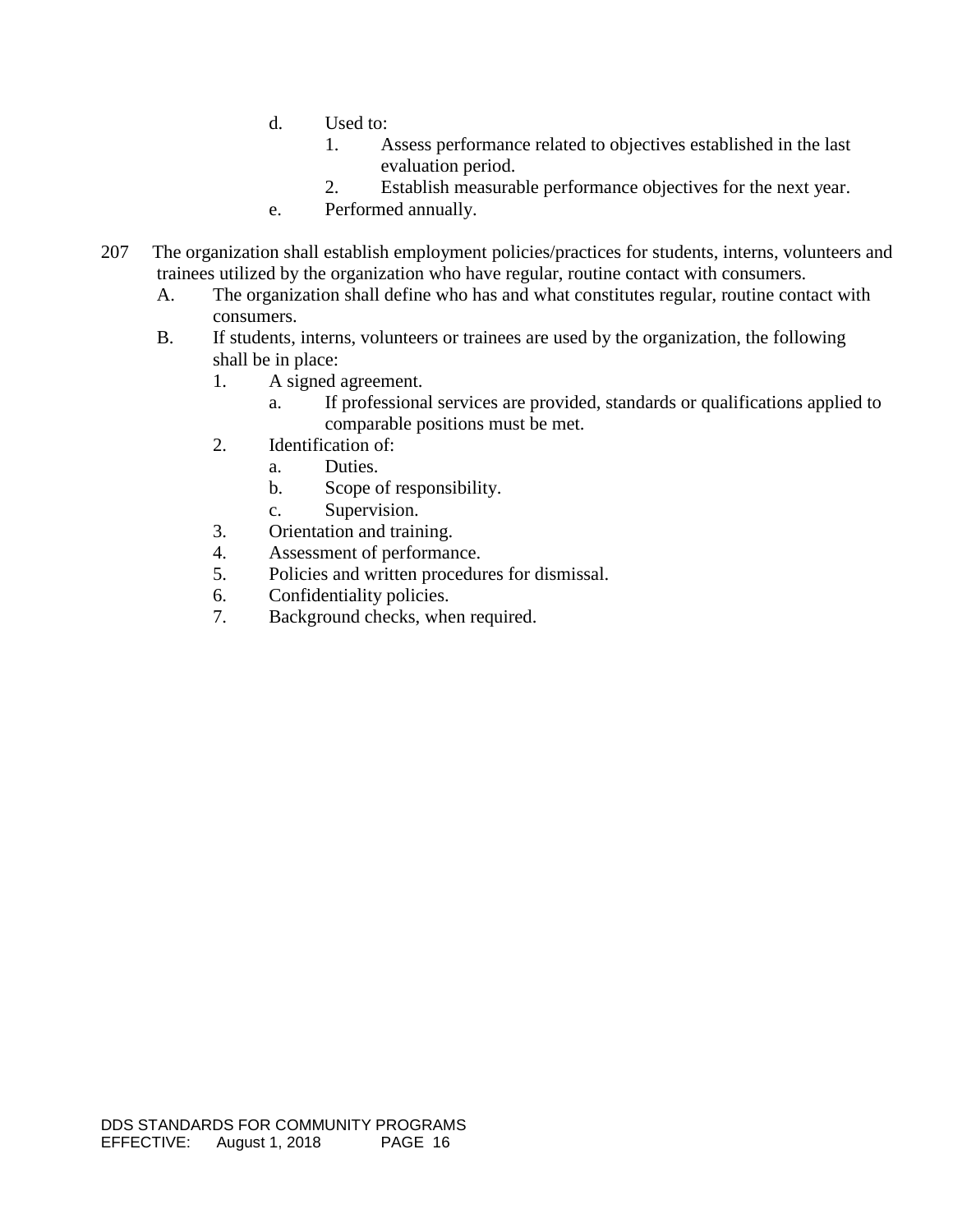d. Used to:
   1. Assess performance related to objectives established in the last evaluation period.
   2. Establish measurable performance objectives for the next year.

e. Performed annually.

207 The organization shall establish employment policies/practices for students, interns, volunteers and trainees utilized by the organization who have regular, routine contact with consumers.

A. The organization shall define who has and what constitutes regular, routine contact with consumers.

B. If students, interns, volunteers or trainees are used by the organization, the following shall be in place:
   1. A signed agreement.
      a. If professional services are provided, standards or qualifications applied to comparable positions must be met.
   2. Identification of:
      a. Duties.
      b. Scope of responsibility.
      c. Supervision.
   3. Orientation and training.
   4. Assessment of performance.
   5. Policies and written procedures for dismissal.
   6. Confidentiality policies.
   7. Background checks, when required.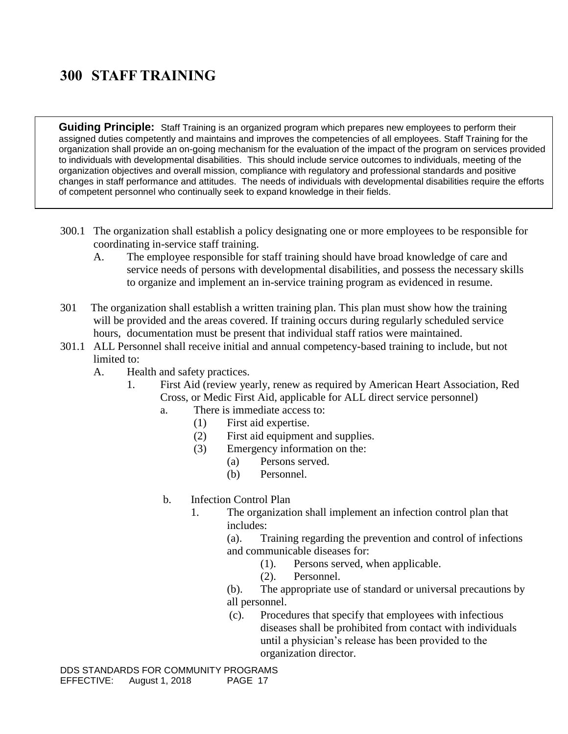# 300 STAFF TRAINING

**Guiding Principle:** Staff Training is an organized program which prepares new employees to perform their assigned duties competently and maintains and improves the competencies of all employees. Staff Training for the organization shall provide an on-going mechanism for the evaluation of the impact of the program on services provided to individuals with developmental disabilities. This should include service outcomes to individuals, meeting of the organization objectives and overall mission, compliance with regulatory and professional standards and positive changes in staff performance and attitudes. The needs of individuals with developmental disabilities require the efforts of competent personnel who continually seek to expand knowledge in their fields.

300.1 The organization shall establish a policy designating one or more employees to be responsible for coordinating in-service staff training.

- A. The employee responsible for staff training should have broad knowledge of care and service needs of persons with developmental disabilities, and possess the necessary skills to organize and implement an in-service training program as evidenced in resume.

301 The organization shall establish a written training plan. This plan must show how the training will be provided and the areas covered. If training occurs during regularly scheduled service hours, documentation must be present that individual staff ratios were maintained.

301.1 ALL Personnel shall receive initial and annual competency-based training to include, but not limited to:

- A. Health and safety practices.
  - 1. First Aid (review yearly, renew as required by American Heart Association, Red Cross, or Medic First Aid, applicable for ALL direct service personnel)
    - a. There is immediate access to:
      - (1) First aid expertise.
      - (2) First aid equipment and supplies.
      - (3) Emergency information on the:
        - (a) Persons served.
        - (b) Personnel.
    - b. Infection Control Plan
      - 1. The organization shall implement an infection control plan that includes:
        - (a). Training regarding the prevention and control of infections and communicable diseases for:
          - (1). Persons served, when applicable.
          - (2). Personnel.
        - (b). The appropriate use of standard or universal precautions by all personnel.
        - (c). Procedures that specify that employees with infectious diseases shall be prohibited from contact with individuals until a physician's release has been provided to the organization director.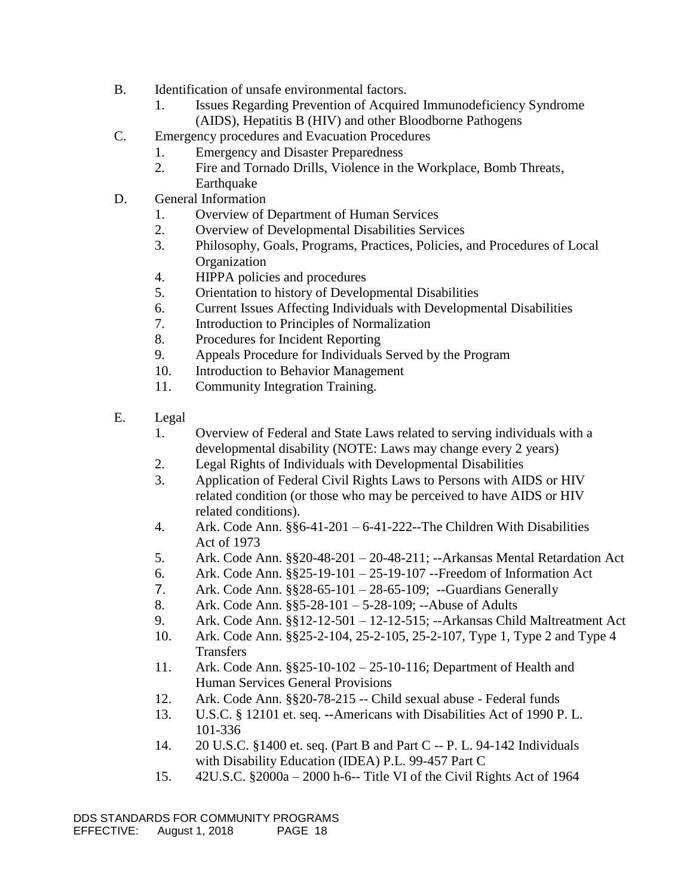B. Identification of unsafe environmental factors.
   1. Issues Regarding Prevention of Acquired Immunodeficiency Syndrome (AIDS), Hepatitis B (HIV) and other Bloodborne Pathogens

C. Emergency procedures and Evacuation Procedures
   1. Emergency and Disaster Preparedness
   2. Fire and Tornado Drills, Violence in the Workplace, Bomb Threats, Earthquake

D. General Information
   1. Overview of Department of Human Services
   2. Overview of Developmental Disabilities Services
   3. Philosophy, Goals, Programs, Practices, Policies, and Procedures of Local Organization
   4. HIPPA policies and procedures
   5. Orientation to history of Developmental Disabilities
   6. Current Issues Affecting Individuals with Developmental Disabilities
   7. Introduction to Principles of Normalization
   8. Procedures for Incident Reporting
   9. Appeals Procedure for Individuals Served by the Program
   10. Introduction to Behavior Management
   11. Community Integration Training.

E. Legal
   1. Overview of Federal and State Laws related to serving individuals with a developmental disability (NOTE: Laws may change every 2 years)
   2. Legal Rights of Individuals with Developmental Disabilities
   3. Application of Federal Civil Rights Laws to Persons with AIDS or HIV related condition (or those who may be perceived to have AIDS or HIV related conditions).
   4. Ark. Code Ann. §§6-41-201 – 6-41-222--The Children With Disabilities Act of 1973
   5. Ark. Code Ann. §§20-48-201 – 20-48-211; --Arkansas Mental Retardation Act
   6. Ark. Code Ann. §§25-19-101 – 25-19-107 --Freedom of Information Act
   7. Ark. Code Ann. §§28-65-101 – 28-65-109; --Guardians Generally
   8. Ark. Code Ann. §§5-28-101 – 5-28-109; --Abuse of Adults
   9. Ark. Code Ann. §§12-12-501 – 12-12-515; --Arkansas Child Maltreatment Act
   10. Ark. Code Ann. §§25-2-104, 25-2-105, 25-2-107, Type 1, Type 2 and Type 4 Transfers
   11. Ark. Code Ann. §§25-10-102 – 25-10-116; Department of Health and Human Services General Provisions
   12. Ark. Code Ann. §§20-78-215 -- Child sexual abuse - Federal funds
   13. U.S.C. § 12101 et. seq. --Americans with Disabilities Act of 1990 P. L. 101-336
   14. 20 U.S.C. §1400 et. seq. (Part B and Part C -- P. L. 94-142 Individuals with Disability Education (IDEA) P.L. 99-457 Part C
   15. 42U.S.C. §2000a – 2000 h-6-- Title VI of the Civil Rights Act of 1964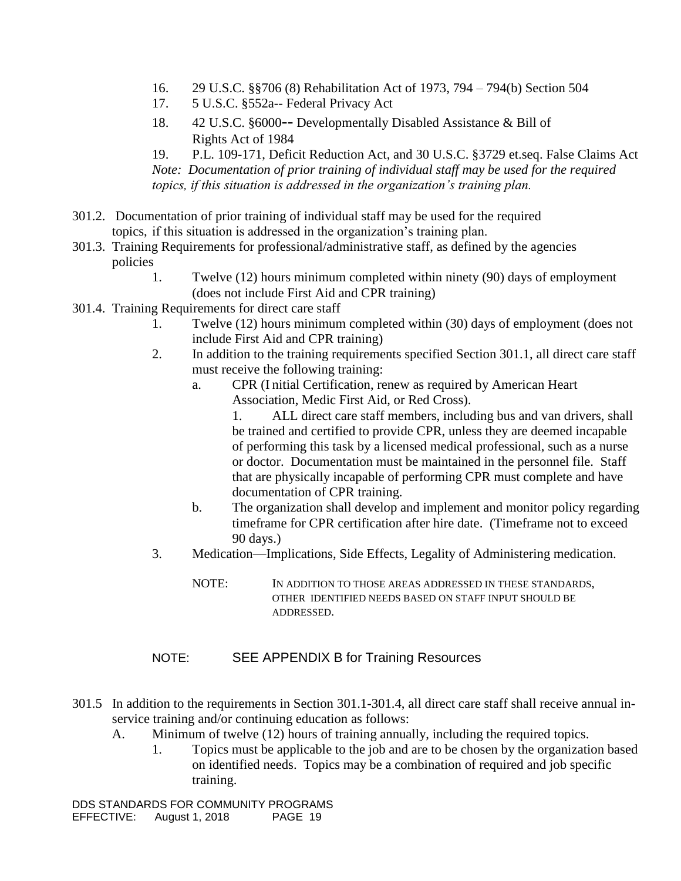16. 29 U.S.C. §§706 (8) Rehabilitation Act of 1973, 794 – 794(b) Section 504
17. 5 U.S.C. §552a-- Federal Privacy Act
18. 42 U.S.C. §6000-- Developmentally Disabled Assistance & Bill of Rights Act of 1984
19. P.L. 109-171, Deficit Reduction Act, and 30 U.S.C. §3729 et.seq. False Claims Act

*Note: Documentation of prior training of individual staff may be used for the required topics, if this situation is addressed in the organization's training plan.*

301.2. Documentation of prior training of individual staff may be used for the required topics, if this situation is addressed in the organization's training plan.

301.3. Training Requirements for professional/administrative staff, as defined by the agencies policies

1. Twelve (12) hours minimum completed within ninety (90) days of employment (does not include First Aid and CPR training)

301.4. Training Requirements for direct care staff

1. Twelve (12) hours minimum completed within (30) days of employment (does not include First Aid and CPR training)
2. In addition to the training requirements specified Section 301.1, all direct care staff must receive the following training:
   a. CPR (I nitial Certification, renew as required by American Heart Association, Medic First Aid, or Red Cross).
      1. ALL direct care staff members, including bus and van drivers, shall be trained and certified to provide CPR, unless they are deemed incapable of performing this task by a licensed medical professional, such as a nurse or doctor. Documentation must be maintained in the personnel file. Staff that are physically incapable of performing CPR must complete and have documentation of CPR training.
   b. The organization shall develop and implement and monitor policy regarding timeframe for CPR certification after hire date. (Timeframe not to exceed 90 days.)
3. Medication—Implications, Side Effects, Legality of Administering medication.

NOTE: IN ADDITION TO THOSE AREAS ADDRESSED IN THESE STANDARDS, OTHER IDENTIFIED NEEDS BASED ON STAFF INPUT SHOULD BE ADDRESSED.

NOTE: SEE APPENDIX B for Training Resources

301.5 In addition to the requirements in Section 301.1-301.4, all direct care staff shall receive annual in-service training and/or continuing education as follows:

A. Minimum of twelve (12) hours of training annually, including the required topics.
   1. Topics must be applicable to the job and are to be chosen by the organization based on identified needs. Topics may be a combination of required and job specific training.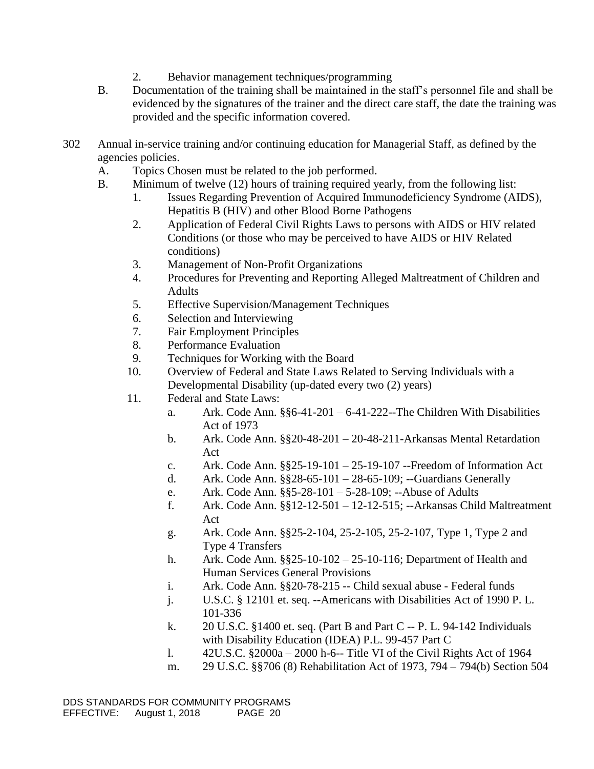2. Behavior management techniques/programming

B. Documentation of the training shall be maintained in the staff's personnel file and shall be evidenced by the signatures of the trainer and the direct care staff, the date the training was provided and the specific information covered.

302 Annual in-service training and/or continuing education for Managerial Staff, as defined by the agencies policies.

A. Topics Chosen must be related to the job performed.

B. Minimum of twelve (12) hours of training required yearly, from the following list:

1. Issues Regarding Prevention of Acquired Immunodeficiency Syndrome (AIDS), Hepatitis B (HIV) and other Blood Borne Pathogens
2. Application of Federal Civil Rights Laws to persons with AIDS or HIV related Conditions (or those who may be perceived to have AIDS or HIV Related conditions)
3. Management of Non-Profit Organizations
4. Procedures for Preventing and Reporting Alleged Maltreatment of Children and Adults
5. Effective Supervision/Management Techniques
6. Selection and Interviewing
7. Fair Employment Principles
8. Performance Evaluation
9. Techniques for Working with the Board
10. Overview of Federal and State Laws Related to Serving Individuals with a Developmental Disability (up-dated every two (2) years)
11. Federal and State Laws:
    a. Ark. Code Ann. §§6-41-201 – 6-41-222--The Children With Disabilities Act of 1973
    b. Ark. Code Ann. §§20-48-201 – 20-48-211-Arkansas Mental Retardation Act
    c. Ark. Code Ann. §§25-19-101 – 25-19-107 --Freedom of Information Act
    d. Ark. Code Ann. §§28-65-101 – 28-65-109; --Guardians Generally
    e. Ark. Code Ann. §§5-28-101 – 5-28-109; --Abuse of Adults
    f. Ark. Code Ann. §§12-12-501 – 12-12-515; --Arkansas Child Maltreatment Act
    g. Ark. Code Ann. §§25-2-104, 25-2-105, 25-2-107, Type 1, Type 2 and Type 4 Transfers
    h. Ark. Code Ann. §§25-10-102 – 25-10-116; Department of Health and Human Services General Provisions
    i. Ark. Code Ann. §§20-78-215 -- Child sexual abuse - Federal funds
    j. U.S.C. § 12101 et. seq. --Americans with Disabilities Act of 1990 P. L. 101-336
    k. 20 U.S.C. §1400 et. seq. (Part B and Part C -- P. L. 94-142 Individuals with Disability Education (IDEA) P.L. 99-457 Part C
    l. 42U.S.C. §2000a – 2000 h-6-- Title VI of the Civil Rights Act of 1964
    m. 29 U.S.C. §§706 (8) Rehabilitation Act of 1973, 794 – 794(b) Section 504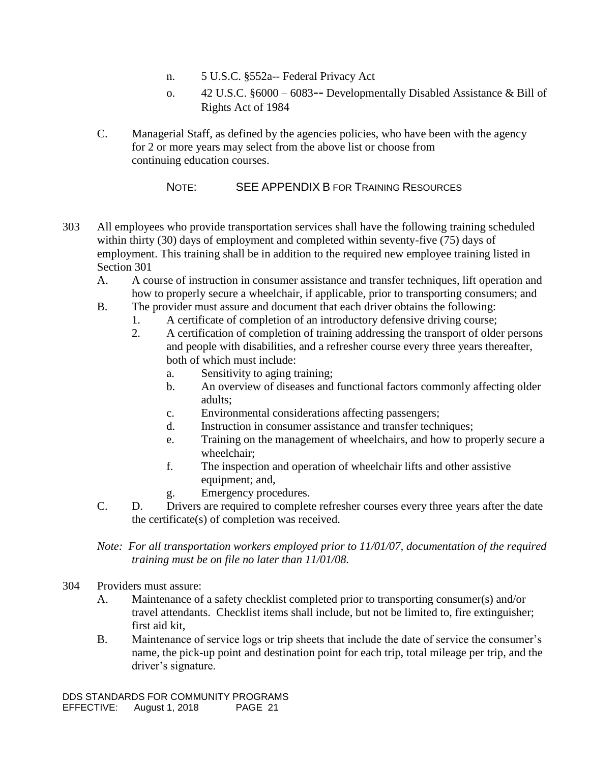n. 5 U.S.C. §552a-- Federal Privacy Act

o. 42 U.S.C. §6000 – 6083-- Developmentally Disabled Assistance & Bill of Rights Act of 1984

C. Managerial Staff, as defined by the agencies policies, who have been with the agency for 2 or more years may select from the above list or choose from continuing education courses.

NOTE: SEE APPENDIX B FOR TRAINING RESOURCES

303 All employees who provide transportation services shall have the following training scheduled within thirty (30) days of employment and completed within seventy-five (75) days of employment. This training shall be in addition to the required new employee training listed in Section 301

A. A course of instruction in consumer assistance and transfer techniques, lift operation and how to properly secure a wheelchair, if applicable, prior to transporting consumers; and

B. The provider must assure and document that each driver obtains the following:

1. A certificate of completion of an introductory defensive driving course;
2. A certification of completion of training addressing the transport of older persons and people with disabilities, and a refresher course every three years thereafter, both of which must include:
   a. Sensitivity to aging training;
   b. An overview of diseases and functional factors commonly affecting older adults;
   c. Environmental considerations affecting passengers;
   d. Instruction in consumer assistance and transfer techniques;
   e. Training on the management of wheelchairs, and how to properly secure a wheelchair;
   f. The inspection and operation of wheelchair lifts and other assistive equipment; and,
   g. Emergency procedures.

C. D. Drivers are required to complete refresher courses every three years after the date the certificate(s) of completion was received.

*Note: For all transportation workers employed prior to 11/01/07, documentation of the required training must be on file no later than 11/01/08.*

304 Providers must assure:

A. Maintenance of a safety checklist completed prior to transporting consumer(s) and/or travel attendants. Checklist items shall include, but not be limited to, fire extinguisher; first aid kit,

B. Maintenance of service logs or trip sheets that include the date of service the consumer's name, the pick-up point and destination point for each trip, total mileage per trip, and the driver's signature.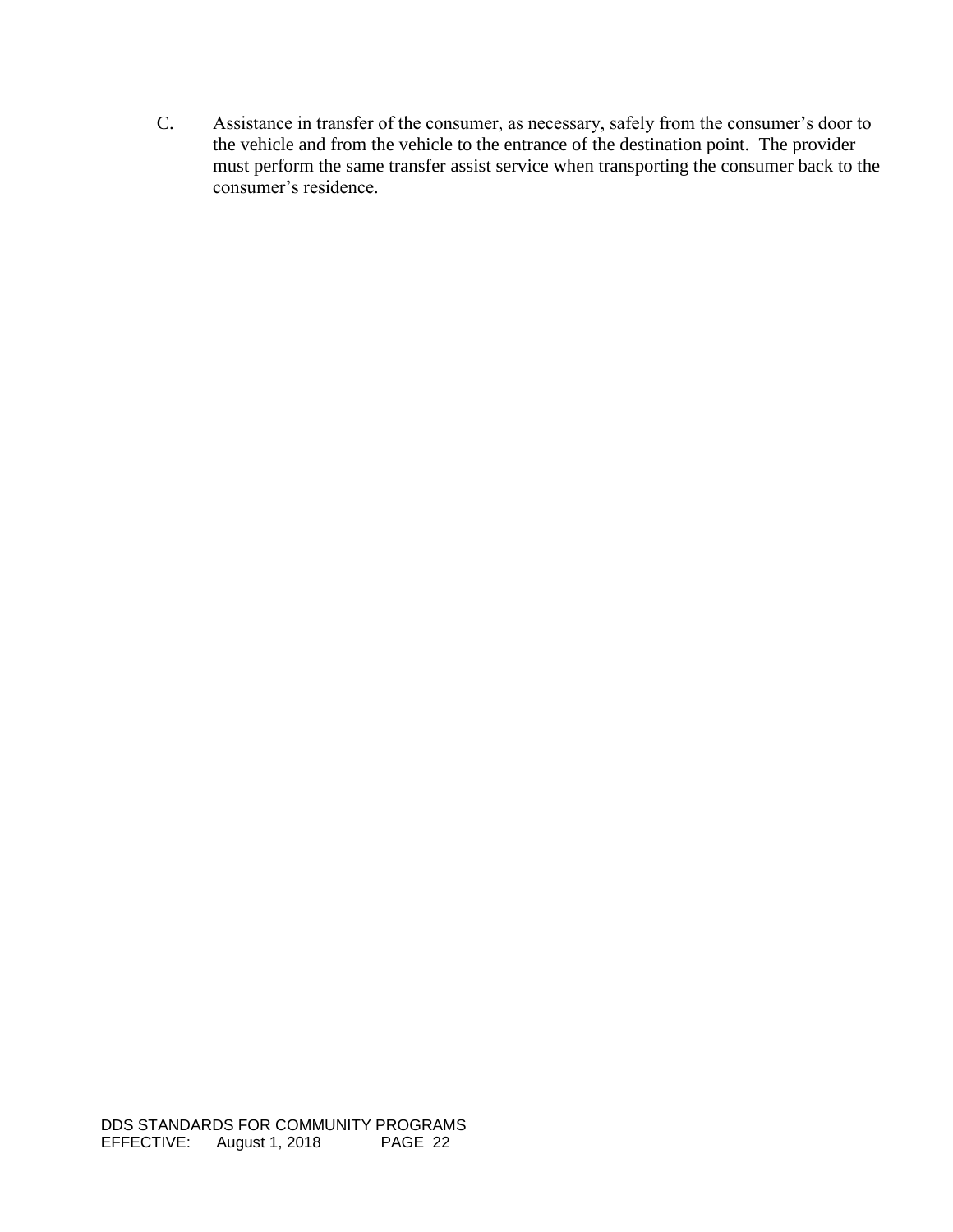C. Assistance in transfer of the consumer, as necessary, safely from the consumer's door to the vehicle and from the vehicle to the entrance of the destination point. The provider must perform the same transfer assist service when transporting the consumer back to the consumer's residence.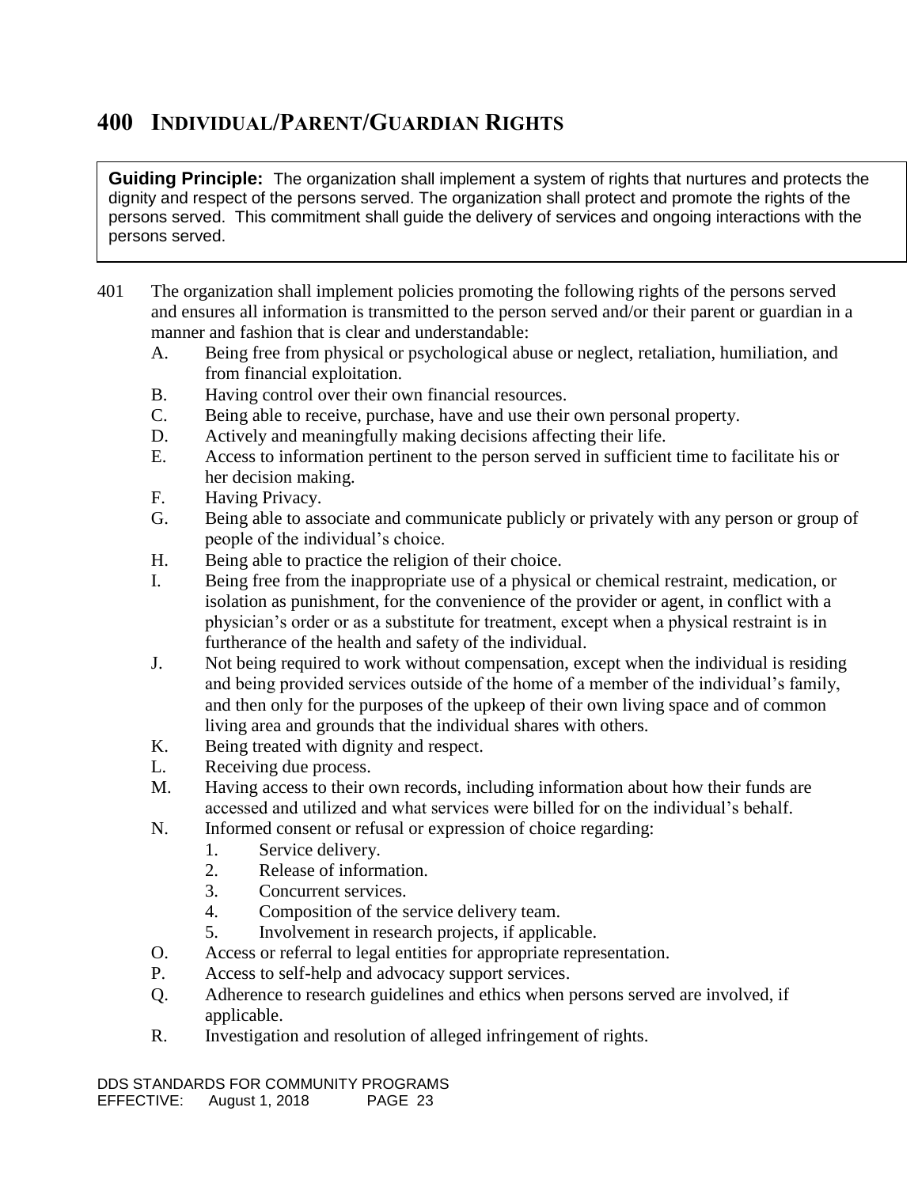# 400 INDIVIDUAL/PARENT/GUARDIAN RIGHTS

**Guiding Principle:** The organization shall implement a system of rights that nurtures and protects the dignity and respect of the persons served. The organization shall protect and promote the rights of the persons served. This commitment shall guide the delivery of services and ongoing interactions with the persons served.

401 The organization shall implement policies promoting the following rights of the persons served and ensures all information is transmitted to the person served and/or their parent or guardian in a manner and fashion that is clear and understandable:

- A. Being free from physical or psychological abuse or neglect, retaliation, humiliation, and from financial exploitation.
- B. Having control over their own financial resources.
- C. Being able to receive, purchase, have and use their own personal property.
- D. Actively and meaningfully making decisions affecting their life.
- E. Access to information pertinent to the person served in sufficient time to facilitate his or her decision making.
- F. Having Privacy.
- G. Being able to associate and communicate publicly or privately with any person or group of people of the individual's choice.
- H. Being able to practice the religion of their choice.
- I. Being free from the inappropriate use of a physical or chemical restraint, medication, or isolation as punishment, for the convenience of the provider or agent, in conflict with a physician's order or as a substitute for treatment, except when a physical restraint is in furtherance of the health and safety of the individual.
- J. Not being required to work without compensation, except when the individual is residing and being provided services outside of the home of a member of the individual's family, and then only for the purposes of the upkeep of their own living space and of common living area and grounds that the individual shares with others.
- K. Being treated with dignity and respect.
- L. Receiving due process.
- M. Having access to their own records, including information about how their funds are accessed and utilized and what services were billed for on the individual's behalf.
- N. Informed consent or refusal or expression of choice regarding:
  1. Service delivery.
  2. Release of information.
  3. Concurrent services.
  4. Composition of the service delivery team.
  5. Involvement in research projects, if applicable.
- O. Access or referral to legal entities for appropriate representation.
- P. Access to self-help and advocacy support services.
- Q. Adherence to research guidelines and ethics when persons served are involved, if applicable.
- R. Investigation and resolution of alleged infringement of rights.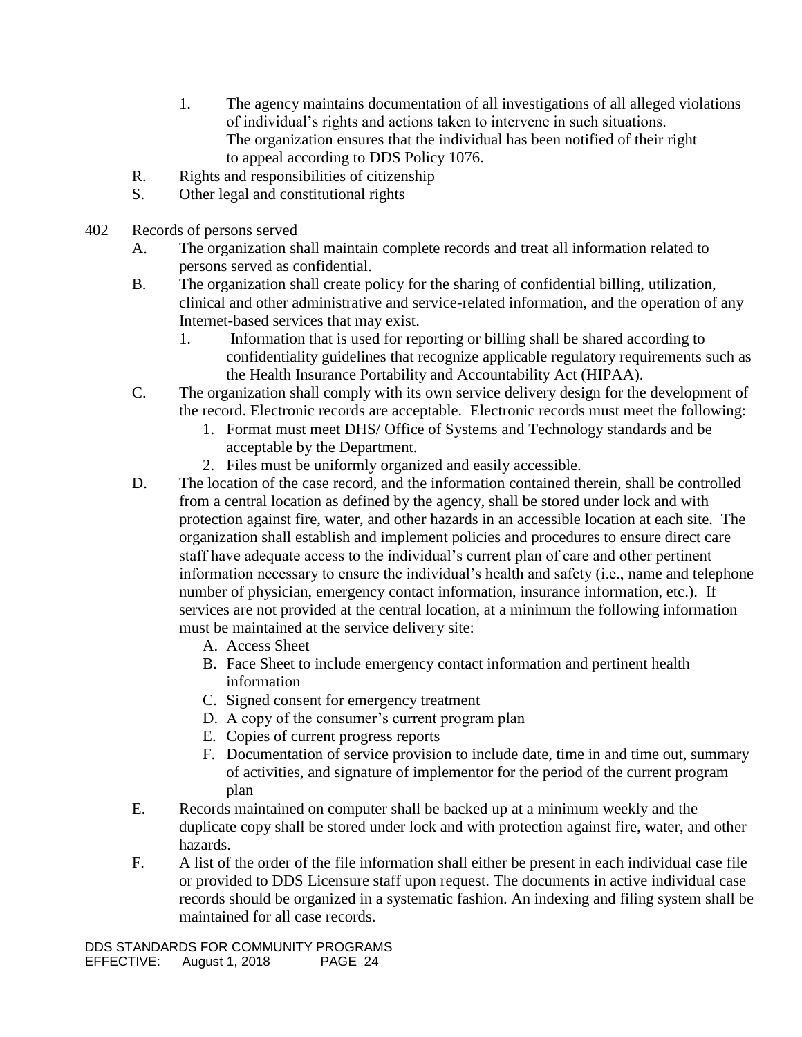1. The agency maintains documentation of all investigations of all alleged violations of individual's rights and actions taken to intervene in such situations. The organization ensures that the individual has been notified of their right to appeal according to DDS Policy 1076.

R. Rights and responsibilities of citizenship

S. Other legal and constitutional rights

402 Records of persons served

A. The organization shall maintain complete records and treat all information related to persons served as confidential.

B. The organization shall create policy for the sharing of confidential billing, utilization, clinical and other administrative and service-related information, and the operation of any Internet-based services that may exist.

1. Information that is used for reporting or billing shall be shared according to confidentiality guidelines that recognize applicable regulatory requirements such as the Health Insurance Portability and Accountability Act (HIPAA).

C. The organization shall comply with its own service delivery design for the development of the record. Electronic records are acceptable. Electronic records must meet the following:

1. Format must meet DHS/ Office of Systems and Technology standards and be acceptable by the Department.
2. Files must be uniformly organized and easily accessible.

D. The location of the case record, and the information contained therein, shall be controlled from a central location as defined by the agency, shall be stored under lock and with protection against fire, water, and other hazards in an accessible location at each site. The organization shall establish and implement policies and procedures to ensure direct care staff have adequate access to the individual's current plan of care and other pertinent information necessary to ensure the individual's health and safety (i.e., name and telephone number of physician, emergency contact information, insurance information, etc.). If services are not provided at the central location, at a minimum the following information must be maintained at the service delivery site:

A. Access Sheet
B. Face Sheet to include emergency contact information and pertinent health information
C. Signed consent for emergency treatment
D. A copy of the consumer's current program plan
E. Copies of current progress reports
F. Documentation of service provision to include date, time in and time out, summary of activities, and signature of implementor for the period of the current program plan

E. Records maintained on computer shall be backed up at a minimum weekly and the duplicate copy shall be stored under lock and with protection against fire, water, and other hazards.

F. A list of the order of the file information shall either be present in each individual case file or provided to DDS Licensure staff upon request. The documents in active individual case records should be organized in a systematic fashion. An indexing and filing system shall be maintained for all case records.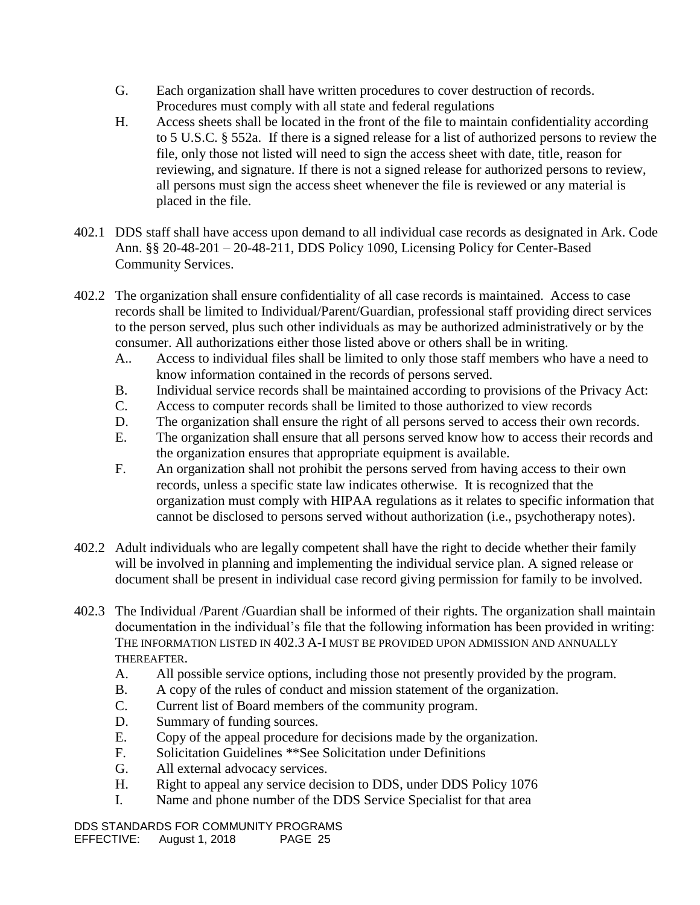G. Each organization shall have written procedures to cover destruction of records. Procedures must comply with all state and federal regulations

H. Access sheets shall be located in the front of the file to maintain confidentiality according to 5 U.S.C. § 552a. If there is a signed release for a list of authorized persons to review the file, only those not listed will need to sign the access sheet with date, title, reason for reviewing, and signature. If there is not a signed release for authorized persons to review, all persons must sign the access sheet whenever the file is reviewed or any material is placed in the file.

402.1 DDS staff shall have access upon demand to all individual case records as designated in Ark. Code Ann. §§ 20-48-201 – 20-48-211, DDS Policy 1090, Licensing Policy for Center-Based Community Services.

402.2 The organization shall ensure confidentiality of all case records is maintained. Access to case records shall be limited to Individual/Parent/Guardian, professional staff providing direct services to the person served, plus such other individuals as may be authorized administratively or by the consumer. All authorizations either those listed above or others shall be in writing.

A.. Access to individual files shall be limited to only those staff members who have a need to know information contained in the records of persons served.

B. Individual service records shall be maintained according to provisions of the Privacy Act:

C. Access to computer records shall be limited to those authorized to view records

D. The organization shall ensure the right of all persons served to access their own records.

E. The organization shall ensure that all persons served know how to access their records and the organization ensures that appropriate equipment is available.

F. An organization shall not prohibit the persons served from having access to their own records, unless a specific state law indicates otherwise. It is recognized that the organization must comply with HIPAA regulations as it relates to specific information that cannot be disclosed to persons served without authorization (i.e., psychotherapy notes).

402.2 Adult individuals who are legally competent shall have the right to decide whether their family will be involved in planning and implementing the individual service plan. A signed release or document shall be present in individual case record giving permission for family to be involved.

402.3 The Individual /Parent /Guardian shall be informed of their rights. The organization shall maintain documentation in the individual's file that the following information has been provided in writing: THE INFORMATION LISTED IN 402.3 A-I MUST BE PROVIDED UPON ADMISSION AND ANNUALLY THEREAFTER.

A. All possible service options, including those not presently provided by the program.

B. A copy of the rules of conduct and mission statement of the organization.

C. Current list of Board members of the community program.

D. Summary of funding sources.

E. Copy of the appeal procedure for decisions made by the organization.

F. Solicitation Guidelines **See Solicitation under Definitions

G. All external advocacy services.

H. Right to appeal any service decision to DDS, under DDS Policy 1076

I. Name and phone number of the DDS Service Specialist for that area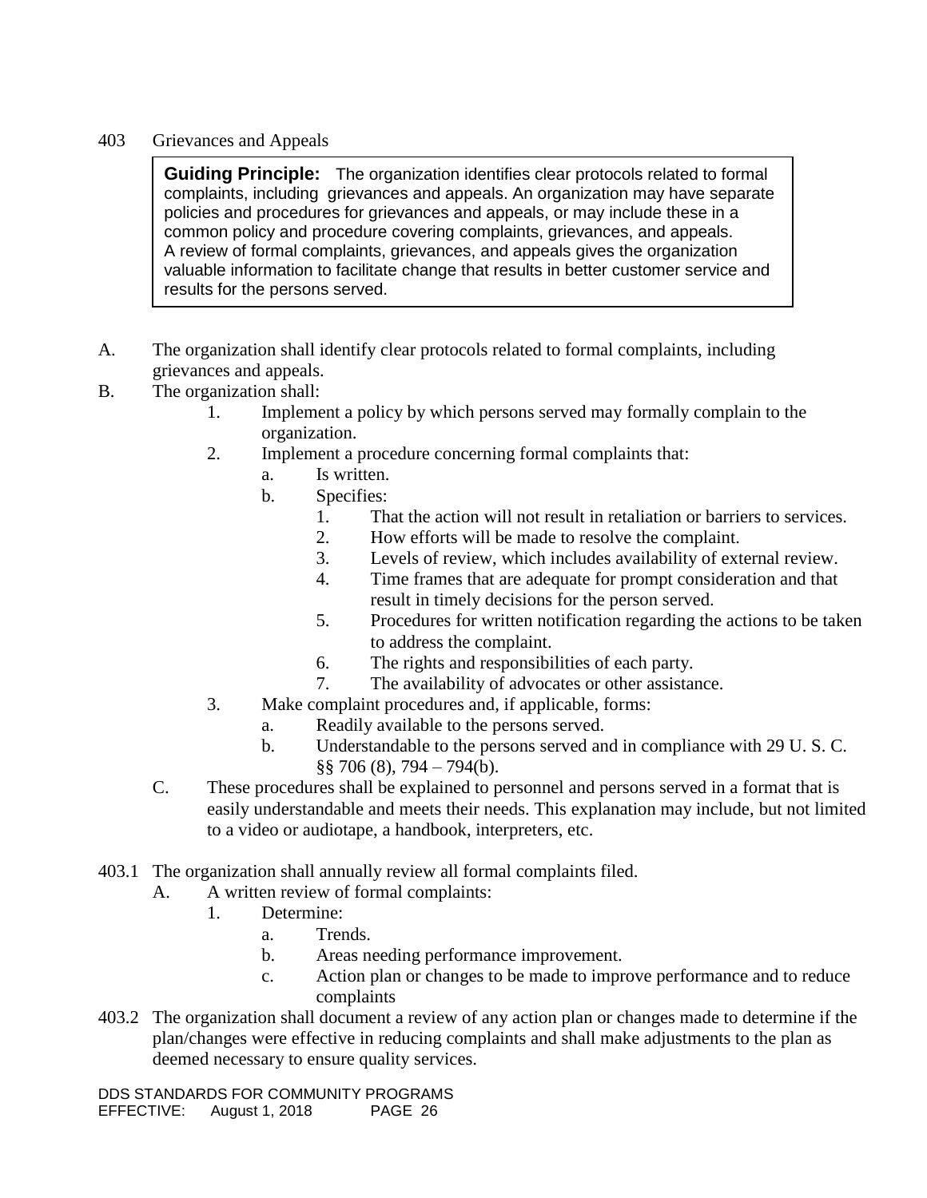## 403 Grievances and Appeals

> **Guiding Principle:** The organization identifies clear protocols related to formal complaints, including grievances and appeals. An organization may have separate policies and procedures for grievances and appeals, or may include these in a common policy and procedure covering complaints, grievances, and appeals. A review of formal complaints, grievances, and appeals gives the organization valuable information to facilitate change that results in better customer service and results for the persons served.

A. The organization shall identify clear protocols related to formal complaints, including grievances and appeals.

B. The organization shall:
   1. Implement a policy by which persons served may formally complain to the organization.
   2. Implement a procedure concerning formal complaints that:
      a. Is written.
      b. Specifies:
         1. That the action will not result in retaliation or barriers to services.
         2. How efforts will be made to resolve the complaint.
         3. Levels of review, which includes availability of external review.
         4. Time frames that are adequate for prompt consideration and that result in timely decisions for the person served.
         5. Procedures for written notification regarding the actions to be taken to address the complaint.
         6. The rights and responsibilities of each party.
         7. The availability of advocates or other assistance.
   3. Make complaint procedures and, if applicable, forms:
      a. Readily available to the persons served.
      b. Understandable to the persons served and in compliance with 29 U. S. C. §§ 706 (8), 794 – 794(b).

C. These procedures shall be explained to personnel and persons served in a format that is easily understandable and meets their needs. This explanation may include, but not limited to a video or audiotape, a handbook, interpreters, etc.

403.1 The organization shall annually review all formal complaints filed.

A. A written review of formal complaints:
   1. Determine:
      a. Trends.
      b. Areas needing performance improvement.
      c. Action plan or changes to be made to improve performance and to reduce complaints

403.2 The organization shall document a review of any action plan or changes made to determine if the plan/changes were effective in reducing complaints and shall make adjustments to the plan as deemed necessary to ensure quality services.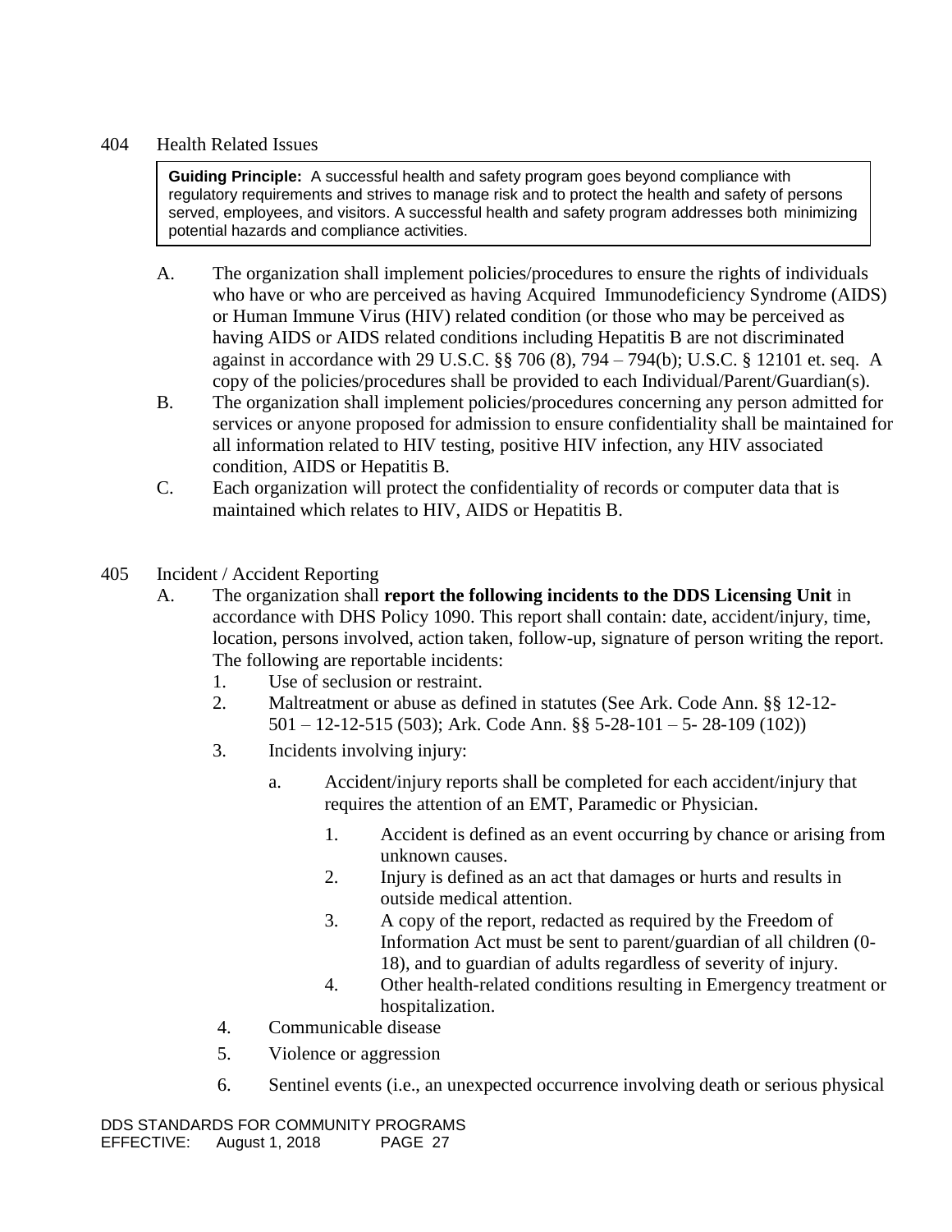## 404 Health Related Issues

> **Guiding Principle:** A successful health and safety program goes beyond compliance with regulatory requirements and strives to manage risk and to protect the health and safety of persons served, employees, and visitors. A successful health and safety program addresses both minimizing potential hazards and compliance activities.

A. The organization shall implement policies/procedures to ensure the rights of individuals who have or who are perceived as having Acquired Immunodeficiency Syndrome (AIDS) or Human Immune Virus (HIV) related condition (or those who may be perceived as having AIDS or AIDS related conditions including Hepatitis B are not discriminated against in accordance with 29 U.S.C. §§ 706 (8), 794 – 794(b); U.S.C. § 12101 et. seq. A copy of the policies/procedures shall be provided to each Individual/Parent/Guardian(s).

B. The organization shall implement policies/procedures concerning any person admitted for services or anyone proposed for admission to ensure confidentiality shall be maintained for all information related to HIV testing, positive HIV infection, any HIV associated condition, AIDS or Hepatitis B.

C. Each organization will protect the confidentiality of records or computer data that is maintained which relates to HIV, AIDS or Hepatitis B.

## 405 Incident / Accident Reporting

A. The organization shall **report the following incidents to the DDS Licensing Unit** in accordance with DHS Policy 1090. This report shall contain: date, accident/injury, time, location, persons involved, action taken, follow-up, signature of person writing the report. The following are reportable incidents:

1. Use of seclusion or restraint.
2. Maltreatment or abuse as defined in statutes (See Ark. Code Ann. §§ 12-12-501 – 12-12-515 (503); Ark. Code Ann. §§ 5-28-101 – 5- 28-109 (102))
3. Incidents involving injury:
    a. Accident/injury reports shall be completed for each accident/injury that requires the attention of an EMT, Paramedic or Physician.
        1. Accident is defined as an event occurring by chance or arising from unknown causes.
        2. Injury is defined as an act that damages or hurts and results in outside medical attention.
        3. A copy of the report, redacted as required by the Freedom of Information Act must be sent to parent/guardian of all children (0-18), and to guardian of adults regardless of severity of injury.
        4. Other health-related conditions resulting in Emergency treatment or hospitalization.
4. Communicable disease
5. Violence or aggression
6. Sentinel events (i.e., an unexpected occurrence involving death or serious physical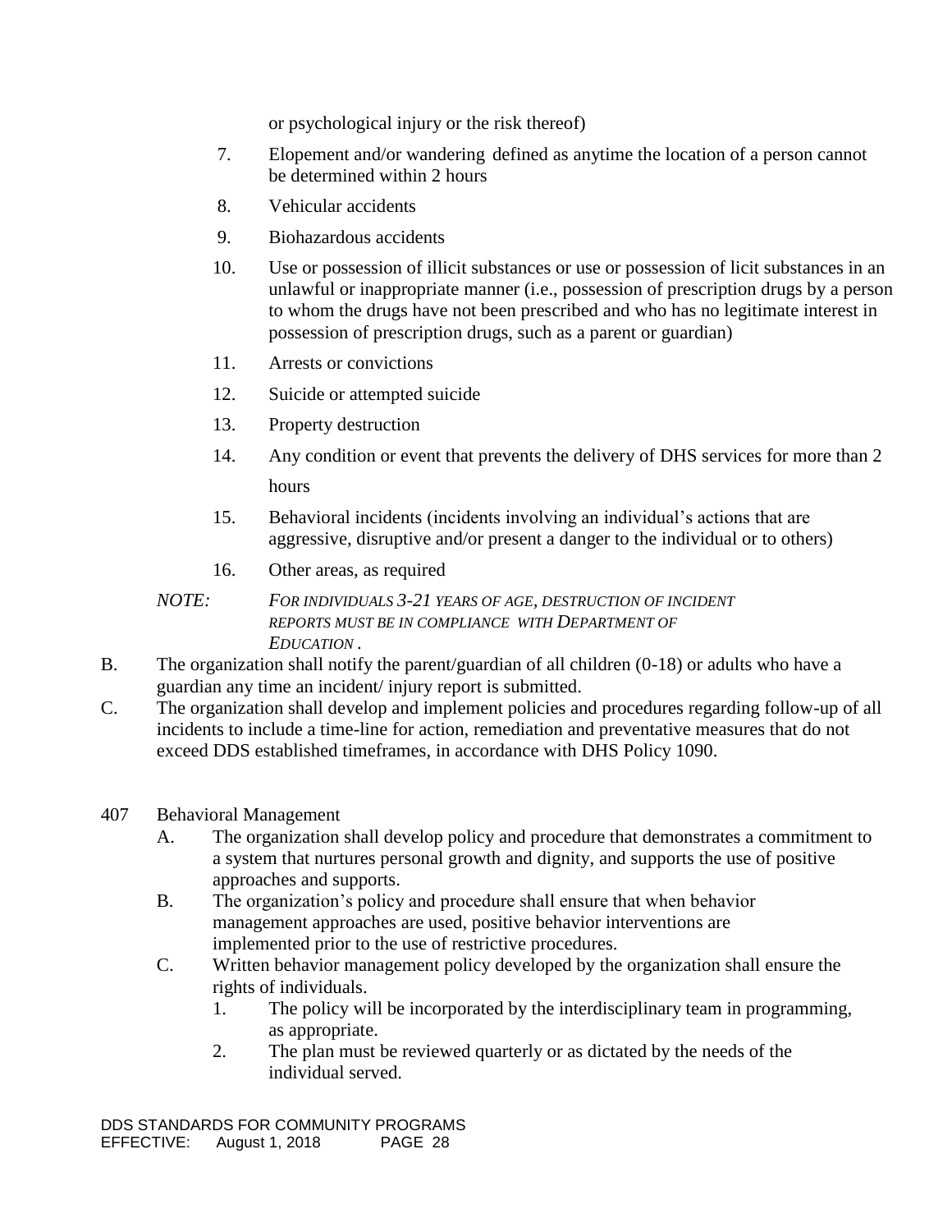or psychological injury or the risk thereof)

7. Elopement and/or wandering defined as anytime the location of a person cannot be determined within 2 hours
8. Vehicular accidents
9. Biohazardous accidents
10. Use or possession of illicit substances or use or possession of licit substances in an unlawful or inappropriate manner (i.e., possession of prescription drugs by a person to whom the drugs have not been prescribed and who has no legitimate interest in possession of prescription drugs, such as a parent or guardian)
11. Arrests or convictions
12. Suicide or attempted suicide
13. Property destruction
14. Any condition or event that prevents the delivery of DHS services for more than 2 hours
15. Behavioral incidents (incidents involving an individual's actions that are aggressive, disruptive and/or present a danger to the individual or to others)
16. Other areas, as required

*NOTE:* *FOR INDIVIDUALS 3-21 YEARS OF AGE, DESTRUCTION OF INCIDENT REPORTS MUST BE IN COMPLIANCE WITH DEPARTMENT OF EDUCATION .*

B. The organization shall notify the parent/guardian of all children (0-18) or adults who have a guardian any time an incident/ injury report is submitted.

C. The organization shall develop and implement policies and procedures regarding follow-up of all incidents to include a time-line for action, remediation and preventative measures that do not exceed DDS established timeframes, in accordance with DHS Policy 1090.

407 Behavioral Management

A. The organization shall develop policy and procedure that demonstrates a commitment to a system that nurtures personal growth and dignity, and supports the use of positive approaches and supports.

B. The organization's policy and procedure shall ensure that when behavior management approaches are used, positive behavior interventions are implemented prior to the use of restrictive procedures.

C. Written behavior management policy developed by the organization shall ensure the rights of individuals.

1. The policy will be incorporated by the interdisciplinary team in programming, as appropriate.
2. The plan must be reviewed quarterly or as dictated by the needs of the individual served.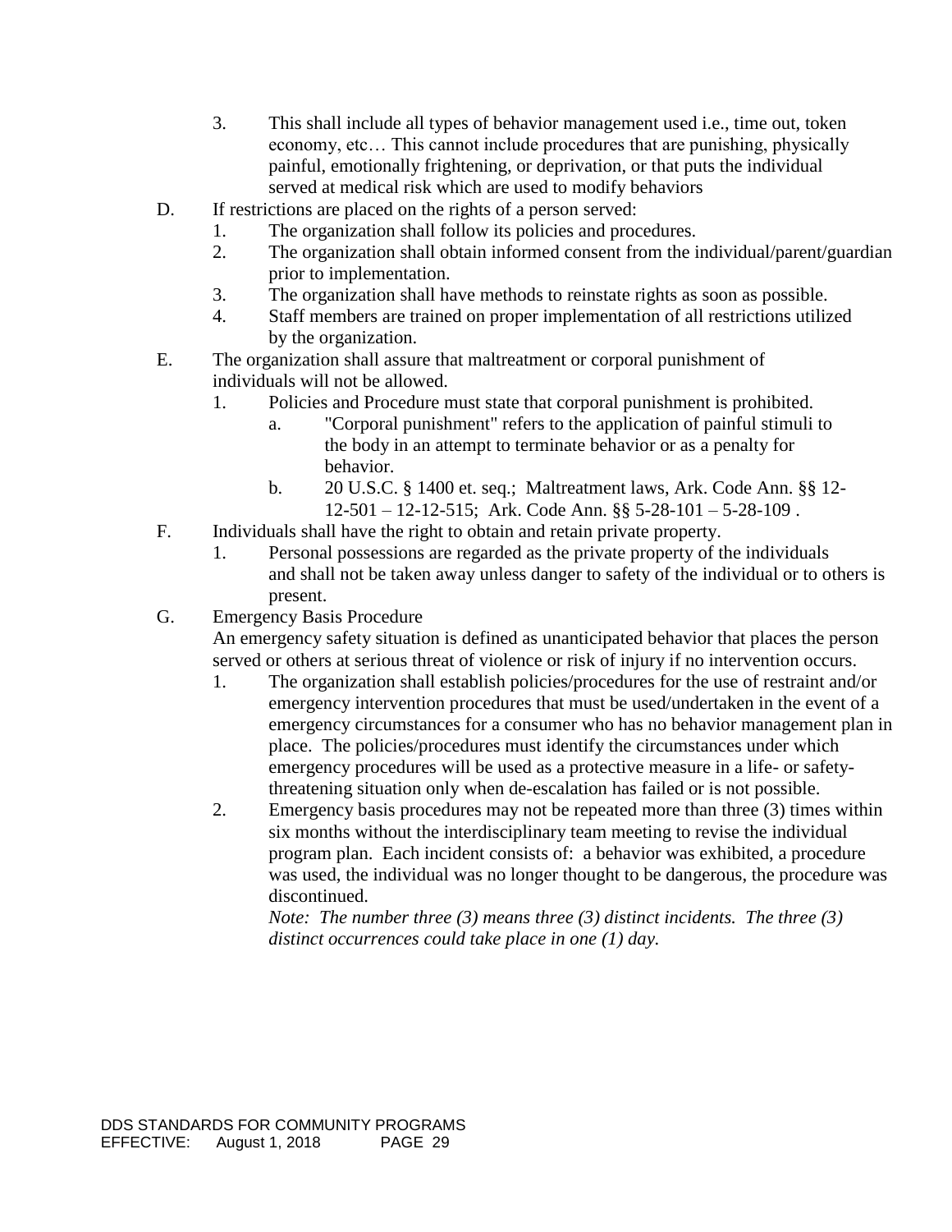3. This shall include all types of behavior management used i.e., time out, token economy, etc… This cannot include procedures that are punishing, physically painful, emotionally frightening, or deprivation, or that puts the individual served at medical risk which are used to modify behaviors

D. If restrictions are placed on the rights of a person served:
   1. The organization shall follow its policies and procedures.
   2. The organization shall obtain informed consent from the individual/parent/guardian prior to implementation.
   3. The organization shall have methods to reinstate rights as soon as possible.
   4. Staff members are trained on proper implementation of all restrictions utilized by the organization.

E. The organization shall assure that maltreatment or corporal punishment of individuals will not be allowed.
   1. Policies and Procedure must state that corporal punishment is prohibited.
      a. "Corporal punishment" refers to the application of painful stimuli to the body in an attempt to terminate behavior or as a penalty for behavior.
      b. 20 U.S.C. § 1400 et. seq.; Maltreatment laws, Ark. Code Ann. §§ 12-12-501 – 12-12-515; Ark. Code Ann. §§ 5-28-101 – 5-28-109 .

F. Individuals shall have the right to obtain and retain private property.
   1. Personal possessions are regarded as the private property of the individuals and shall not be taken away unless danger to safety of the individual or to others is present.

G. Emergency Basis Procedure

   An emergency safety situation is defined as unanticipated behavior that places the person served or others at serious threat of violence or risk of injury if no intervention occurs.
   1. The organization shall establish policies/procedures for the use of restraint and/or emergency intervention procedures that must be used/undertaken in the event of a emergency circumstances for a consumer who has no behavior management plan in place. The policies/procedures must identify the circumstances under which emergency procedures will be used as a protective measure in a life- or safety-threatening situation only when de-escalation has failed or is not possible.
   2. Emergency basis procedures may not be repeated more than three (3) times within six months without the interdisciplinary team meeting to revise the individual program plan. Each incident consists of: a behavior was exhibited, a procedure was used, the individual was no longer thought to be dangerous, the procedure was discontinued.

      *Note: The number three (3) means three (3) distinct incidents. The three (3) distinct occurrences could take place in one (1) day.*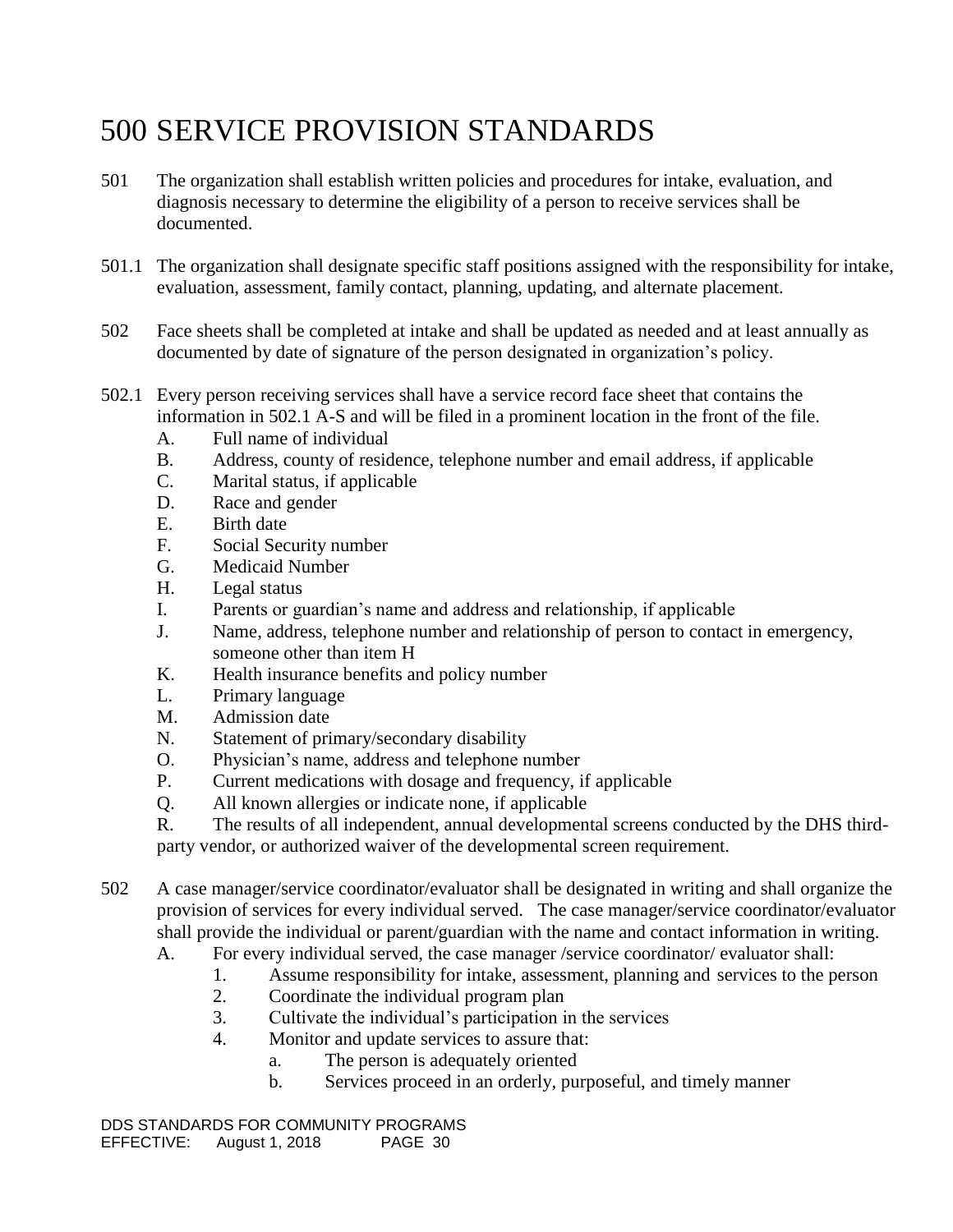# 500 SERVICE PROVISION STANDARDS

501 The organization shall establish written policies and procedures for intake, evaluation, and diagnosis necessary to determine the eligibility of a person to receive services shall be documented.

501.1 The organization shall designate specific staff positions assigned with the responsibility for intake, evaluation, assessment, family contact, planning, updating, and alternate placement.

502 Face sheets shall be completed at intake and shall be updated as needed and at least annually as documented by date of signature of the person designated in organization's policy.

502.1 Every person receiving services shall have a service record face sheet that contains the information in 502.1 A-S and will be filed in a prominent location in the front of the file.

- A. Full name of individual
- B. Address, county of residence, telephone number and email address, if applicable
- C. Marital status, if applicable
- D. Race and gender
- E. Birth date
- F. Social Security number
- G. Medicaid Number
- H. Legal status
- I. Parents or guardian's name and address and relationship, if applicable
- J. Name, address, telephone number and relationship of person to contact in emergency, someone other than item H
- K. Health insurance benefits and policy number
- L. Primary language
- M. Admission date
- N. Statement of primary/secondary disability
- O. Physician's name, address and telephone number
- P. Current medications with dosage and frequency, if applicable
- Q. All known allergies or indicate none, if applicable
- R. The results of all independent, annual developmental screens conducted by the DHS third-party vendor, or authorized waiver of the developmental screen requirement.

502 A case manager/service coordinator/evaluator shall be designated in writing and shall organize the provision of services for every individual served. The case manager/service coordinator/evaluator shall provide the individual or parent/guardian with the name and contact information in writing.

- A. For every individual served, the case manager /service coordinator/ evaluator shall:
  1. Assume responsibility for intake, assessment, planning and services to the person
  2. Coordinate the individual program plan
  3. Cultivate the individual's participation in the services
  4. Monitor and update services to assure that:
     - a. The person is adequately oriented
     - b. Services proceed in an orderly, purposeful, and timely manner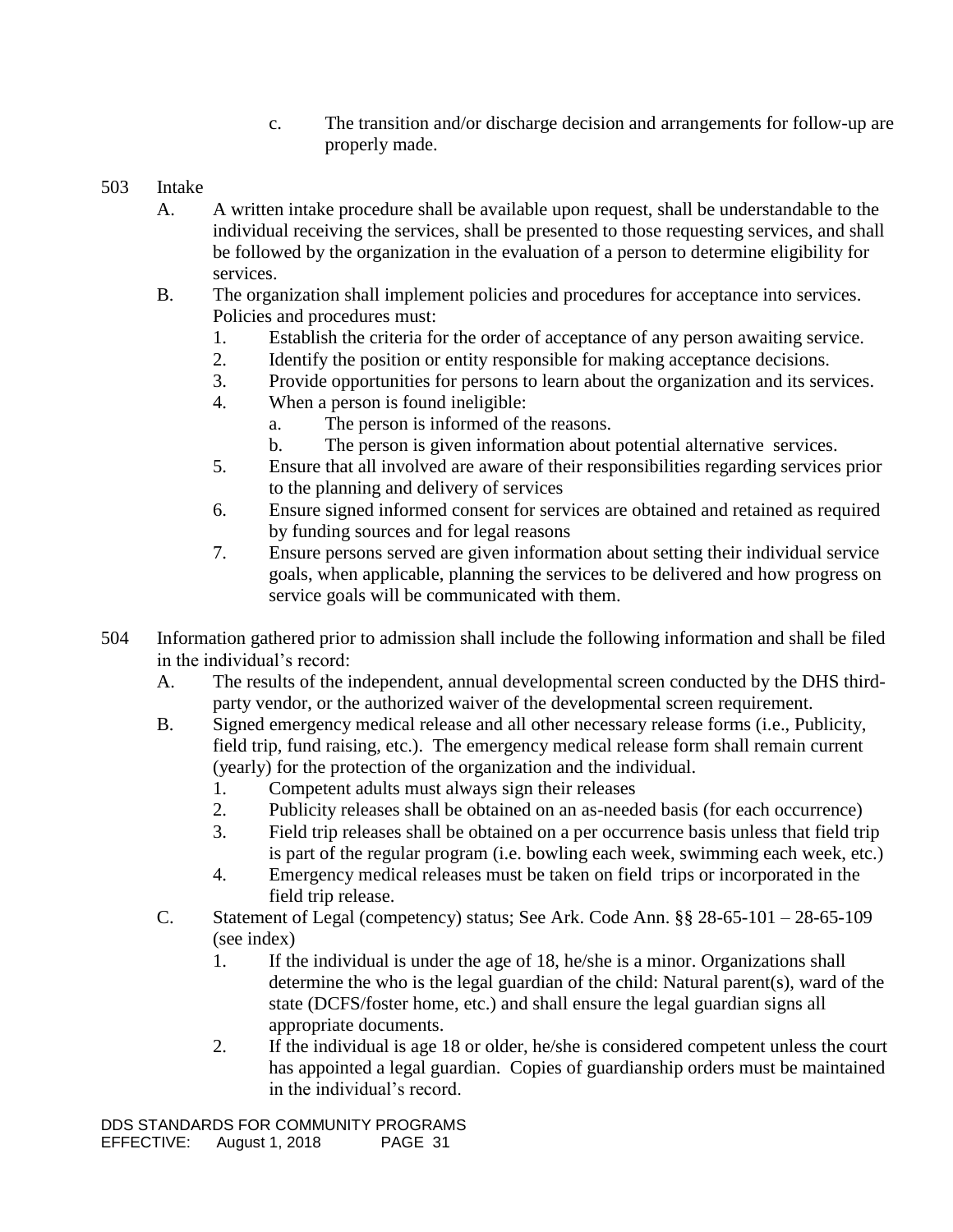c. The transition and/or discharge decision and arrangements for follow-up are properly made.

503 Intake

A. A written intake procedure shall be available upon request, shall be understandable to the individual receiving the services, shall be presented to those requesting services, and shall be followed by the organization in the evaluation of a person to determine eligibility for services.

B. The organization shall implement policies and procedures for acceptance into services. Policies and procedures must:

1. Establish the criteria for the order of acceptance of any person awaiting service.
2. Identify the position or entity responsible for making acceptance decisions.
3. Provide opportunities for persons to learn about the organization and its services.
4. When a person is found ineligible:
   a. The person is informed of the reasons.
   b. The person is given information about potential alternative services.
5. Ensure that all involved are aware of their responsibilities regarding services prior to the planning and delivery of services
6. Ensure signed informed consent for services are obtained and retained as required by funding sources and for legal reasons
7. Ensure persons served are given information about setting their individual service goals, when applicable, planning the services to be delivered and how progress on service goals will be communicated with them.

504 Information gathered prior to admission shall include the following information and shall be filed in the individual's record:

A. The results of the independent, annual developmental screen conducted by the DHS third-party vendor, or the authorized waiver of the developmental screen requirement.

B. Signed emergency medical release and all other necessary release forms (i.e., Publicity, field trip, fund raising, etc.). The emergency medical release form shall remain current (yearly) for the protection of the organization and the individual.

1. Competent adults must always sign their releases
2. Publicity releases shall be obtained on an as-needed basis (for each occurrence)
3. Field trip releases shall be obtained on a per occurrence basis unless that field trip is part of the regular program (i.e. bowling each week, swimming each week, etc.)
4. Emergency medical releases must be taken on field trips or incorporated in the field trip release.

C. Statement of Legal (competency) status; See Ark. Code Ann. §§ 28-65-101 – 28-65-109 (see index)

1. If the individual is under the age of 18, he/she is a minor. Organizations shall determine the who is the legal guardian of the child: Natural parent(s), ward of the state (DCFS/foster home, etc.) and shall ensure the legal guardian signs all appropriate documents.
2. If the individual is age 18 or older, he/she is considered competent unless the court has appointed a legal guardian. Copies of guardianship orders must be maintained in the individual's record.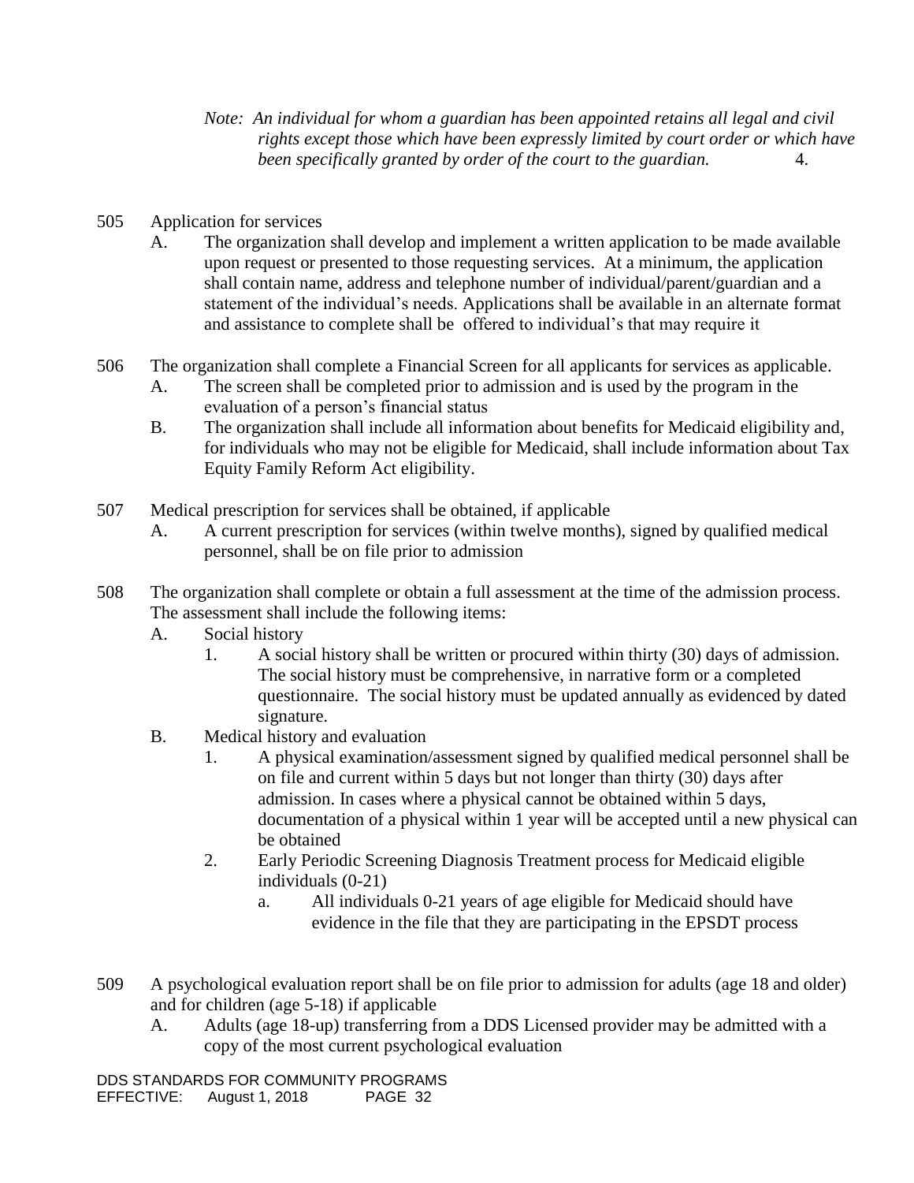*Note: An individual for whom a guardian has been appointed retains all legal and civil rights except those which have been expressly limited by court order or which have been specifically granted by order of the court to the guardian.* 4.

505 Application for services

A. The organization shall develop and implement a written application to be made available upon request or presented to those requesting services. At a minimum, the application shall contain name, address and telephone number of individual/parent/guardian and a statement of the individual's needs. Applications shall be available in an alternate format and assistance to complete shall be offered to individual's that may require it

506 The organization shall complete a Financial Screen for all applicants for services as applicable.

A. The screen shall be completed prior to admission and is used by the program in the evaluation of a person's financial status

B. The organization shall include all information about benefits for Medicaid eligibility and, for individuals who may not be eligible for Medicaid, shall include information about Tax Equity Family Reform Act eligibility.

507 Medical prescription for services shall be obtained, if applicable

A. A current prescription for services (within twelve months), signed by qualified medical personnel, shall be on file prior to admission

508 The organization shall complete or obtain a full assessment at the time of the admission process. The assessment shall include the following items:

A. Social history

1. A social history shall be written or procured within thirty (30) days of admission. The social history must be comprehensive, in narrative form or a completed questionnaire. The social history must be updated annually as evidenced by dated signature.

B. Medical history and evaluation

1. A physical examination/assessment signed by qualified medical personnel shall be on file and current within 5 days but not longer than thirty (30) days after admission. In cases where a physical cannot be obtained within 5 days, documentation of a physical within 1 year will be accepted until a new physical can be obtained

2. Early Periodic Screening Diagnosis Treatment process for Medicaid eligible individuals (0-21)

a. All individuals 0-21 years of age eligible for Medicaid should have evidence in the file that they are participating in the EPSDT process

509 A psychological evaluation report shall be on file prior to admission for adults (age 18 and older) and for children (age 5-18) if applicable

A. Adults (age 18-up) transferring from a DDS Licensed provider may be admitted with a copy of the most current psychological evaluation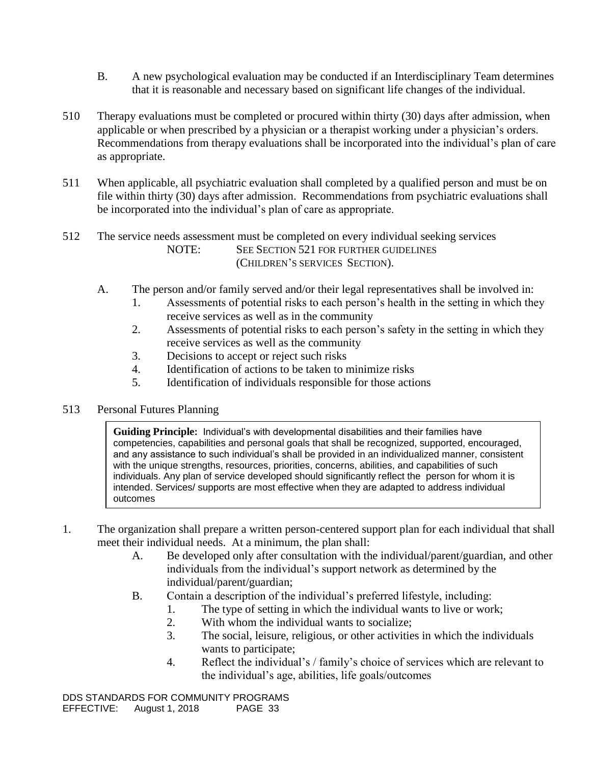B. A new psychological evaluation may be conducted if an Interdisciplinary Team determines that it is reasonable and necessary based on significant life changes of the individual.

510 Therapy evaluations must be completed or procured within thirty (30) days after admission, when applicable or when prescribed by a physician or a therapist working under a physician's orders. Recommendations from therapy evaluations shall be incorporated into the individual's plan of care as appropriate.

511 When applicable, all psychiatric evaluation shall completed by a qualified person and must be on file within thirty (30) days after admission. Recommendations from psychiatric evaluations shall be incorporated into the individual's plan of care as appropriate.

512 The service needs assessment must be completed on every individual seeking services

NOTE: SEE SECTION 521 FOR FURTHER GUIDELINES (CHILDREN'S SERVICES SECTION).

A. The person and/or family served and/or their legal representatives shall be involved in:
   1. Assessments of potential risks to each person's health in the setting in which they receive services as well as in the community
   2. Assessments of potential risks to each person's safety in the setting in which they receive services as well as the community
   3. Decisions to accept or reject such risks
   4. Identification of actions to be taken to minimize risks
   5. Identification of individuals responsible for those actions

513 Personal Futures Planning

> **Guiding Principle:** Individual's with developmental disabilities and their families have competencies, capabilities and personal goals that shall be recognized, supported, encouraged, and any assistance to such individual's shall be provided in an individualized manner, consistent with the unique strengths, resources, priorities, concerns, abilities, and capabilities of such individuals. Any plan of service developed should significantly reflect the person for whom it is intended. Services/ supports are most effective when they are adapted to address individual outcomes

1. The organization shall prepare a written person-centered support plan for each individual that shall meet their individual needs. At a minimum, the plan shall:
   A. Be developed only after consultation with the individual/parent/guardian, and other individuals from the individual's support network as determined by the individual/parent/guardian;
   B. Contain a description of the individual's preferred lifestyle, including:
      1. The type of setting in which the individual wants to live or work;
      2. With whom the individual wants to socialize;
      3. The social, leisure, religious, or other activities in which the individuals wants to participate;
      4. Reflect the individual's / family's choice of services which are relevant to the individual's age, abilities, life goals/outcomes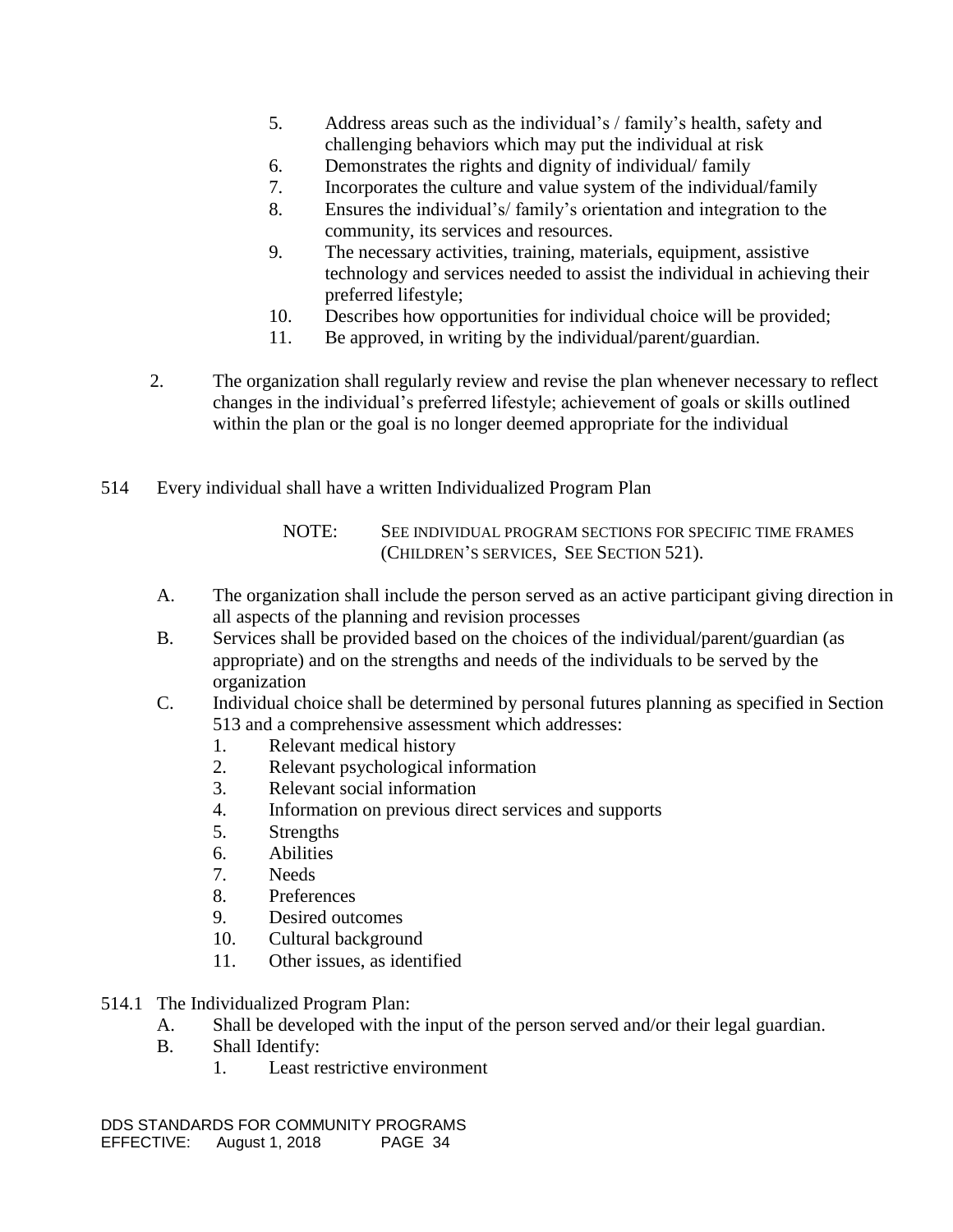5. Address areas such as the individual's / family's health, safety and challenging behaviors which may put the individual at risk
6. Demonstrates the rights and dignity of individual/ family
7. Incorporates the culture and value system of the individual/family
8. Ensures the individual's/ family's orientation and integration to the community, its services and resources.
9. The necessary activities, training, materials, equipment, assistive technology and services needed to assist the individual in achieving their preferred lifestyle;
10. Describes how opportunities for individual choice will be provided;
11. Be approved, in writing by the individual/parent/guardian.

2. The organization shall regularly review and revise the plan whenever necessary to reflect changes in the individual's preferred lifestyle; achievement of goals or skills outlined within the plan or the goal is no longer deemed appropriate for the individual

514 Every individual shall have a written Individualized Program Plan

NOTE: SEE INDIVIDUAL PROGRAM SECTIONS FOR SPECIFIC TIME FRAMES (CHILDREN'S SERVICES, SEE SECTION 521).

A. The organization shall include the person served as an active participant giving direction in all aspects of the planning and revision processes

B. Services shall be provided based on the choices of the individual/parent/guardian (as appropriate) and on the strengths and needs of the individuals to be served by the organization

C. Individual choice shall be determined by personal futures planning as specified in Section 513 and a comprehensive assessment which addresses:
   1. Relevant medical history
   2. Relevant psychological information
   3. Relevant social information
   4. Information on previous direct services and supports
   5. Strengths
   6. Abilities
   7. Needs
   8. Preferences
   9. Desired outcomes
   10. Cultural background
   11. Other issues, as identified

514.1 The Individualized Program Plan:

A. Shall be developed with the input of the person served and/or their legal guardian.

B. Shall Identify:
   1. Least restrictive environment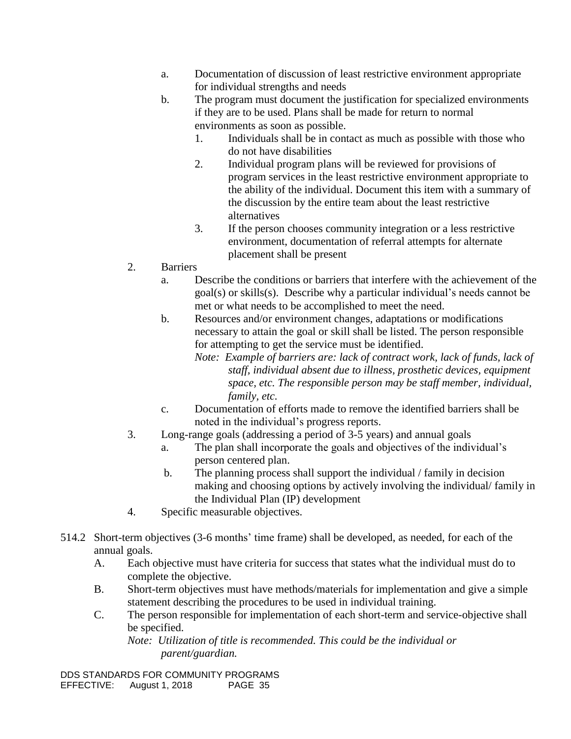a. Documentation of discussion of least restrictive environment appropriate for individual strengths and needs

b. The program must document the justification for specialized environments if they are to be used. Plans shall be made for return to normal environments as soon as possible.

   1. Individuals shall be in contact as much as possible with those who do not have disabilities
   2. Individual program plans will be reviewed for provisions of program services in the least restrictive environment appropriate to the ability of the individual. Document this item with a summary of the discussion by the entire team about the least restrictive alternatives
   3. If the person chooses community integration or a less restrictive environment, documentation of referral attempts for alternate placement shall be present

2. Barriers

   a. Describe the conditions or barriers that interfere with the achievement of the goal(s) or skills(s). Describe why a particular individual's needs cannot be met or what needs to be accomplished to meet the need.

   b. Resources and/or environment changes, adaptations or modifications necessary to attain the goal or skill shall be listed. The person responsible for attempting to get the service must be identified.

      *Note: Example of barriers are: lack of contract work, lack of funds, lack of staff, individual absent due to illness, prosthetic devices, equipment space, etc. The responsible person may be staff member, individual, family, etc.*

   c. Documentation of efforts made to remove the identified barriers shall be noted in the individual's progress reports.

3. Long-range goals (addressing a period of 3-5 years) and annual goals

   a. The plan shall incorporate the goals and objectives of the individual's person centered plan.

   b. The planning process shall support the individual / family in decision making and choosing options by actively involving the individual/ family in the Individual Plan (IP) development

4. Specific measurable objectives.

514.2 Short-term objectives (3-6 months' time frame) shall be developed, as needed, for each of the annual goals.

A. Each objective must have criteria for success that states what the individual must do to complete the objective.

B. Short-term objectives must have methods/materials for implementation and give a simple statement describing the procedures to be used in individual training.

C. The person responsible for implementation of each short-term and service-objective shall be specified.

   *Note: Utilization of title is recommended. This could be the individual or parent/guardian.*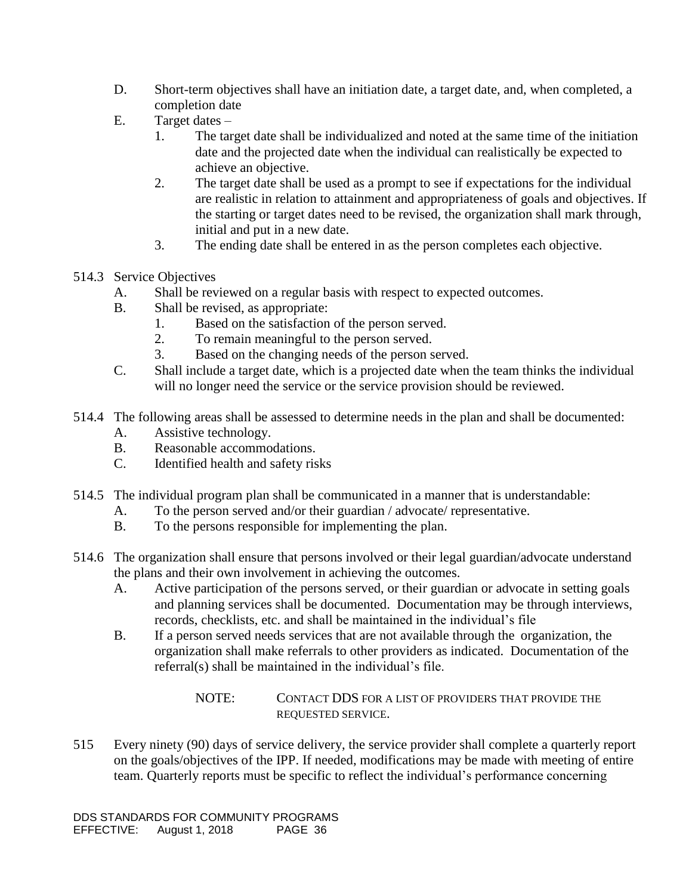D. Short-term objectives shall have an initiation date, a target date, and, when completed, a completion date

E. Target dates –

1. The target date shall be individualized and noted at the same time of the initiation date and the projected date when the individual can realistically be expected to achieve an objective.
2. The target date shall be used as a prompt to see if expectations for the individual are realistic in relation to attainment and appropriateness of goals and objectives. If the starting or target dates need to be revised, the organization shall mark through, initial and put in a new date.
3. The ending date shall be entered in as the person completes each objective.

514.3 Service Objectives

A. Shall be reviewed on a regular basis with respect to expected outcomes.

B. Shall be revised, as appropriate:

1. Based on the satisfaction of the person served.
2. To remain meaningful to the person served.
3. Based on the changing needs of the person served.

C. Shall include a target date, which is a projected date when the team thinks the individual will no longer need the service or the service provision should be reviewed.

514.4 The following areas shall be assessed to determine needs in the plan and shall be documented:

A. Assistive technology.

B. Reasonable accommodations.

C. Identified health and safety risks

514.5 The individual program plan shall be communicated in a manner that is understandable:

A. To the person served and/or their guardian / advocate/ representative.

B. To the persons responsible for implementing the plan.

514.6 The organization shall ensure that persons involved or their legal guardian/advocate understand the plans and their own involvement in achieving the outcomes.

A. Active participation of the persons served, or their guardian or advocate in setting goals and planning services shall be documented. Documentation may be through interviews, records, checklists, etc. and shall be maintained in the individual's file

B. If a person served needs services that are not available through the organization, the organization shall make referrals to other providers as indicated. Documentation of the referral(s) shall be maintained in the individual's file.

NOTE: CONTACT DDS FOR A LIST OF PROVIDERS THAT PROVIDE THE REQUESTED SERVICE.

515 Every ninety (90) days of service delivery, the service provider shall complete a quarterly report on the goals/objectives of the IPP. If needed, modifications may be made with meeting of entire team. Quarterly reports must be specific to reflect the individual's performance concerning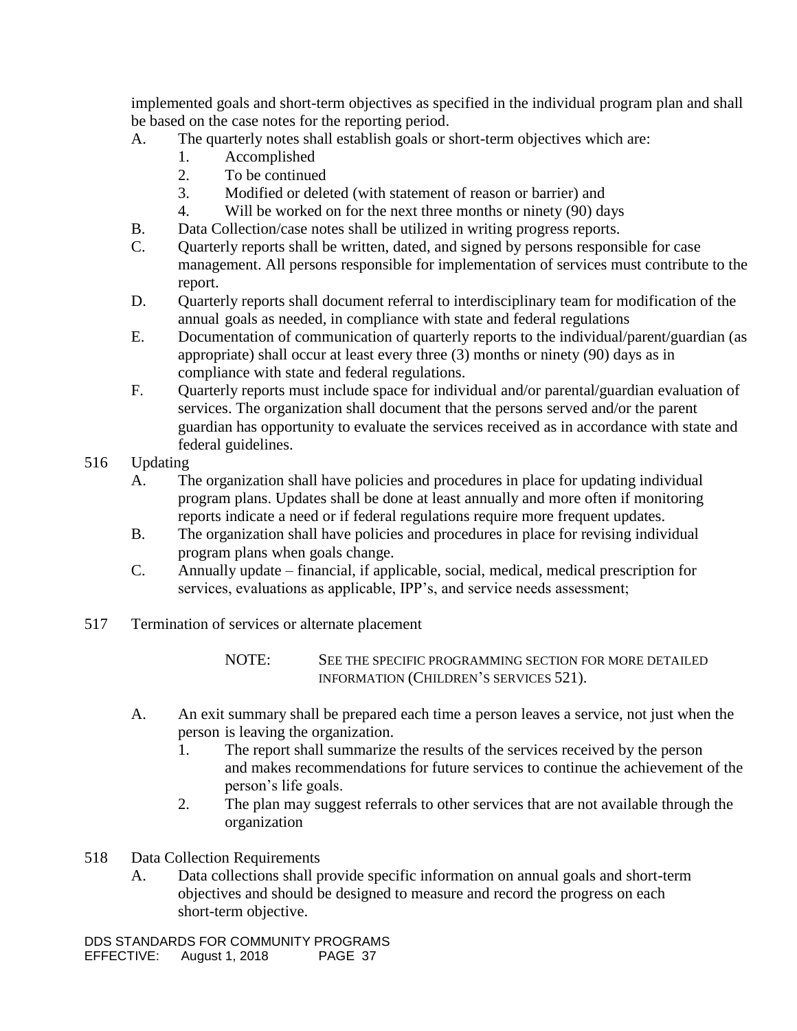implemented goals and short-term objectives as specified in the individual program plan and shall be based on the case notes for the reporting period.

A. The quarterly notes shall establish goals or short-term objectives which are:
   1. Accomplished
   2. To be continued
   3. Modified or deleted (with statement of reason or barrier) and
   4. Will be worked on for the next three months or ninety (90) days
B. Data Collection/case notes shall be utilized in writing progress reports.
C. Quarterly reports shall be written, dated, and signed by persons responsible for case management. All persons responsible for implementation of services must contribute to the report.
D. Quarterly reports shall document referral to interdisciplinary team for modification of the annual goals as needed, in compliance with state and federal regulations
E. Documentation of communication of quarterly reports to the individual/parent/guardian (as appropriate) shall occur at least every three (3) months or ninety (90) days as in compliance with state and federal regulations.
F. Quarterly reports must include space for individual and/or parental/guardian evaluation of services. The organization shall document that the persons served and/or the parent guardian has opportunity to evaluate the services received as in accordance with state and federal guidelines.

516 Updating

A. The organization shall have policies and procedures in place for updating individual program plans. Updates shall be done at least annually and more often if monitoring reports indicate a need or if federal regulations require more frequent updates.
B. The organization shall have policies and procedures in place for revising individual program plans when goals change.
C. Annually update – financial, if applicable, social, medical, medical prescription for services, evaluations as applicable, IPP's, and service needs assessment;

517 Termination of services or alternate placement

NOTE: SEE THE SPECIFIC PROGRAMMING SECTION FOR MORE DETAILED INFORMATION (CHILDREN'S SERVICES 521).

A. An exit summary shall be prepared each time a person leaves a service, not just when the person is leaving the organization.
   1. The report shall summarize the results of the services received by the person and makes recommendations for future services to continue the achievement of the person's life goals.
   2. The plan may suggest referrals to other services that are not available through the organization

518 Data Collection Requirements

A. Data collections shall provide specific information on annual goals and short-term objectives and should be designed to measure and record the progress on each short-term objective.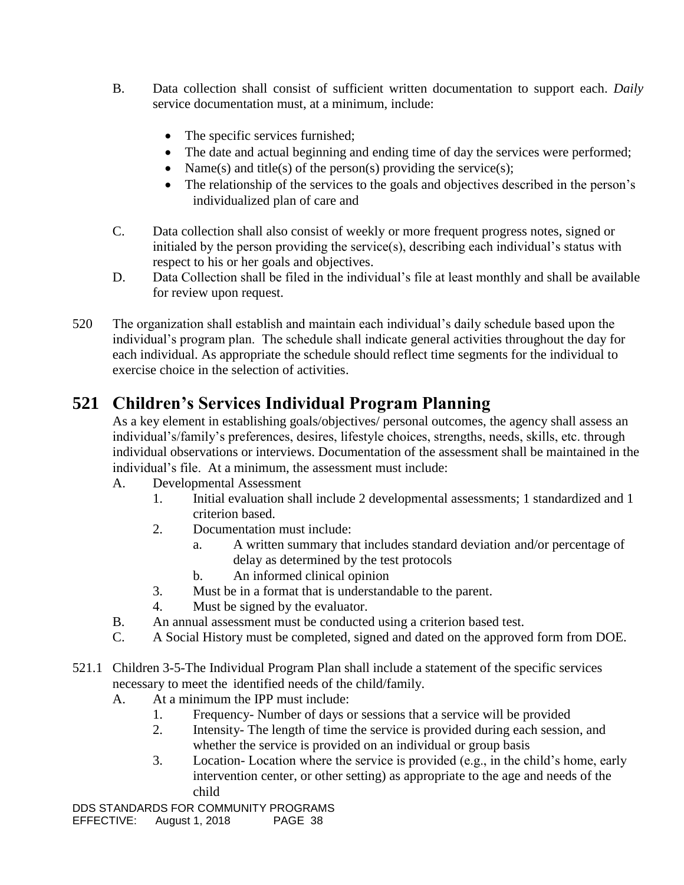B. Data collection shall consist of sufficient written documentation to support each. *Daily* service documentation must, at a minimum, include:

- The specific services furnished;
- The date and actual beginning and ending time of day the services were performed;
- Name(s) and title(s) of the person(s) providing the service(s);
- The relationship of the services to the goals and objectives described in the person's individualized plan of care and

C. Data collection shall also consist of weekly or more frequent progress notes, signed or initialed by the person providing the service(s), describing each individual's status with respect to his or her goals and objectives.

D. Data Collection shall be filed in the individual's file at least monthly and shall be available for review upon request.

520 The organization shall establish and maintain each individual's daily schedule based upon the individual's program plan. The schedule shall indicate general activities throughout the day for each individual. As appropriate the schedule should reflect time segments for the individual to exercise choice in the selection of activities.

# 521 Children's Services Individual Program Planning

As a key element in establishing goals/objectives/ personal outcomes, the agency shall assess an individual's/family's preferences, desires, lifestyle choices, strengths, needs, skills, etc. through individual observations or interviews. Documentation of the assessment shall be maintained in the individual's file. At a minimum, the assessment must include:

A. Developmental Assessment
   1. Initial evaluation shall include 2 developmental assessments; 1 standardized and 1 criterion based.
   2. Documentation must include:
      a. A written summary that includes standard deviation and/or percentage of delay as determined by the test protocols
      b. An informed clinical opinion
   3. Must be in a format that is understandable to the parent.
   4. Must be signed by the evaluator.

B. An annual assessment must be conducted using a criterion based test.

C. A Social History must be completed, signed and dated on the approved form from DOE.

521.1 Children 3-5-The Individual Program Plan shall include a statement of the specific services necessary to meet the identified needs of the child/family.

A. At a minimum the IPP must include:
   1. Frequency- Number of days or sessions that a service will be provided
   2. Intensity- The length of time the service is provided during each session, and whether the service is provided on an individual or group basis
   3. Location- Location where the service is provided (e.g., in the child's home, early intervention center, or other setting) as appropriate to the age and needs of the child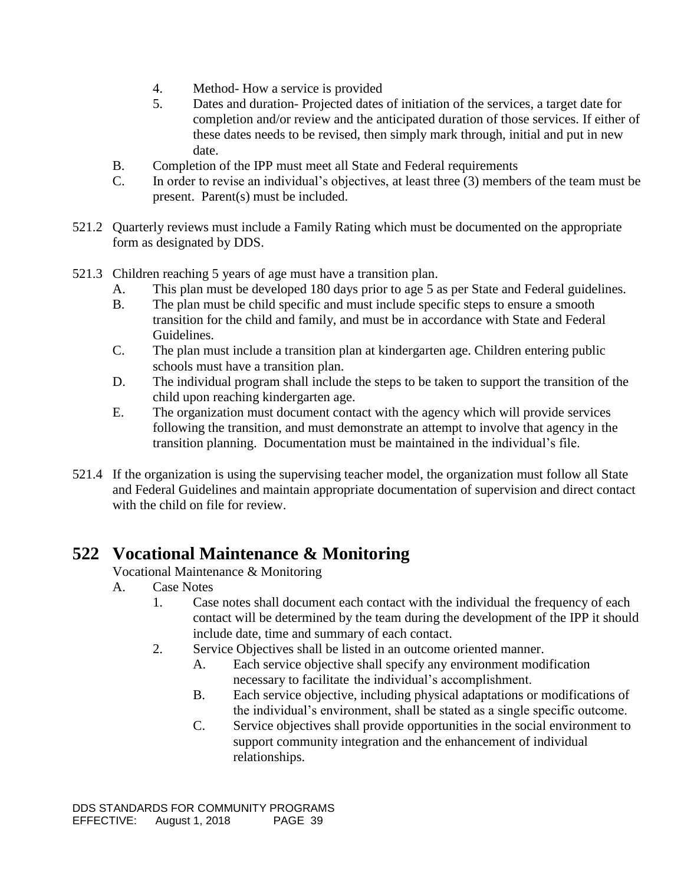4. Method- How a service is provided
5. Dates and duration- Projected dates of initiation of the services, a target date for completion and/or review and the anticipated duration of those services. If either of these dates needs to be revised, then simply mark through, initial and put in new date.

B. Completion of the IPP must meet all State and Federal requirements

C. In order to revise an individual's objectives, at least three (3) members of the team must be present. Parent(s) must be included.

521.2 Quarterly reviews must include a Family Rating which must be documented on the appropriate form as designated by DDS.

521.3 Children reaching 5 years of age must have a transition plan.

A. This plan must be developed 180 days prior to age 5 as per State and Federal guidelines.

B. The plan must be child specific and must include specific steps to ensure a smooth transition for the child and family, and must be in accordance with State and Federal Guidelines.

C. The plan must include a transition plan at kindergarten age. Children entering public schools must have a transition plan.

D. The individual program shall include the steps to be taken to support the transition of the child upon reaching kindergarten age.

E. The organization must document contact with the agency which will provide services following the transition, and must demonstrate an attempt to involve that agency in the transition planning. Documentation must be maintained in the individual's file.

521.4 If the organization is using the supervising teacher model, the organization must follow all State and Federal Guidelines and maintain appropriate documentation of supervision and direct contact with the child on file for review.

# 522 Vocational Maintenance & Monitoring

Vocational Maintenance & Monitoring

A. Case Notes

1. Case notes shall document each contact with the individual the frequency of each contact will be determined by the team during the development of the IPP it should include date, time and summary of each contact.
2. Service Objectives shall be listed in an outcome oriented manner.
   - A. Each service objective shall specify any environment modification necessary to facilitate the individual's accomplishment.
   - B. Each service objective, including physical adaptations or modifications of the individual's environment, shall be stated as a single specific outcome.
   - C. Service objectives shall provide opportunities in the social environment to support community integration and the enhancement of individual relationships.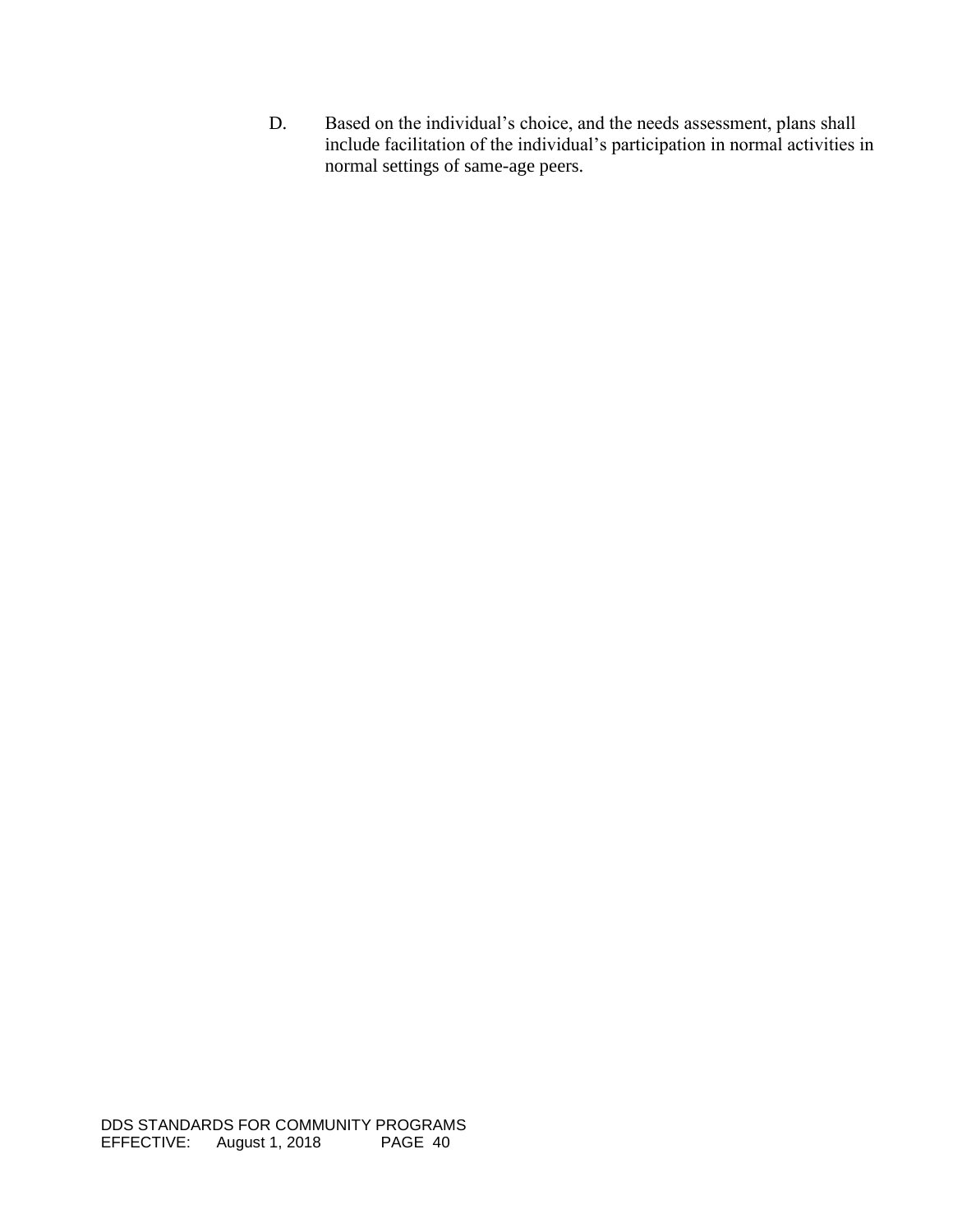D. Based on the individual's choice, and the needs assessment, plans shall include facilitation of the individual's participation in normal activities in normal settings of same-age peers.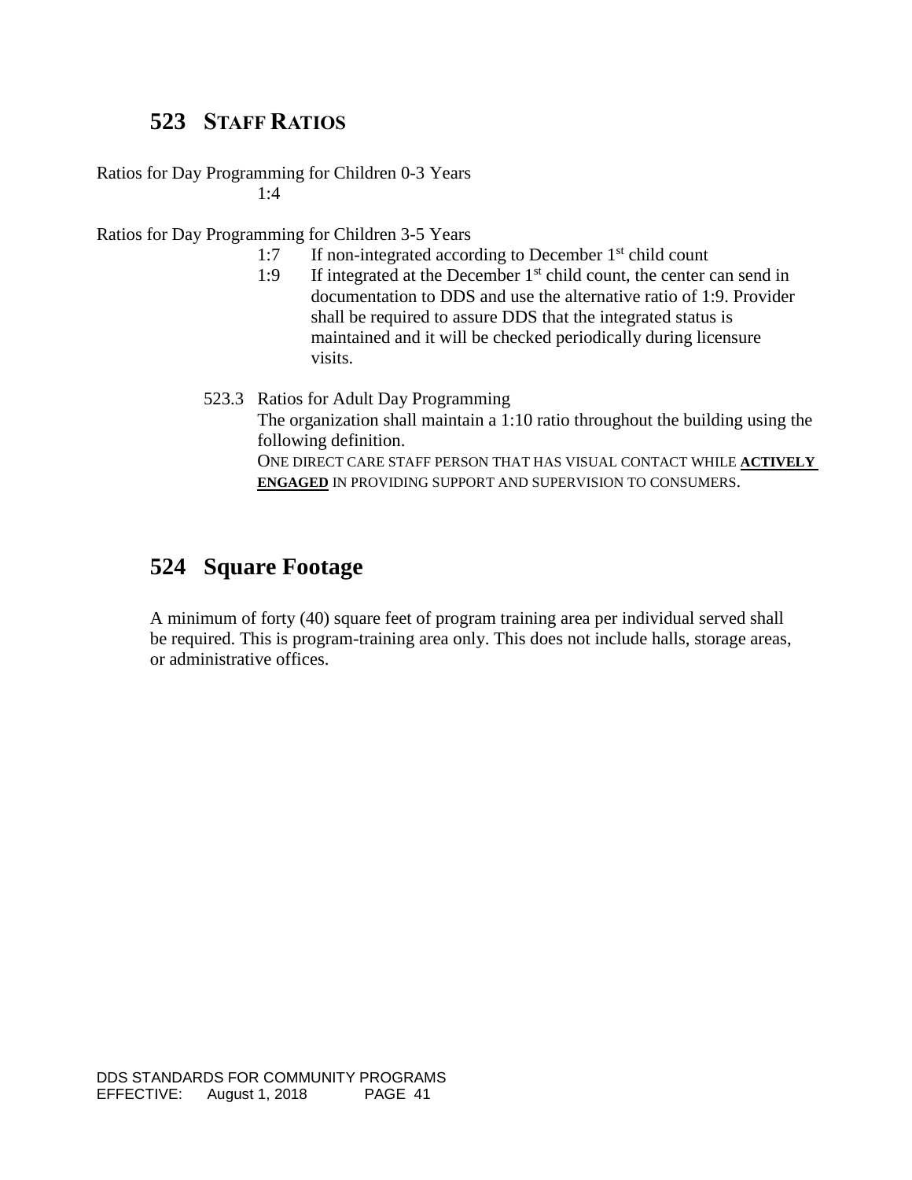## 523 STAFF RATIOS

Ratios for Day Programming for Children 0-3 Years

1:4

Ratios for Day Programming for Children 3-5 Years

- 1:7 If non-integrated according to December 1st child count
- 1:9 If integrated at the December 1st child count, the center can send in documentation to DDS and use the alternative ratio of 1:9. Provider shall be required to assure DDS that the integrated status is maintained and it will be checked periodically during licensure visits.

523.3 Ratios for Adult Day Programming

The organization shall maintain a 1:10 ratio throughout the building using the following definition.

ONE DIRECT CARE STAFF PERSON THAT HAS VISUAL CONTACT WHILE **ACTIVELY ENGAGED** IN PROVIDING SUPPORT AND SUPERVISION TO CONSUMERS.

## 524 Square Footage

A minimum of forty (40) square feet of program training area per individual served shall be required. This is program-training area only. This does not include halls, storage areas, or administrative offices.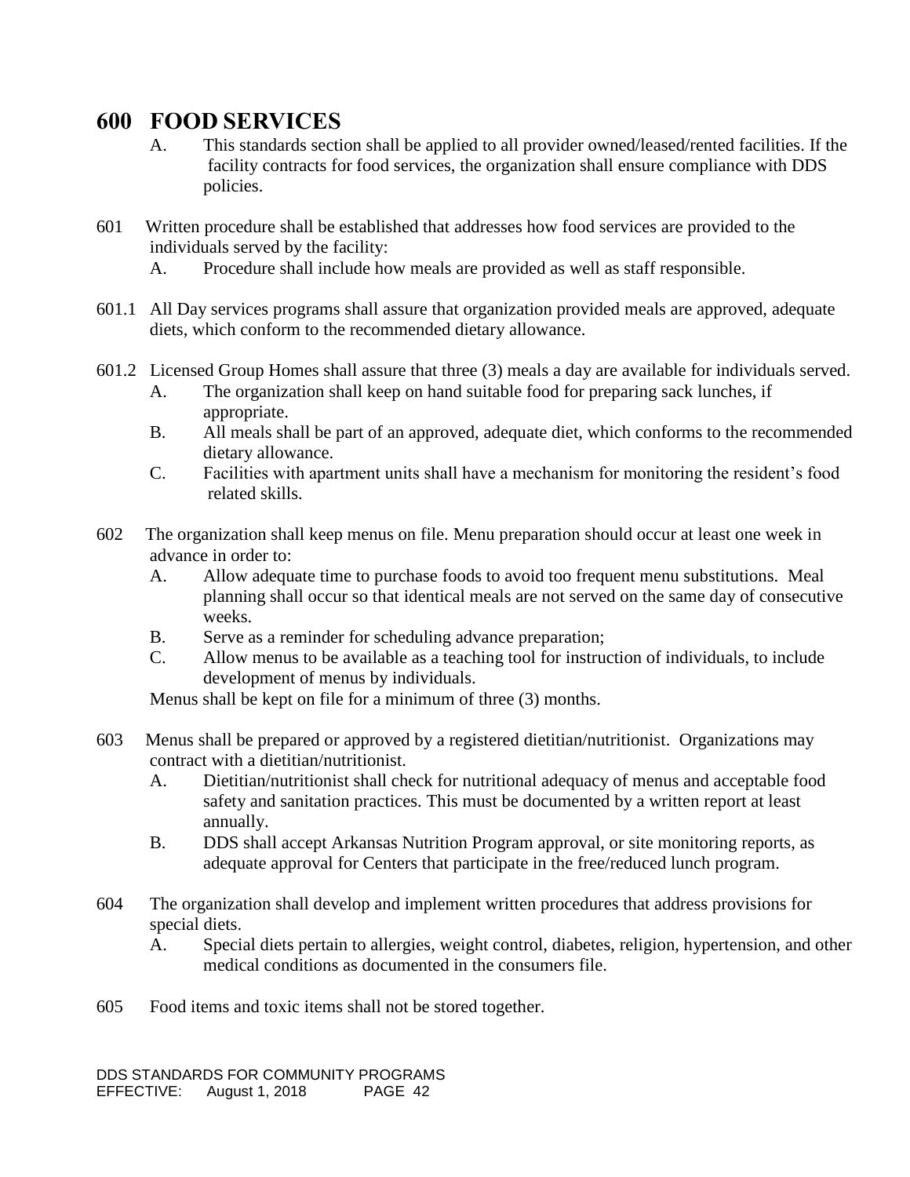# 600 FOOD SERVICES

A. This standards section shall be applied to all provider owned/leased/rented facilities. If the facility contracts for food services, the organization shall ensure compliance with DDS policies.

601 Written procedure shall be established that addresses how food services are provided to the individuals served by the facility:

A. Procedure shall include how meals are provided as well as staff responsible.

601.1 All Day services programs shall assure that organization provided meals are approved, adequate diets, which conform to the recommended dietary allowance.

601.2 Licensed Group Homes shall assure that three (3) meals a day are available for individuals served.

A. The organization shall keep on hand suitable food for preparing sack lunches, if appropriate.

B. All meals shall be part of an approved, adequate diet, which conforms to the recommended dietary allowance.

C. Facilities with apartment units shall have a mechanism for monitoring the resident's food related skills.

602 The organization shall keep menus on file. Menu preparation should occur at least one week in advance in order to:

A. Allow adequate time to purchase foods to avoid too frequent menu substitutions. Meal planning shall occur so that identical meals are not served on the same day of consecutive weeks.

B. Serve as a reminder for scheduling advance preparation;

C. Allow menus to be available as a teaching tool for instruction of individuals, to include development of menus by individuals.

Menus shall be kept on file for a minimum of three (3) months.

603 Menus shall be prepared or approved by a registered dietitian/nutritionist. Organizations may contract with a dietitian/nutritionist.

A. Dietitian/nutritionist shall check for nutritional adequacy of menus and acceptable food safety and sanitation practices. This must be documented by a written report at least annually.

B. DDS shall accept Arkansas Nutrition Program approval, or site monitoring reports, as adequate approval for Centers that participate in the free/reduced lunch program.

604 The organization shall develop and implement written procedures that address provisions for special diets.

A. Special diets pertain to allergies, weight control, diabetes, religion, hypertension, and other medical conditions as documented in the consumers file.

605 Food items and toxic items shall not be stored together.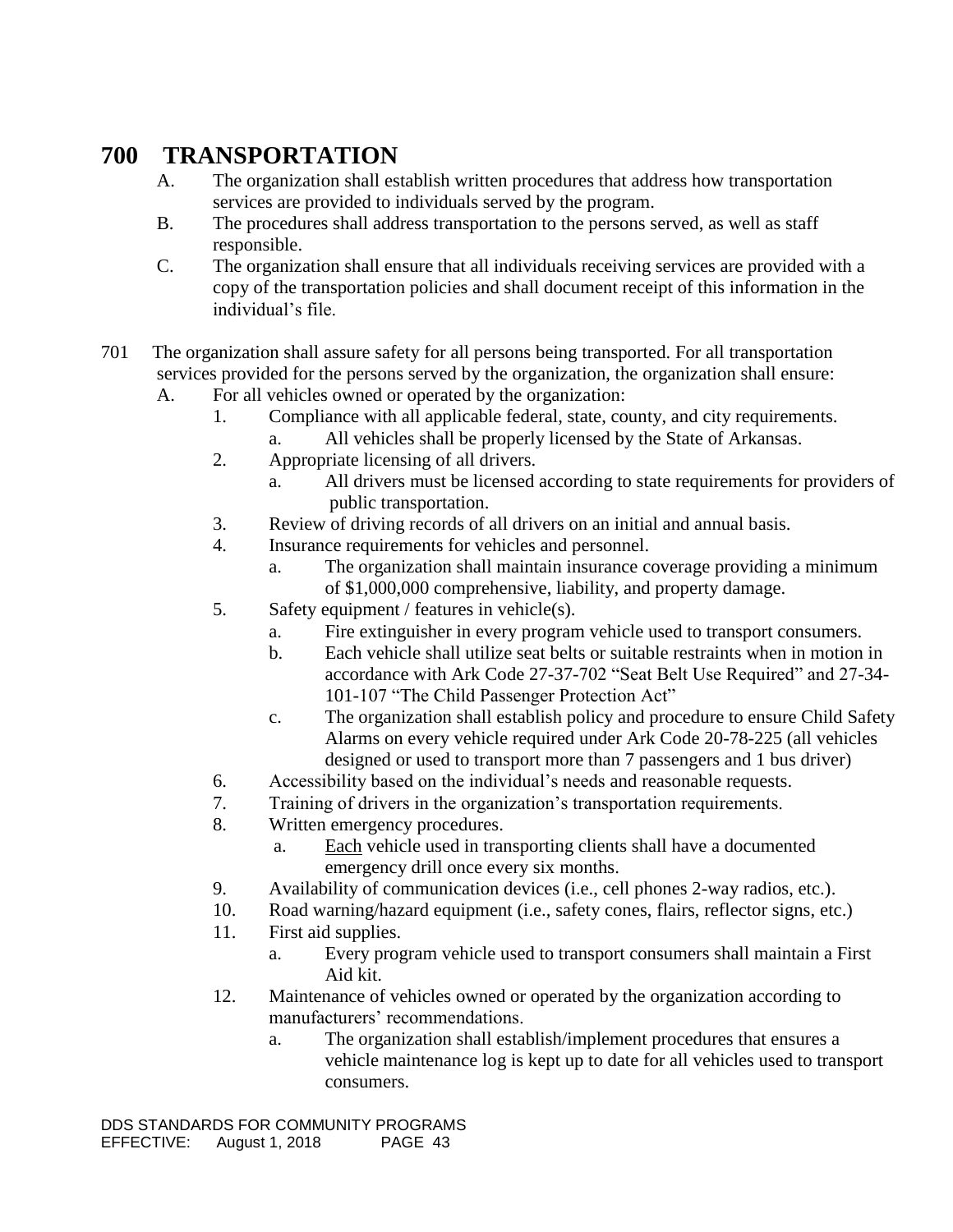# 700 TRANSPORTATION

A. The organization shall establish written procedures that address how transportation services are provided to individuals served by the program.

B. The procedures shall address transportation to the persons served, as well as staff responsible.

C. The organization shall ensure that all individuals receiving services are provided with a copy of the transportation policies and shall document receipt of this information in the individual's file.

701 The organization shall assure safety for all persons being transported. For all transportation services provided for the persons served by the organization, the organization shall ensure:

A. For all vehicles owned or operated by the organization:

1. Compliance with all applicable federal, state, county, and city requirements.
   a. All vehicles shall be properly licensed by the State of Arkansas.
2. Appropriate licensing of all drivers.
   a. All drivers must be licensed according to state requirements for providers of public transportation.
3. Review of driving records of all drivers on an initial and annual basis.
4. Insurance requirements for vehicles and personnel.
   a. The organization shall maintain insurance coverage providing a minimum of $1,000,000 comprehensive, liability, and property damage.
5. Safety equipment / features in vehicle(s).
   a. Fire extinguisher in every program vehicle used to transport consumers.
   b. Each vehicle shall utilize seat belts or suitable restraints when in motion in accordance with Ark Code 27-37-702 "Seat Belt Use Required" and 27-34-101-107 "The Child Passenger Protection Act"
   c. The organization shall establish policy and procedure to ensure Child Safety Alarms on every vehicle required under Ark Code 20-78-225 (all vehicles designed or used to transport more than 7 passengers and 1 bus driver)
6. Accessibility based on the individual's needs and reasonable requests.
7. Training of drivers in the organization's transportation requirements.
8. Written emergency procedures.
   a. Each vehicle used in transporting clients shall have a documented emergency drill once every six months.
9. Availability of communication devices (i.e., cell phones 2-way radios, etc.).
10. Road warning/hazard equipment (i.e., safety cones, flairs, reflector signs, etc.)
11. First aid supplies.
    a. Every program vehicle used to transport consumers shall maintain a First Aid kit.
12. Maintenance of vehicles owned or operated by the organization according to manufacturers' recommendations.
    a. The organization shall establish/implement procedures that ensures a vehicle maintenance log is kept up to date for all vehicles used to transport consumers.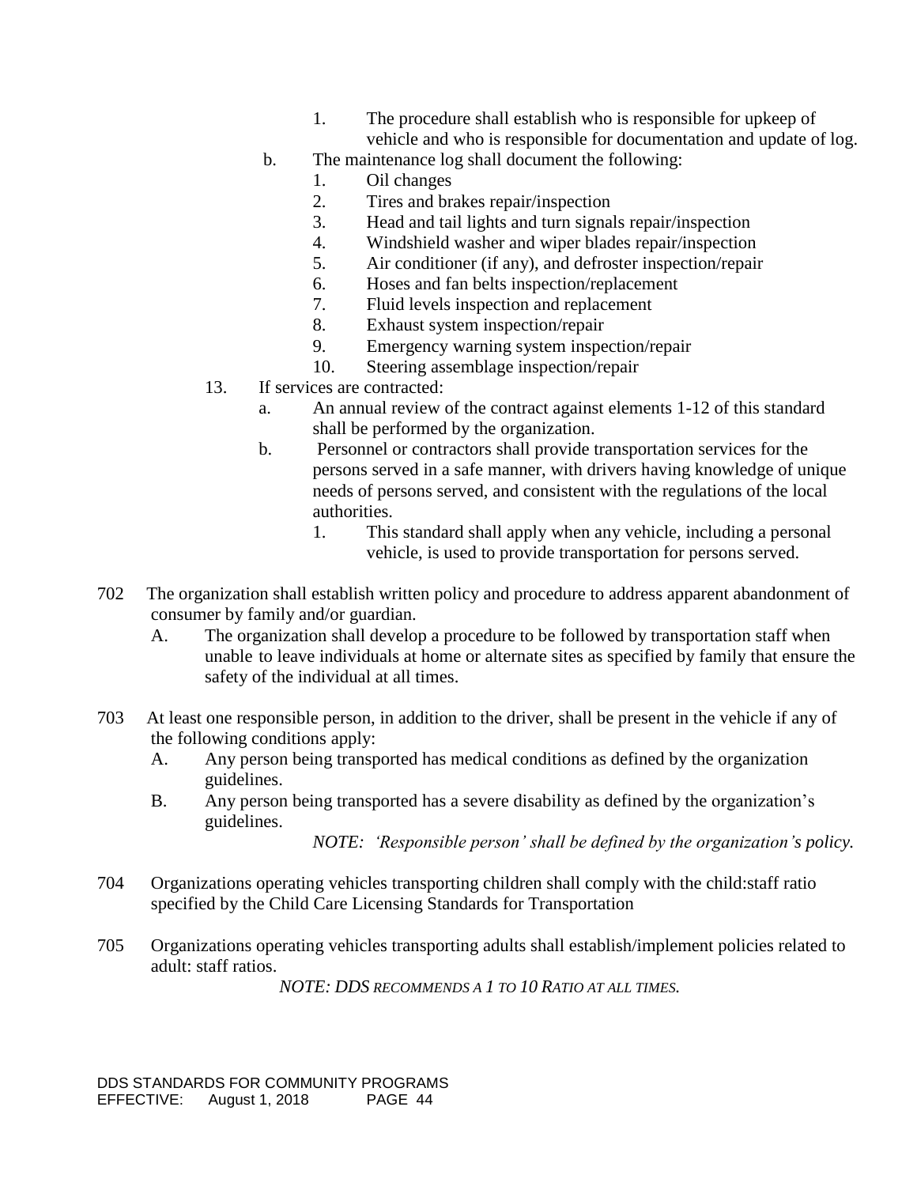1. The procedure shall establish who is responsible for upkeep of vehicle and who is responsible for documentation and update of log.

b. The maintenance log shall document the following:

1. Oil changes
2. Tires and brakes repair/inspection
3. Head and tail lights and turn signals repair/inspection
4. Windshield washer and wiper blades repair/inspection
5. Air conditioner (if any), and defroster inspection/repair
6. Hoses and fan belts inspection/replacement
7. Fluid levels inspection and replacement
8. Exhaust system inspection/repair
9. Emergency warning system inspection/repair
10. Steering assemblage inspection/repair

13. If services are contracted:

a. An annual review of the contract against elements 1-12 of this standard shall be performed by the organization.

b. Personnel or contractors shall provide transportation services for the persons served in a safe manner, with drivers having knowledge of unique needs of persons served, and consistent with the regulations of the local authorities.

1. This standard shall apply when any vehicle, including a personal vehicle, is used to provide transportation for persons served.

702 The organization shall establish written policy and procedure to address apparent abandonment of consumer by family and/or guardian.

A. The organization shall develop a procedure to be followed by transportation staff when unable to leave individuals at home or alternate sites as specified by family that ensure the safety of the individual at all times.

703 At least one responsible person, in addition to the driver, shall be present in the vehicle if any of the following conditions apply:

A. Any person being transported has medical conditions as defined by the organization guidelines.

B. Any person being transported has a severe disability as defined by the organization's guidelines.

*NOTE: 'Responsible person' shall be defined by the organization's policy.*

704 Organizations operating vehicles transporting children shall comply with the child:staff ratio specified by the Child Care Licensing Standards for Transportation

705 Organizations operating vehicles transporting adults shall establish/implement policies related to adult: staff ratios.

*NOTE: DDS RECOMMENDS A 1 TO 10 RATIO AT ALL TIMES.*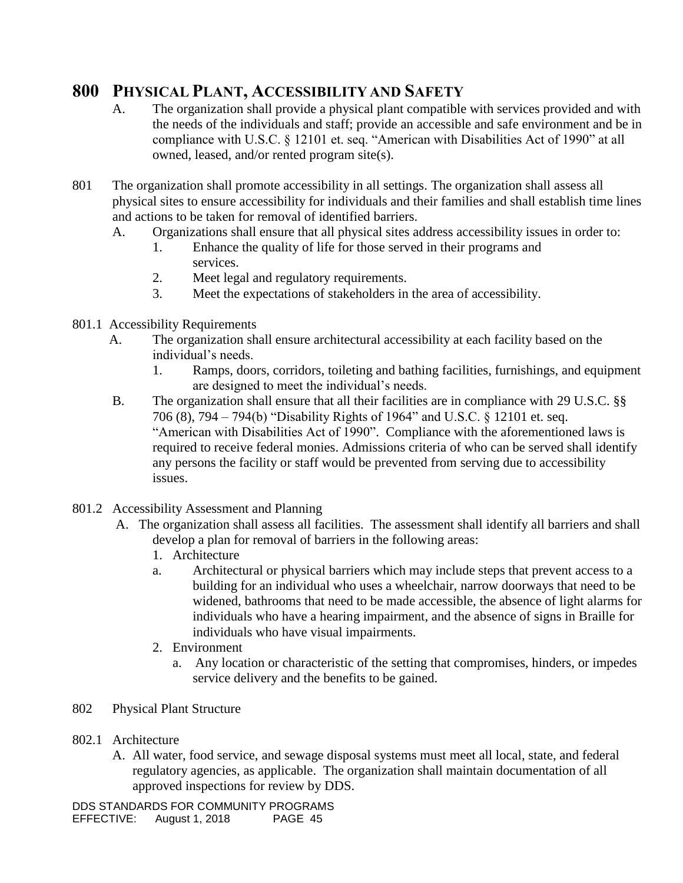# 800 PHYSICAL PLANT, ACCESSIBILITY AND SAFETY

A. The organization shall provide a physical plant compatible with services provided and with the needs of the individuals and staff; provide an accessible and safe environment and be in compliance with U.S.C. § 12101 et. seq. "American with Disabilities Act of 1990" at all owned, leased, and/or rented program site(s).

801 The organization shall promote accessibility in all settings. The organization shall assess all physical sites to ensure accessibility for individuals and their families and shall establish time lines and actions to be taken for removal of identified barriers.

A. Organizations shall ensure that all physical sites address accessibility issues in order to:
   1. Enhance the quality of life for those served in their programs and services.
   2. Meet legal and regulatory requirements.
   3. Meet the expectations of stakeholders in the area of accessibility.

801.1 Accessibility Requirements

A. The organization shall ensure architectural accessibility at each facility based on the individual's needs.
   1. Ramps, doors, corridors, toileting and bathing facilities, furnishings, and equipment are designed to meet the individual's needs.

B. The organization shall ensure that all their facilities are in compliance with 29 U.S.C. §§ 706 (8), 794 – 794(b) "Disability Rights of 1964" and U.S.C. § 12101 et. seq. "American with Disabilities Act of 1990". Compliance with the aforementioned laws is required to receive federal monies. Admissions criteria of who can be served shall identify any persons the facility or staff would be prevented from serving due to accessibility issues.

801.2 Accessibility Assessment and Planning

A. The organization shall assess all facilities. The assessment shall identify all barriers and shall develop a plan for removal of barriers in the following areas:
   1. Architecture
      a. Architectural or physical barriers which may include steps that prevent access to a building for an individual who uses a wheelchair, narrow doorways that need to be widened, bathrooms that need to be made accessible, the absence of light alarms for individuals who have a hearing impairment, and the absence of signs in Braille for individuals who have visual impairments.
   2. Environment
      a. Any location or characteristic of the setting that compromises, hinders, or impedes service delivery and the benefits to be gained.

802 Physical Plant Structure

802.1 Architecture

A. All water, food service, and sewage disposal systems must meet all local, state, and federal regulatory agencies, as applicable. The organization shall maintain documentation of all approved inspections for review by DDS.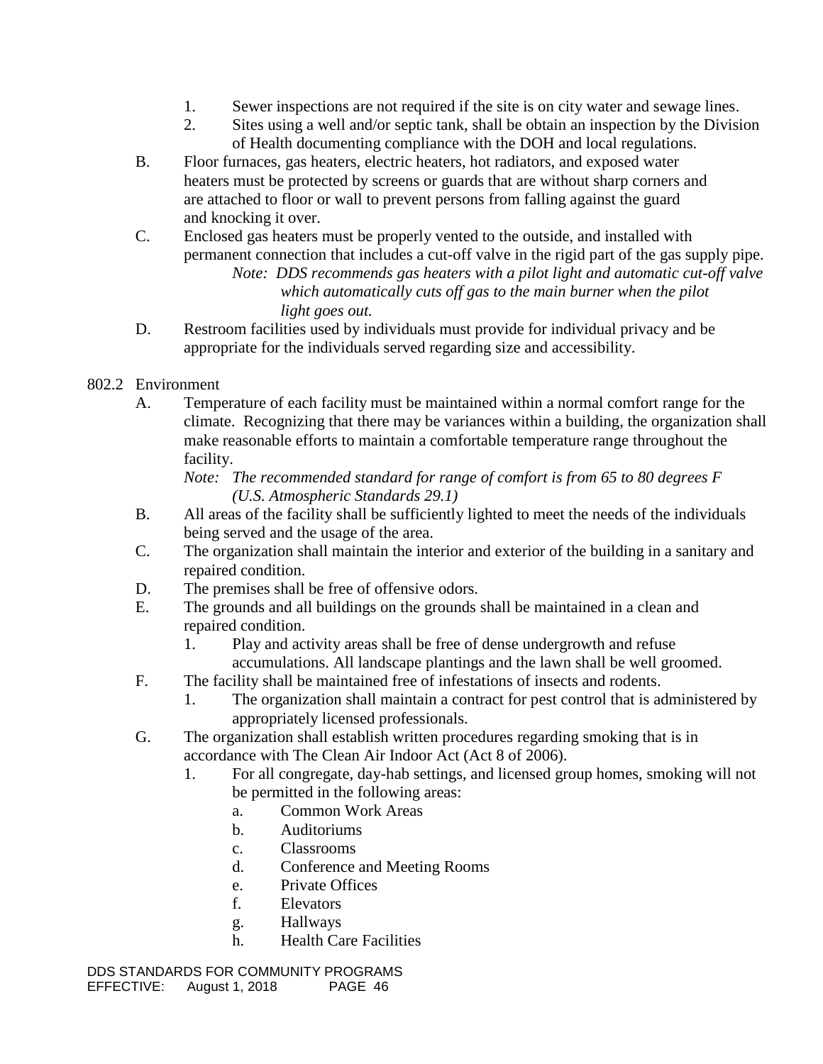1. Sewer inspections are not required if the site is on city water and sewage lines.
2. Sites using a well and/or septic tank, shall be obtain an inspection by the Division of Health documenting compliance with the DOH and local regulations.

B. Floor furnaces, gas heaters, electric heaters, hot radiators, and exposed water heaters must be protected by screens or guards that are without sharp corners and are attached to floor or wall to prevent persons from falling against the guard and knocking it over.

C. Enclosed gas heaters must be properly vented to the outside, and installed with permanent connection that includes a cut-off valve in the rigid part of the gas supply pipe.

*Note: DDS recommends gas heaters with a pilot light and automatic cut-off valve which automatically cuts off gas to the main burner when the pilot light goes out.*

D. Restroom facilities used by individuals must provide for individual privacy and be appropriate for the individuals served regarding size and accessibility.

802.2 Environment

A. Temperature of each facility must be maintained within a normal comfort range for the climate. Recognizing that there may be variances within a building, the organization shall make reasonable efforts to maintain a comfortable temperature range throughout the facility.

*Note: The recommended standard for range of comfort is from 65 to 80 degrees F (U.S. Atmospheric Standards 29.1)*

B. All areas of the facility shall be sufficiently lighted to meet the needs of the individuals being served and the usage of the area.

C. The organization shall maintain the interior and exterior of the building in a sanitary and repaired condition.

D. The premises shall be free of offensive odors.

E. The grounds and all buildings on the grounds shall be maintained in a clean and repaired condition.

1. Play and activity areas shall be free of dense undergrowth and refuse accumulations. All landscape plantings and the lawn shall be well groomed.

F. The facility shall be maintained free of infestations of insects and rodents.

1. The organization shall maintain a contract for pest control that is administered by appropriately licensed professionals.

G. The organization shall establish written procedures regarding smoking that is in accordance with The Clean Air Indoor Act (Act 8 of 2006).

1. For all congregate, day-hab settings, and licensed group homes, smoking will not be permitted in the following areas:
   a. Common Work Areas
   b. Auditoriums
   c. Classrooms
   d. Conference and Meeting Rooms
   e. Private Offices
   f. Elevators
   g. Hallways
   h. Health Care Facilities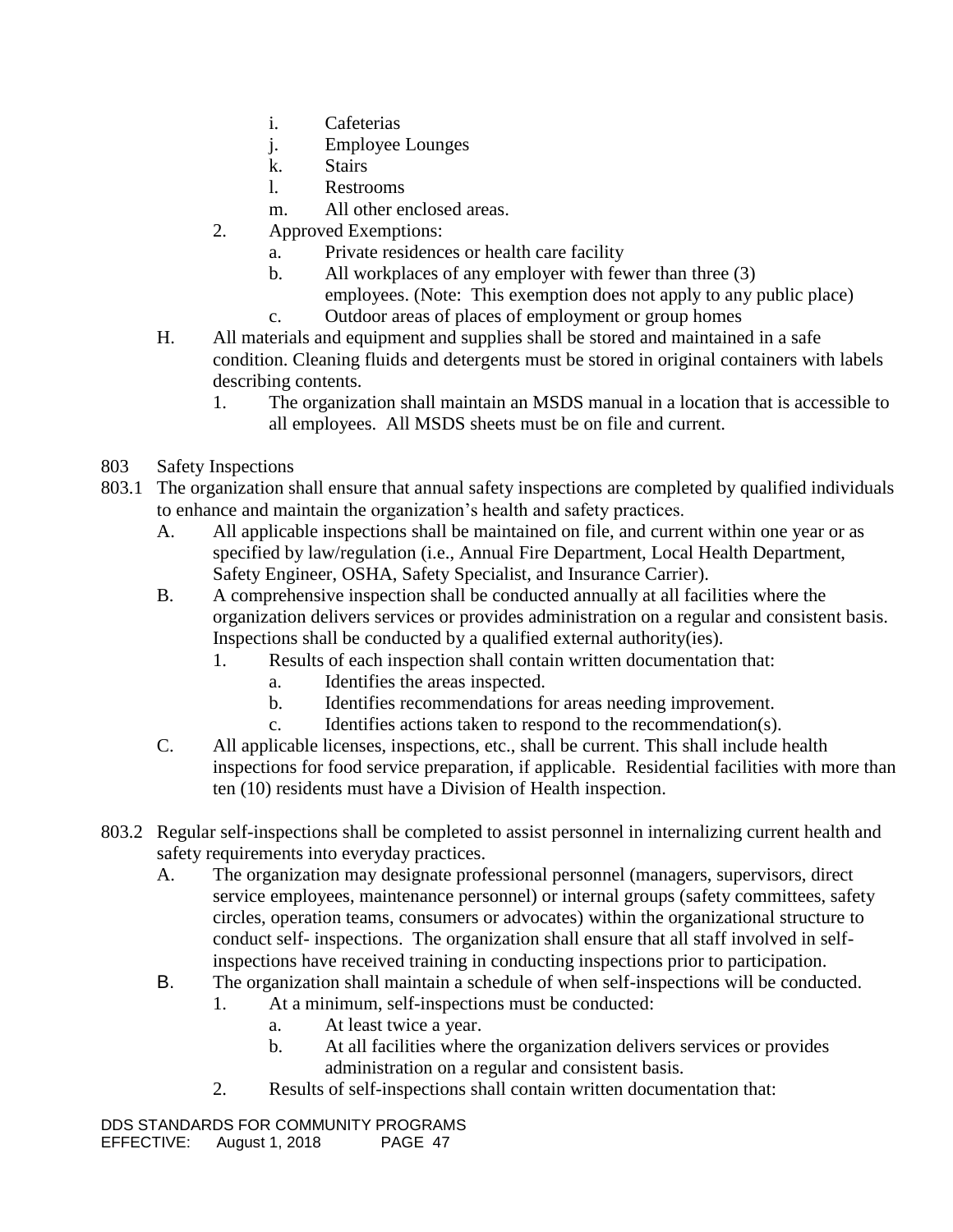i. Cafeterias
j. Employee Lounges
k. Stairs
l. Restrooms
m. All other enclosed areas.

2. Approved Exemptions:
   a. Private residences or health care facility
   b. All workplaces of any employer with fewer than three (3) employees. (Note: This exemption does not apply to any public place)
   c. Outdoor areas of places of employment or group homes

H. All materials and equipment and supplies shall be stored and maintained in a safe condition. Cleaning fluids and detergents must be stored in original containers with labels describing contents.
   1. The organization shall maintain an MSDS manual in a location that is accessible to all employees. All MSDS sheets must be on file and current.

803 Safety Inspections

803.1 The organization shall ensure that annual safety inspections are completed by qualified individuals to enhance and maintain the organization's health and safety practices.

A. All applicable inspections shall be maintained on file, and current within one year or as specified by law/regulation (i.e., Annual Fire Department, Local Health Department, Safety Engineer, OSHA, Safety Specialist, and Insurance Carrier).

B. A comprehensive inspection shall be conducted annually at all facilities where the organization delivers services or provides administration on a regular and consistent basis. Inspections shall be conducted by a qualified external authority(ies).
   1. Results of each inspection shall contain written documentation that:
      a. Identifies the areas inspected.
      b. Identifies recommendations for areas needing improvement.
      c. Identifies actions taken to respond to the recommendation(s).

C. All applicable licenses, inspections, etc., shall be current. This shall include health inspections for food service preparation, if applicable. Residential facilities with more than ten (10) residents must have a Division of Health inspection.

803.2 Regular self-inspections shall be completed to assist personnel in internalizing current health and safety requirements into everyday practices.

A. The organization may designate professional personnel (managers, supervisors, direct service employees, maintenance personnel) or internal groups (safety committees, safety circles, operation teams, consumers or advocates) within the organizational structure to conduct self- inspections. The organization shall ensure that all staff involved in self-inspections have received training in conducting inspections prior to participation.

B. The organization shall maintain a schedule of when self-inspections will be conducted.
   1. At a minimum, self-inspections must be conducted:
      a. At least twice a year.
      b. At all facilities where the organization delivers services or provides administration on a regular and consistent basis.
   2. Results of self-inspections shall contain written documentation that: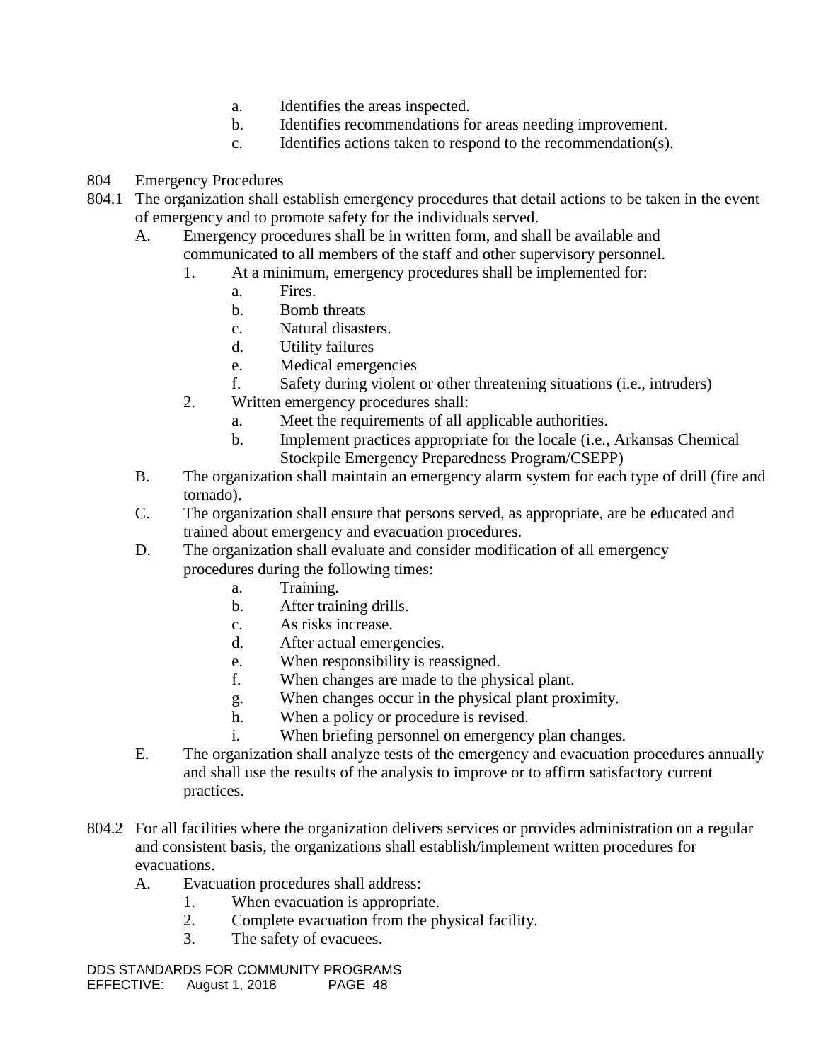a. Identifies the areas inspected.
b. Identifies recommendations for areas needing improvement.
c. Identifies actions taken to respond to the recommendation(s).

804 Emergency Procedures

804.1 The organization shall establish emergency procedures that detail actions to be taken in the event of emergency and to promote safety for the individuals served.

- A. Emergency procedures shall be in written form, and shall be available and communicated to all members of the staff and other supervisory personnel.
  - 1. At a minimum, emergency procedures shall be implemented for:
    - a. Fires.
    - b. Bomb threats
    - c. Natural disasters.
    - d. Utility failures
    - e. Medical emergencies
    - f. Safety during violent or other threatening situations (i.e., intruders)
  - 2. Written emergency procedures shall:
    - a. Meet the requirements of all applicable authorities.
    - b. Implement practices appropriate for the locale (i.e., Arkansas Chemical Stockpile Emergency Preparedness Program/CSEPP)
- B. The organization shall maintain an emergency alarm system for each type of drill (fire and tornado).
- C. The organization shall ensure that persons served, as appropriate, are be educated and trained about emergency and evacuation procedures.
- D. The organization shall evaluate and consider modification of all emergency procedures during the following times:
    - a. Training.
    - b. After training drills.
    - c. As risks increase.
    - d. After actual emergencies.
    - e. When responsibility is reassigned.
    - f. When changes are made to the physical plant.
    - g. When changes occur in the physical plant proximity.
    - h. When a policy or procedure is revised.
    - i. When briefing personnel on emergency plan changes.
- E. The organization shall analyze tests of the emergency and evacuation procedures annually and shall use the results of the analysis to improve or to affirm satisfactory current practices.

804.2 For all facilities where the organization delivers services or provides administration on a regular and consistent basis, the organizations shall establish/implement written procedures for evacuations.

- A. Evacuation procedures shall address:
  - 1. When evacuation is appropriate.
  - 2. Complete evacuation from the physical facility.
  - 3. The safety of evacuees.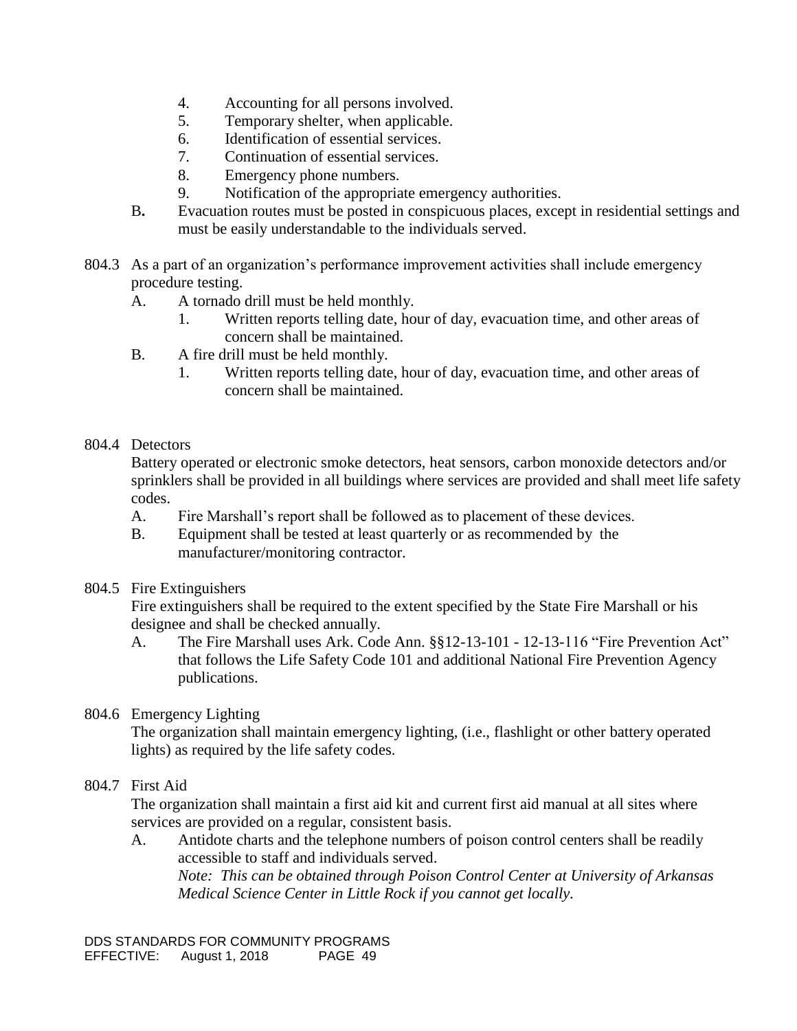4. Accounting for all persons involved.
5. Temporary shelter, when applicable.
6. Identification of essential services.
7. Continuation of essential services.
8. Emergency phone numbers.
9. Notification of the appropriate emergency authorities.

B. Evacuation routes must be posted in conspicuous places, except in residential settings and must be easily understandable to the individuals served.

804.3 As a part of an organization's performance improvement activities shall include emergency procedure testing.

A. A tornado drill must be held monthly.
   1. Written reports telling date, hour of day, evacuation time, and other areas of concern shall be maintained.

B. A fire drill must be held monthly.
   1. Written reports telling date, hour of day, evacuation time, and other areas of concern shall be maintained.

804.4 Detectors

Battery operated or electronic smoke detectors, heat sensors, carbon monoxide detectors and/or sprinklers shall be provided in all buildings where services are provided and shall meet life safety codes.

A. Fire Marshall's report shall be followed as to placement of these devices.

B. Equipment shall be tested at least quarterly or as recommended by the manufacturer/monitoring contractor.

804.5 Fire Extinguishers

Fire extinguishers shall be required to the extent specified by the State Fire Marshall or his designee and shall be checked annually.

A. The Fire Marshall uses Ark. Code Ann. §§12-13-101 - 12-13-116 "Fire Prevention Act" that follows the Life Safety Code 101 and additional National Fire Prevention Agency publications.

804.6 Emergency Lighting

The organization shall maintain emergency lighting, (i.e., flashlight or other battery operated lights) as required by the life safety codes.

804.7 First Aid

The organization shall maintain a first aid kit and current first aid manual at all sites where services are provided on a regular, consistent basis.

A. Antidote charts and the telephone numbers of poison control centers shall be readily accessible to staff and individuals served.

   *Note: This can be obtained through Poison Control Center at University of Arkansas Medical Science Center in Little Rock if you cannot get locally.*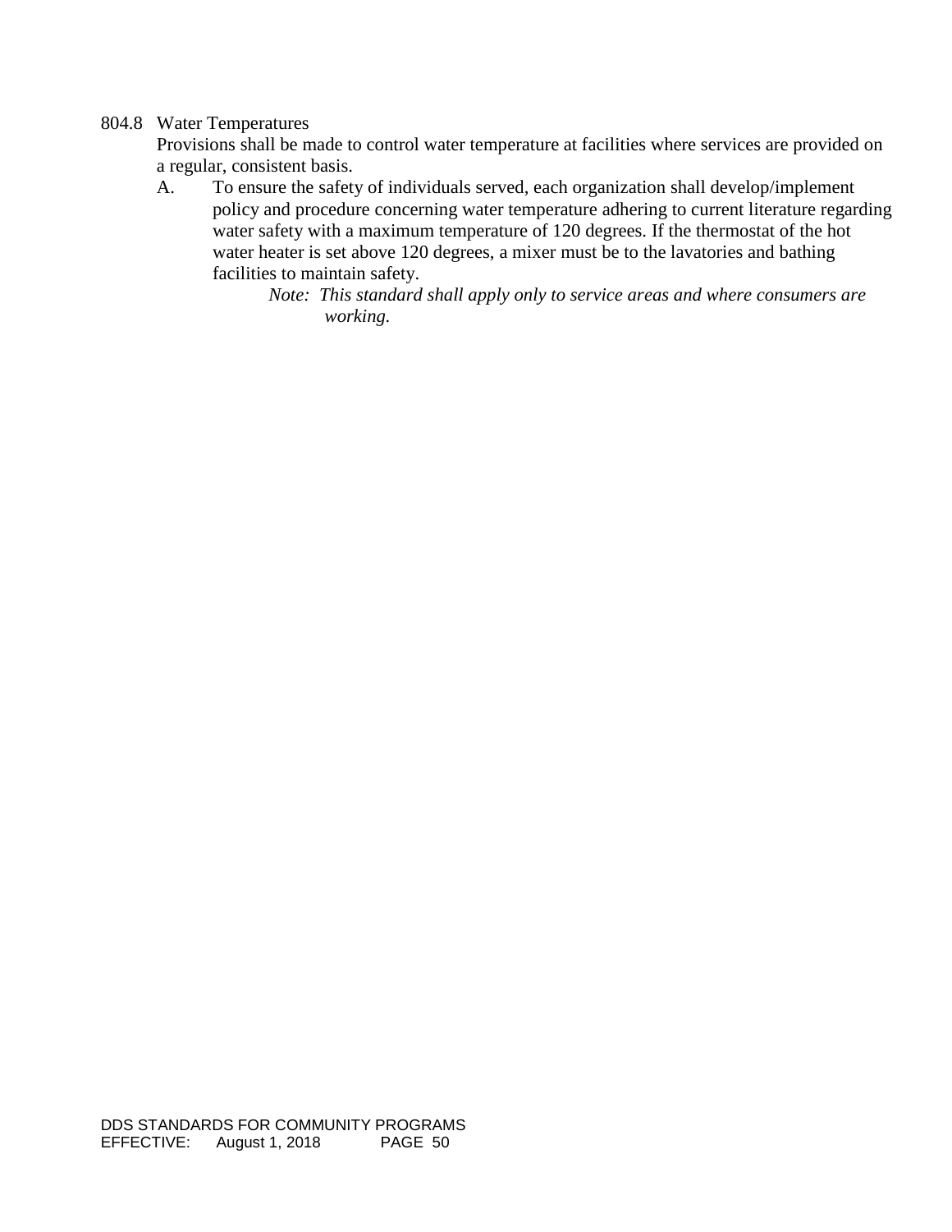804.8 Water Temperatures

Provisions shall be made to control water temperature at facilities where services are provided on a regular, consistent basis.

A. To ensure the safety of individuals served, each organization shall develop/implement policy and procedure concerning water temperature adhering to current literature regarding water safety with a maximum temperature of 120 degrees. If the thermostat of the hot water heater is set above 120 degrees, a mixer must be to the lavatories and bathing facilities to maintain safety.

*Note: This standard shall apply only to service areas and where consumers are working.*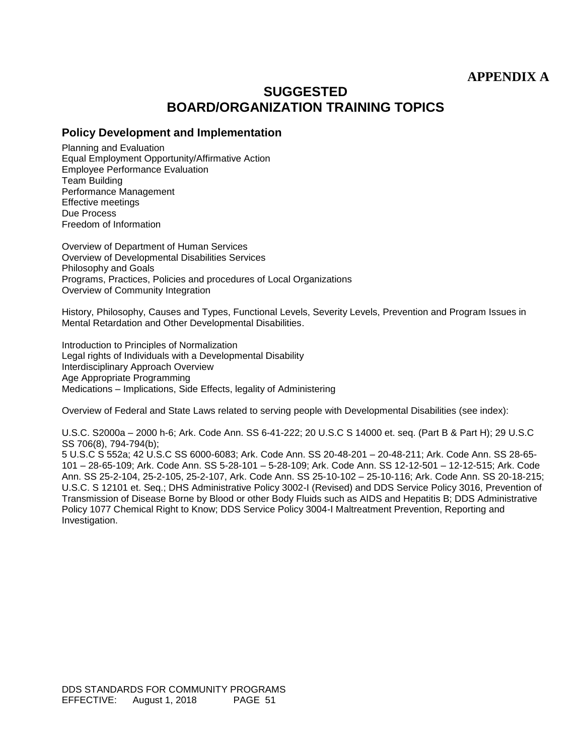**APPENDIX A**

# SUGGESTED BOARD/ORGANIZATION TRAINING TOPICS

## Policy Development and Implementation

Planning and Evaluation
Equal Employment Opportunity/Affirmative Action
Employee Performance Evaluation
Team Building
Performance Management
Effective meetings
Due Process
Freedom of Information

Overview of Department of Human Services
Overview of Developmental Disabilities Services
Philosophy and Goals
Programs, Practices, Policies and procedures of Local Organizations
Overview of Community Integration

History, Philosophy, Causes and Types, Functional Levels, Severity Levels, Prevention and Program Issues in Mental Retardation and Other Developmental Disabilities.

Introduction to Principles of Normalization
Legal rights of Individuals with a Developmental Disability
Interdisciplinary Approach Overview
Age Appropriate Programming
Medications – Implications, Side Effects, legality of Administering

Overview of Federal and State Laws related to serving people with Developmental Disabilities (see index):

U.S.C. S2000a – 2000 h-6; Ark. Code Ann. SS 6-41-222; 20 U.S.C S 14000 et. seq. (Part B & Part H); 29 U.S.C SS 706(8), 794-794(b);
5 U.S.C S 552a; 42 U.S.C SS 6000-6083; Ark. Code Ann. SS 20-48-201 – 20-48-211; Ark. Code Ann. SS 28-65-101 – 28-65-109; Ark. Code Ann. SS 5-28-101 – 5-28-109; Ark. Code Ann. SS 12-12-501 – 12-12-515; Ark. Code Ann. SS 25-2-104, 25-2-105, 25-2-107, Ark. Code Ann. SS 25-10-102 – 25-10-116; Ark. Code Ann. SS 20-18-215; U.S.C. S 12101 et. Seq.; DHS Administrative Policy 3002-I (Revised) and DDS Service Policy 3016, Prevention of Transmission of Disease Borne by Blood or other Body Fluids such as AIDS and Hepatitis B; DDS Administrative Policy 1077 Chemical Right to Know; DDS Service Policy 3004-I Maltreatment Prevention, Reporting and Investigation.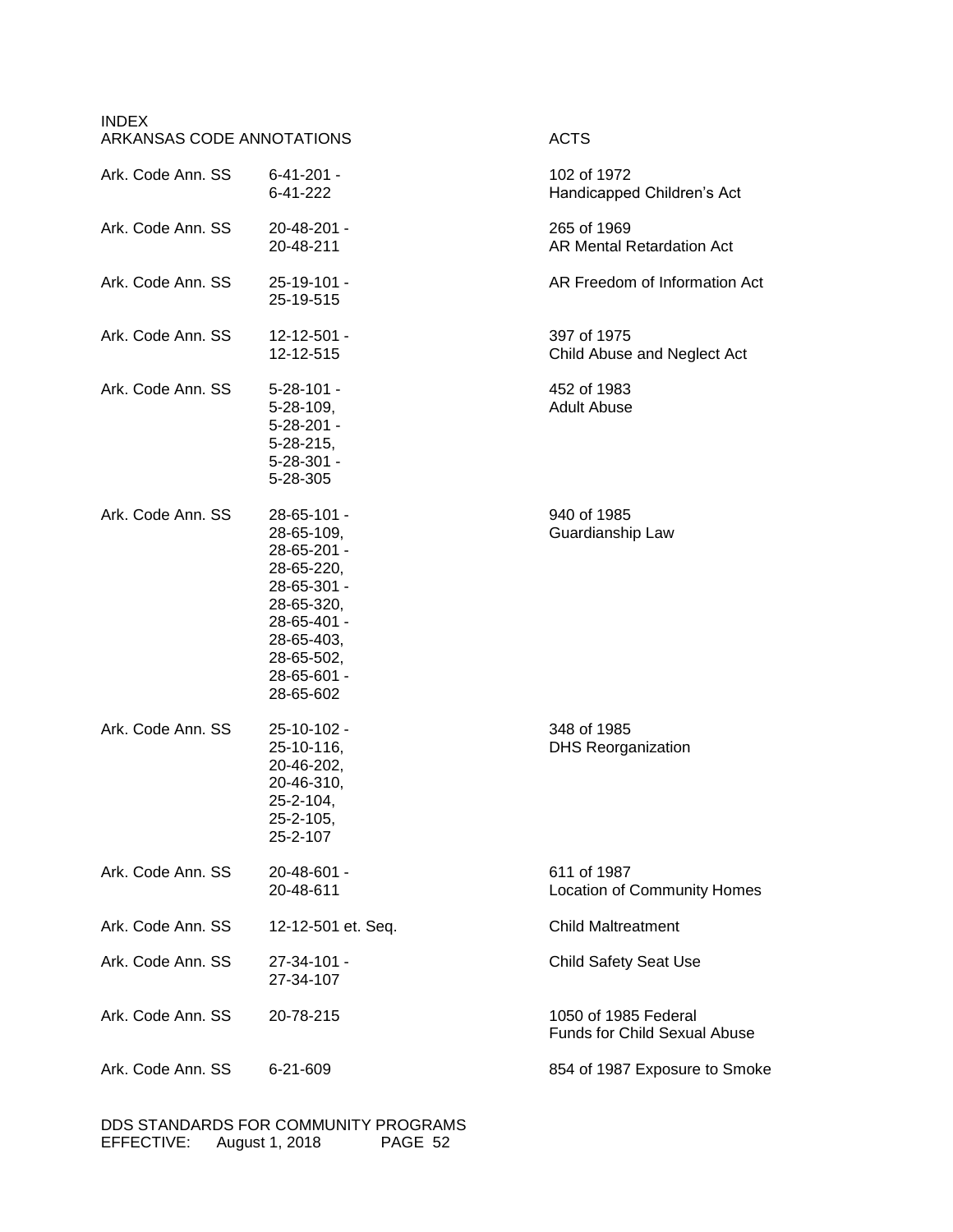INDEX

| ARKANSAS CODE ANNOTATIONS | | ACTS |
|---|---|---|
| Ark. Code Ann. SS | 6-41-201 - 6-41-222 | 102 of 1972 Handicapped Children's Act |
| Ark. Code Ann. SS | 20-48-201 - 20-48-211 | 265 of 1969 AR Mental Retardation Act |
| Ark. Code Ann. SS | 25-19-101 - 25-19-515 | AR Freedom of Information Act |
| Ark. Code Ann. SS | 12-12-501 - 12-12-515 | 397 of 1975 Child Abuse and Neglect Act |
| Ark. Code Ann. SS | 5-28-101 - 5-28-109, 5-28-201 - 5-28-215, 5-28-301 - 5-28-305 | 452 of 1983 Adult Abuse |
| Ark. Code Ann. SS | 28-65-101 - 28-65-109, 28-65-201 - 28-65-220, 28-65-301 - 28-65-320, 28-65-401 - 28-65-403, 28-65-502, 28-65-601 - 28-65-602 | 940 of 1985 Guardianship Law |
| Ark. Code Ann. SS | 25-10-102 - 25-10-116, 20-46-202, 20-46-310, 25-2-104, 25-2-105, 25-2-107 | 348 of 1985 DHS Reorganization |
| Ark. Code Ann. SS | 20-48-601 - 20-48-611 | 611 of 1987 Location of Community Homes |
| Ark. Code Ann. SS | 12-12-501 et. Seq. | Child Maltreatment |
| Ark. Code Ann. SS | 27-34-101 - 27-34-107 | Child Safety Seat Use |
| Ark. Code Ann. SS | 20-78-215 | 1050 of 1985 Federal Funds for Child Sexual Abuse |
| Ark. Code Ann. SS | 6-21-609 | 854 of 1987 Exposure to Smoke |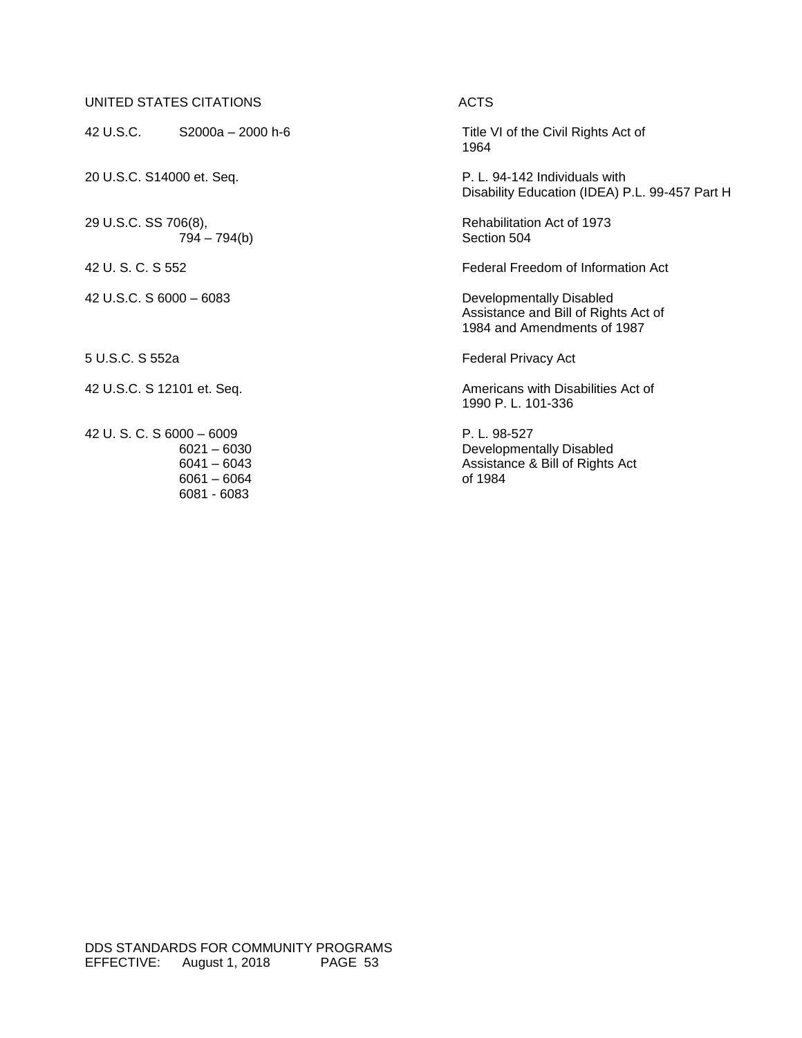| UNITED STATES CITATIONS | ACTS |
|---|---|
| 42 U.S.C. S2000a – 2000 h-6 | Title VI of the Civil Rights Act of 1964 |
| 20 U.S.C. S14000 et. Seq. | P. L. 94-142 Individuals with Disability Education (IDEA) P.L. 99-457 Part H |
| 29 U.S.C. SS 706(8), 794 – 794(b) | Rehabilitation Act of 1973 Section 504 |
| 42 U. S. C. S 552 | Federal Freedom of Information Act |
| 42 U.S.C. S 6000 – 6083 | Developmentally Disabled Assistance and Bill of Rights Act of 1984 and Amendments of 1987 |
| 5 U.S.C. S 552a | Federal Privacy Act |
| 42 U.S.C. S 12101 et. Seq. | Americans with Disabilities Act of 1990 P. L. 101-336 |
| 42 U. S. C. S 6000 – 6009<br>6021 – 6030<br>6041 – 6043<br>6061 – 6064<br>6081 - 6083 | P. L. 98-527<br>Developmentally Disabled Assistance & Bill of Rights Act of 1984 |

DDS STANDARDS FOR COMMUNITY PROGRAMS
EFFECTIVE: August 1, 2018